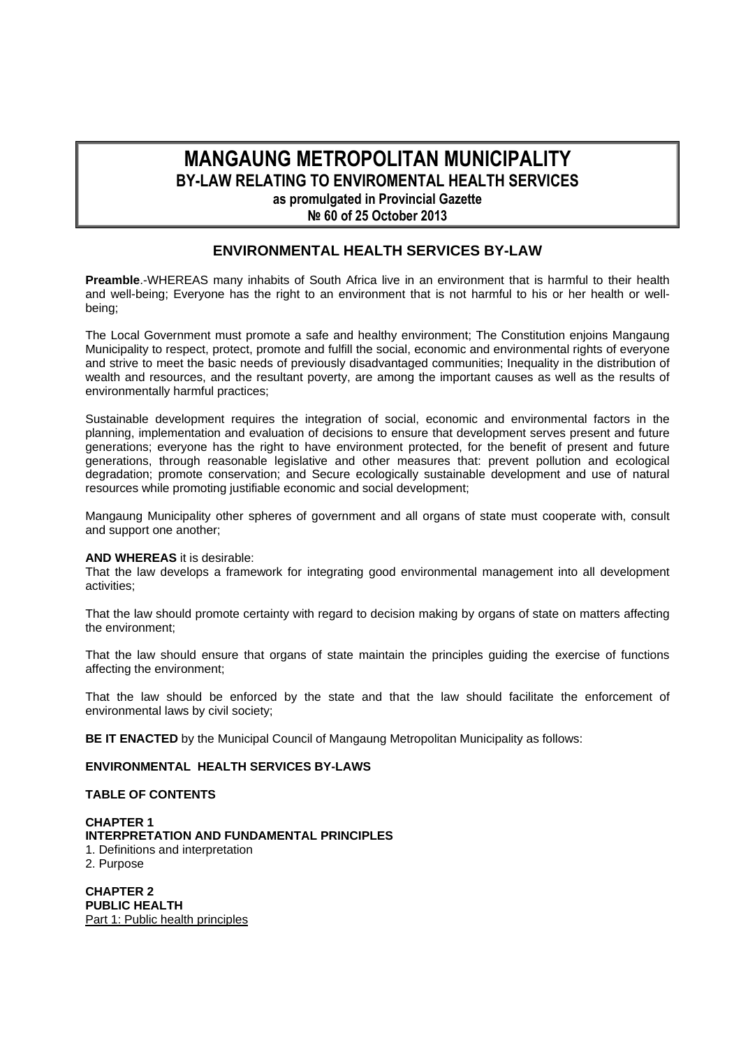# MANGAUNG METROPOLITAN MUNICIPALITY
## BY-LAW RELATING TO ENVIROMENTAL HEALTH SERVICES
**as promulgated in Provincial Gazette**
**№ 60 of 25 October 2013**

## ENVIRONMENTAL HEALTH SERVICES BY-LAW

**Preamble**.-WHEREAS many inhabits of South Africa live in an environment that is harmful to their health and well-being; Everyone has the right to an environment that is not harmful to his or her health or well-being;

The Local Government must promote a safe and healthy environment; The Constitution enjoins Mangaung Municipality to respect, protect, promote and fulfill the social, economic and environmental rights of everyone and strive to meet the basic needs of previously disadvantaged communities; Inequality in the distribution of wealth and resources, and the resultant poverty, are among the important causes as well as the results of environmentally harmful practices;

Sustainable development requires the integration of social, economic and environmental factors in the planning, implementation and evaluation of decisions to ensure that development serves present and future generations; everyone has the right to have environment protected, for the benefit of present and future generations, through reasonable legislative and other measures that: prevent pollution and ecological degradation; promote conservation; and Secure ecologically sustainable development and use of natural resources while promoting justifiable economic and social development;

Mangaung Municipality other spheres of government and all organs of state must cooperate with, consult and support one another;

**AND WHEREAS** it is desirable:
That the law develops a framework for integrating good environmental management into all development activities;

That the law should promote certainty with regard to decision making by organs of state on matters affecting the environment;

That the law should ensure that organs of state maintain the principles guiding the exercise of functions affecting the environment;

That the law should be enforced by the state and that the law should facilitate the enforcement of environmental laws by civil society;

**BE IT ENACTED** by the Municipal Council of Mangaung Metropolitan Municipality as follows:

**ENVIRONMENTAL HEALTH SERVICES BY-LAWS**

**TABLE OF CONTENTS**

**CHAPTER 1**
**INTERPRETATION AND FUNDAMENTAL PRINCIPLES**
1. Definitions and interpretation
2. Purpose

**CHAPTER 2**
**PUBLIC HEALTH**
Part 1: Public health principles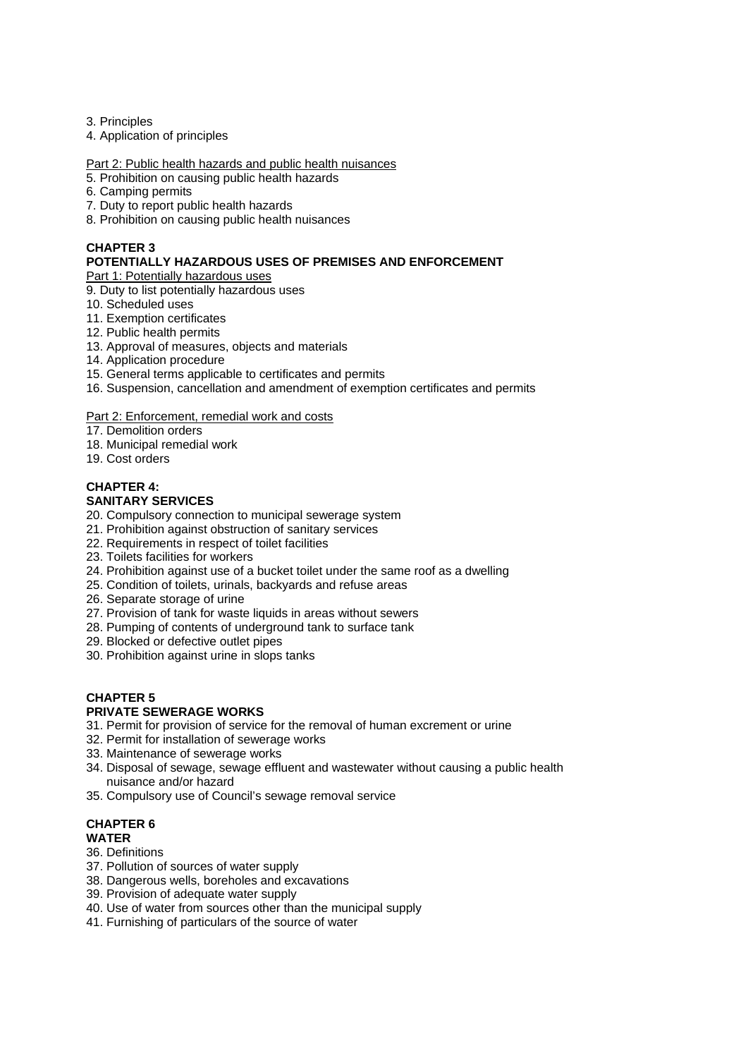3. Principles
4. Application of principles

Part 2: Public health hazards and public health nuisances

5. Prohibition on causing public health hazards
6. Camping permits
7. Duty to report public health hazards
8. Prohibition on causing public health nuisances

**CHAPTER 3**
**POTENTIALLY HAZARDOUS USES OF PREMISES AND ENFORCEMENT**

Part 1: Potentially hazardous uses

9. Duty to list potentially hazardous uses
10. Scheduled uses
11. Exemption certificates
12. Public health permits
13. Approval of measures, objects and materials
14. Application procedure
15. General terms applicable to certificates and permits
16. Suspension, cancellation and amendment of exemption certificates and permits

Part 2: Enforcement, remedial work and costs

17. Demolition orders
18. Municipal remedial work
19. Cost orders

**CHAPTER 4:**
**SANITARY SERVICES**

20. Compulsory connection to municipal sewerage system
21. Prohibition against obstruction of sanitary services
22. Requirements in respect of toilet facilities
23. Toilets facilities for workers
24. Prohibition against use of a bucket toilet under the same roof as a dwelling
25. Condition of toilets, urinals, backyards and refuse areas
26. Separate storage of urine
27. Provision of tank for waste liquids in areas without sewers
28. Pumping of contents of underground tank to surface tank
29. Blocked or defective outlet pipes
30. Prohibition against urine in slops tanks

**CHAPTER 5**
**PRIVATE SEWERAGE WORKS**

31. Permit for provision of service for the removal of human excrement or urine
32. Permit for installation of sewerage works
33. Maintenance of sewerage works
34. Disposal of sewage, sewage effluent and wastewater without causing a public health nuisance and/or hazard
35. Compulsory use of Council's sewage removal service

**CHAPTER 6**
**WATER**

36. Definitions
37. Pollution of sources of water supply
38. Dangerous wells, boreholes and excavations
39. Provision of adequate water supply
40. Use of water from sources other than the municipal supply
41. Furnishing of particulars of the source of water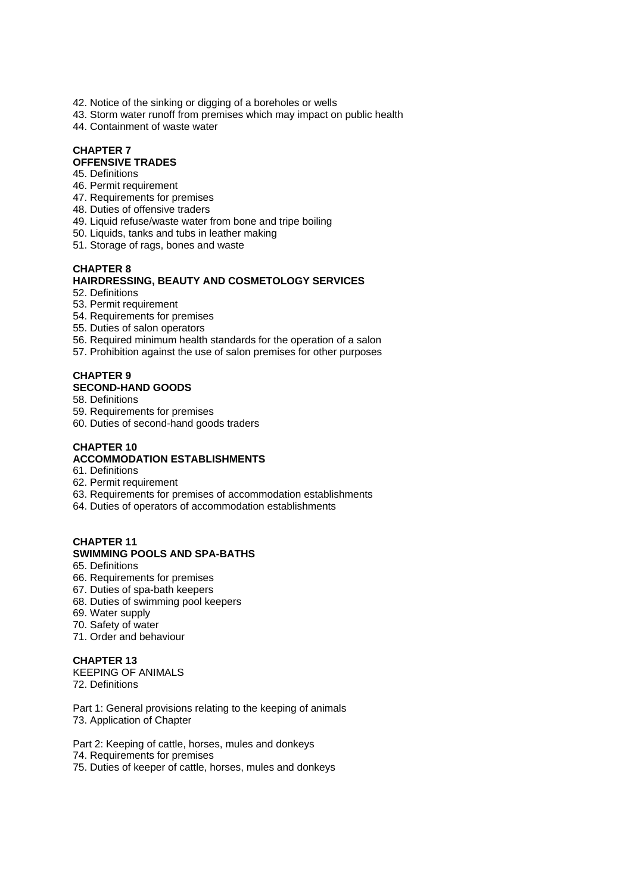42. Notice of the sinking or digging of a boreholes or wells
43. Storm water runoff from premises which may impact on public health
44. Containment of waste water

**CHAPTER 7**
**OFFENSIVE TRADES**

45. Definitions
46. Permit requirement
47. Requirements for premises
48. Duties of offensive traders
49. Liquid refuse/waste water from bone and tripe boiling
50. Liquids, tanks and tubs in leather making
51. Storage of rags, bones and waste

**CHAPTER 8**
**HAIRDRESSING, BEAUTY AND COSMETOLOGY SERVICES**

52. Definitions
53. Permit requirement
54. Requirements for premises
55. Duties of salon operators
56. Required minimum health standards for the operation of a salon
57. Prohibition against the use of salon premises for other purposes

**CHAPTER 9**
**SECOND-HAND GOODS**

58. Definitions
59. Requirements for premises
60. Duties of second-hand goods traders

**CHAPTER 10**
**ACCOMMODATION ESTABLISHMENTS**

61. Definitions
62. Permit requirement
63. Requirements for premises of accommodation establishments
64. Duties of operators of accommodation establishments

**CHAPTER 11**
**SWIMMING POOLS AND SPA-BATHS**

65. Definitions
66. Requirements for premises
67. Duties of spa-bath keepers
68. Duties of swimming pool keepers
69. Water supply
70. Safety of water
71. Order and behaviour

**CHAPTER 13**
KEEPING OF ANIMALS

72. Definitions

Part 1: General provisions relating to the keeping of animals

73. Application of Chapter

Part 2: Keeping of cattle, horses, mules and donkeys

74. Requirements for premises
75. Duties of keeper of cattle, horses, mules and donkeys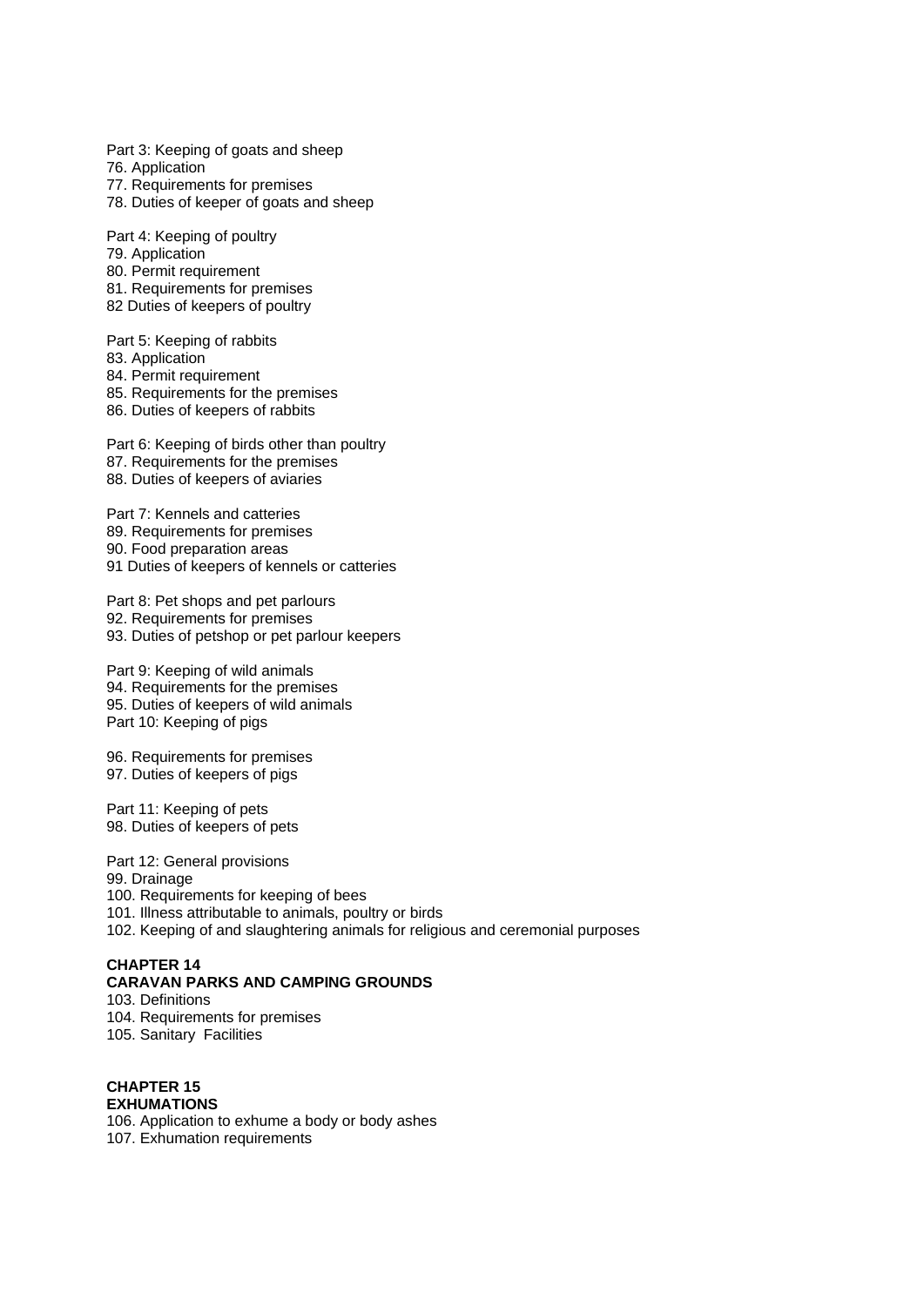Part 3: Keeping of goats and sheep
76. Application
77. Requirements for premises
78. Duties of keeper of goats and sheep

Part 4: Keeping of poultry
79. Application
80. Permit requirement
81. Requirements for premises
82 Duties of keepers of poultry

Part 5: Keeping of rabbits
83. Application
84. Permit requirement
85. Requirements for the premises
86. Duties of keepers of rabbits

Part 6: Keeping of birds other than poultry
87. Requirements for the premises
88. Duties of keepers of aviaries

Part 7: Kennels and catteries
89. Requirements for premises
90. Food preparation areas
91 Duties of keepers of kennels or catteries

Part 8: Pet shops and pet parlours
92. Requirements for premises
93. Duties of petshop or pet parlour keepers

Part 9: Keeping of wild animals
94. Requirements for the premises
95. Duties of keepers of wild animals
Part 10: Keeping of pigs

96. Requirements for premises
97. Duties of keepers of pigs

Part 11: Keeping of pets
98. Duties of keepers of pets

Part 12: General provisions
99. Drainage
100. Requirements for keeping of bees
101. Illness attributable to animals, poultry or birds
102. Keeping of and slaughtering animals for religious and ceremonial purposes

**CHAPTER 14**
**CARAVAN PARKS AND CAMPING GROUNDS**
103. Definitions
104. Requirements for premises
105. Sanitary Facilities

**CHAPTER 15**
**EXHUMATIONS**
106. Application to exhume a body or body ashes
107. Exhumation requirements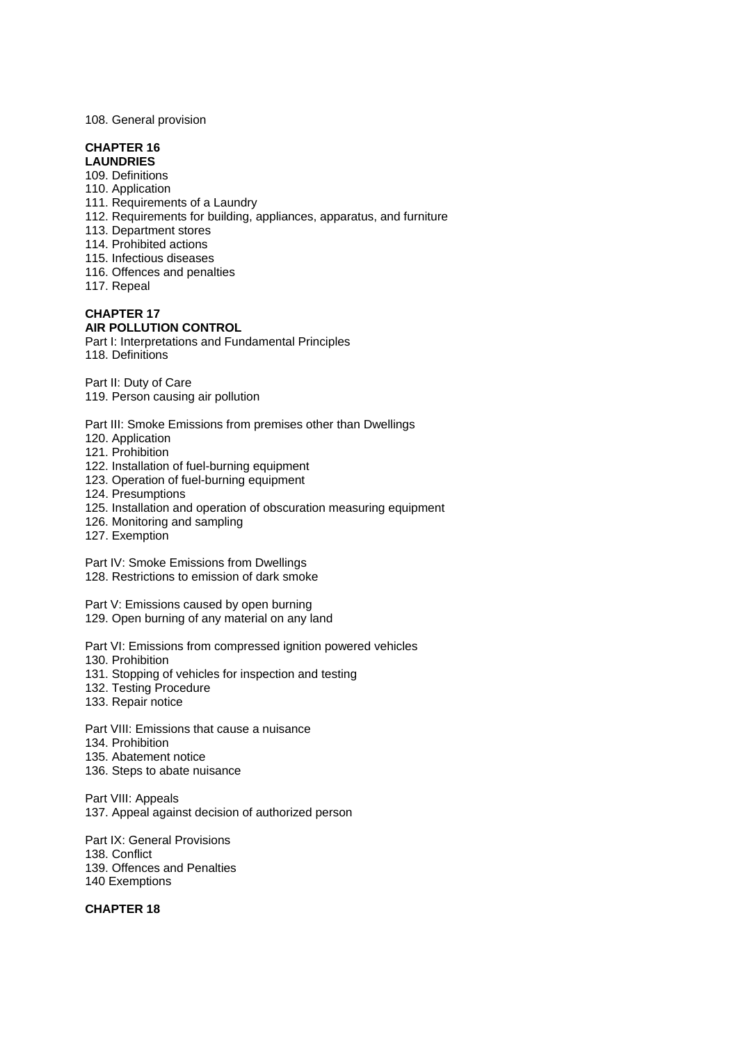108. General provision

**CHAPTER 16**
**LAUNDRIES**

109. Definitions
110. Application
111. Requirements of a Laundry
112. Requirements for building, appliances, apparatus, and furniture
113. Department stores
114. Prohibited actions
115. Infectious diseases
116. Offences and penalties
117. Repeal

**CHAPTER 17**
**AIR POLLUTION CONTROL**

Part I: Interpretations and Fundamental Principles
118. Definitions

Part II: Duty of Care
119. Person causing air pollution

Part III: Smoke Emissions from premises other than Dwellings
120. Application
121. Prohibition
122. Installation of fuel-burning equipment
123. Operation of fuel-burning equipment
124. Presumptions
125. Installation and operation of obscuration measuring equipment
126. Monitoring and sampling
127. Exemption

Part IV: Smoke Emissions from Dwellings
128. Restrictions to emission of dark smoke

Part V: Emissions caused by open burning
129. Open burning of any material on any land

Part VI: Emissions from compressed ignition powered vehicles
130. Prohibition
131. Stopping of vehicles for inspection and testing
132. Testing Procedure
133. Repair notice

Part VIII: Emissions that cause a nuisance
134. Prohibition
135. Abatement notice
136. Steps to abate nuisance

Part VIII: Appeals
137. Appeal against decision of authorized person

Part IX: General Provisions
138. Conflict
139. Offences and Penalties
140 Exemptions

**CHAPTER 18**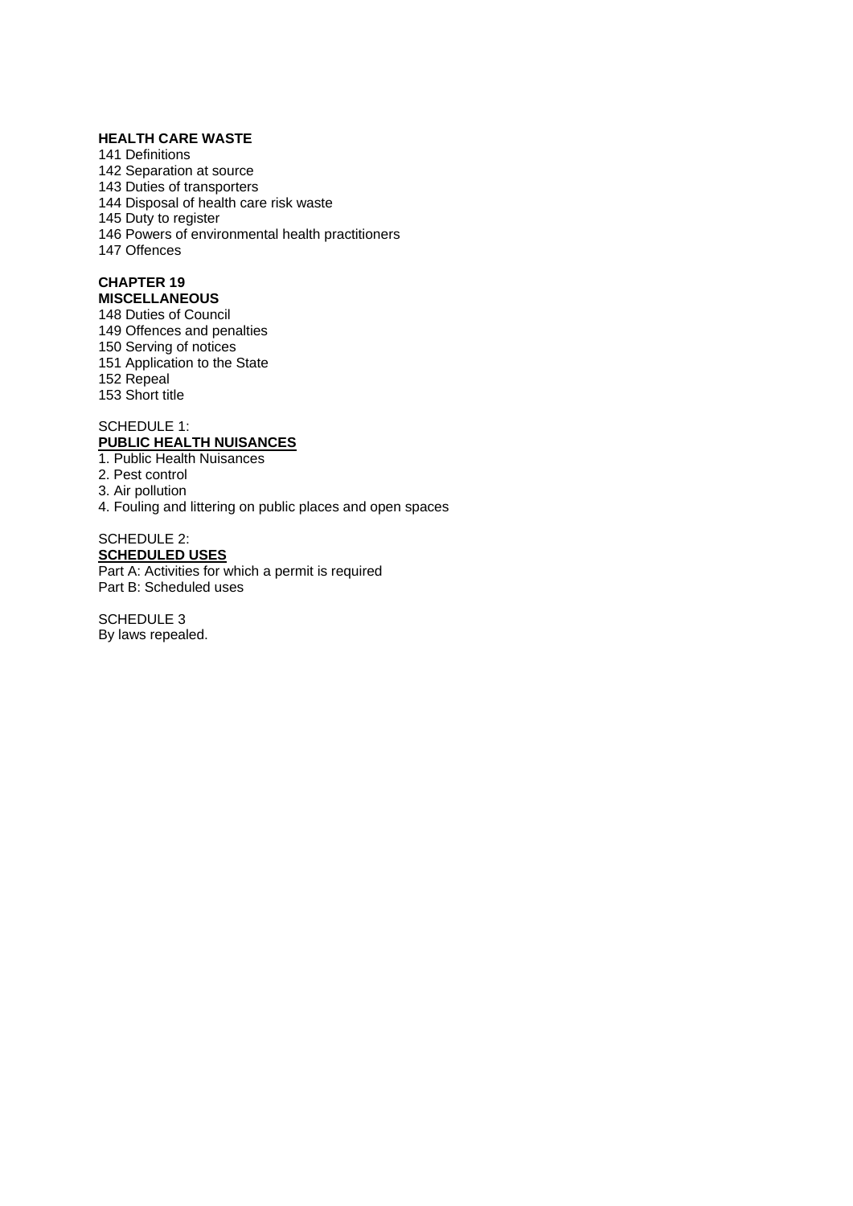**HEALTH CARE WASTE**

141 Definitions
142 Separation at source
143 Duties of transporters
144 Disposal of health care risk waste
145 Duty to register
146 Powers of environmental health practitioners
147 Offences

**CHAPTER 19**
**MISCELLANEOUS**

148 Duties of Council
149 Offences and penalties
150 Serving of notices
151 Application to the State
152 Repeal
153 Short title

SCHEDULE 1:
**PUBLIC HEALTH NUISANCES**

1. Public Health Nuisances
2. Pest control
3. Air pollution
4. Fouling and littering on public places and open spaces

SCHEDULE 2:
**SCHEDULED USES**

Part A: Activities for which a permit is required
Part B: Scheduled uses

SCHEDULE 3
By laws repealed.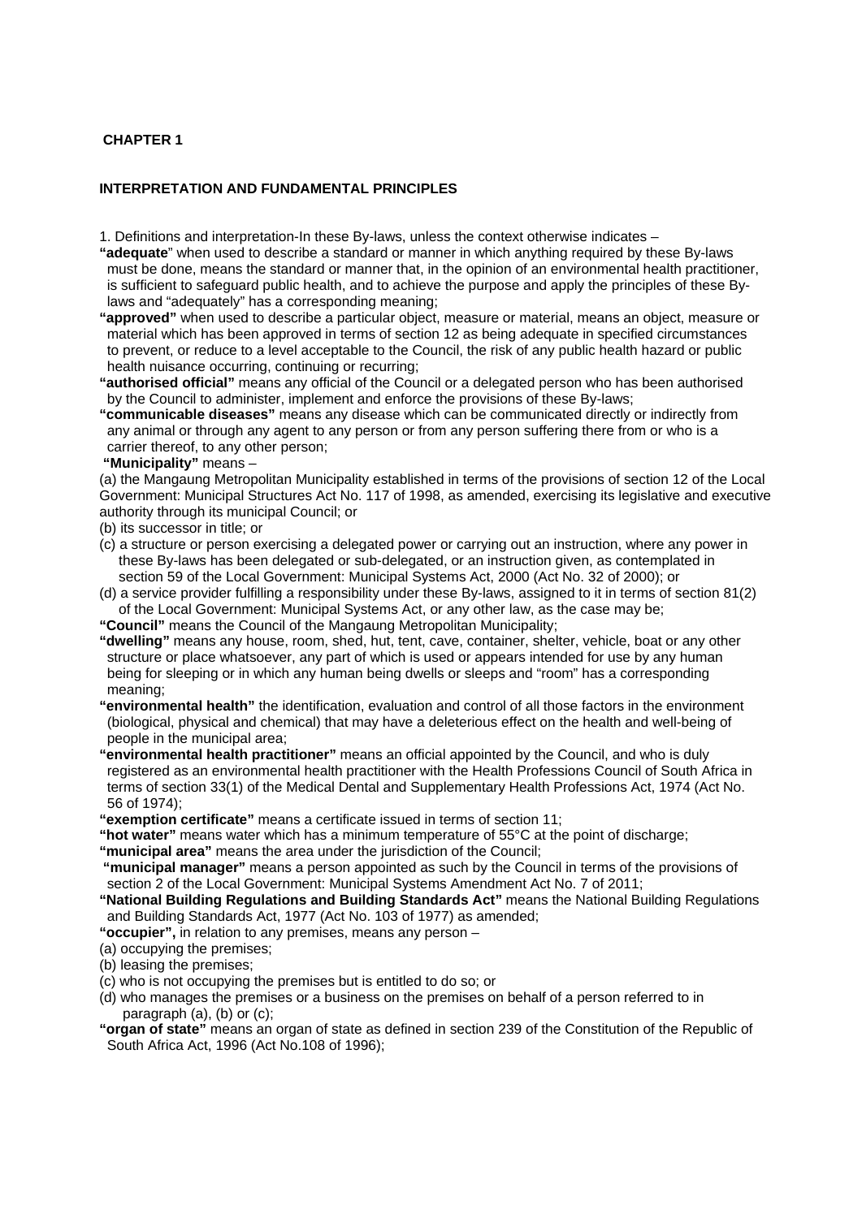**CHAPTER 1**

**INTERPRETATION AND FUNDAMENTAL PRINCIPLES**

1. Definitions and interpretation-In these By-laws, unless the context otherwise indicates –

**"adequate"** when used to describe a standard or manner in which anything required by these By-laws must be done, means the standard or manner that, in the opinion of an environmental health practitioner, is sufficient to safeguard public health, and to achieve the purpose and apply the principles of these By-laws and "adequately" has a corresponding meaning;

**"approved"** when used to describe a particular object, measure or material, means an object, measure or material which has been approved in terms of section 12 as being adequate in specified circumstances to prevent, or reduce to a level acceptable to the Council, the risk of any public health hazard or public health nuisance occurring, continuing or recurring;

**"authorised official"** means any official of the Council or a delegated person who has been authorised by the Council to administer, implement and enforce the provisions of these By-laws;

**"communicable diseases"** means any disease which can be communicated directly or indirectly from any animal or through any agent to any person or from any person suffering there from or who is a carrier thereof, to any other person;

**"Municipality"** means –

(a) the Mangaung Metropolitan Municipality established in terms of the provisions of section 12 of the Local Government: Municipal Structures Act No. 117 of 1998, as amended, exercising its legislative and executive authority through its municipal Council; or

(b) its successor in title; or

(c) a structure or person exercising a delegated power or carrying out an instruction, where any power in these By-laws has been delegated or sub-delegated, or an instruction given, as contemplated in section 59 of the Local Government: Municipal Systems Act, 2000 (Act No. 32 of 2000); or

(d) a service provider fulfilling a responsibility under these By-laws, assigned to it in terms of section 81(2) of the Local Government: Municipal Systems Act, or any other law, as the case may be;

**"Council"** means the Council of the Mangaung Metropolitan Municipality;

**"dwelling"** means any house, room, shed, hut, tent, cave, container, shelter, vehicle, boat or any other structure or place whatsoever, any part of which is used or appears intended for use by any human being for sleeping or in which any human being dwells or sleeps and "room" has a corresponding meaning;

**"environmental health"** the identification, evaluation and control of all those factors in the environment (biological, physical and chemical) that may have a deleterious effect on the health and well-being of people in the municipal area;

**"environmental health practitioner"** means an official appointed by the Council, and who is duly registered as an environmental health practitioner with the Health Professions Council of South Africa in terms of section 33(1) of the Medical Dental and Supplementary Health Professions Act, 1974 (Act No. 56 of 1974);

**"exemption certificate"** means a certificate issued in terms of section 11;

**"hot water"** means water which has a minimum temperature of 55°C at the point of discharge;

**"municipal area"** means the area under the jurisdiction of the Council;

**"municipal manager"** means a person appointed as such by the Council in terms of the provisions of section 2 of the Local Government: Municipal Systems Amendment Act No. 7 of 2011;

**"National Building Regulations and Building Standards Act"** means the National Building Regulations and Building Standards Act, 1977 (Act No. 103 of 1977) as amended;

**"occupier",** in relation to any premises, means any person –

(a) occupying the premises;

(b) leasing the premises;

(c) who is not occupying the premises but is entitled to do so; or

(d) who manages the premises or a business on the premises on behalf of a person referred to in paragraph (a), (b) or (c);

**"organ of state"** means an organ of state as defined in section 239 of the Constitution of the Republic of South Africa Act, 1996 (Act No.108 of 1996);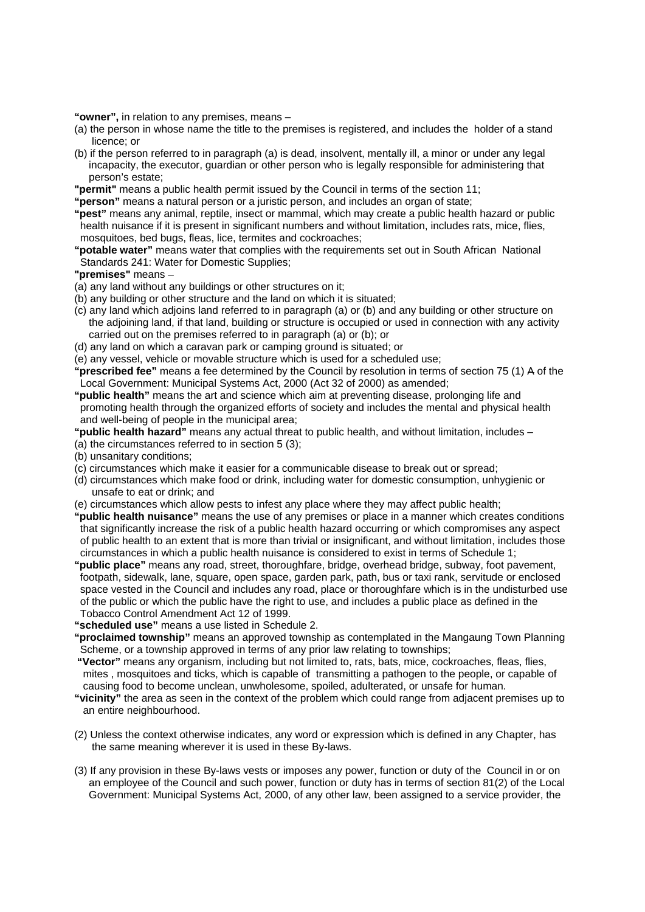**"owner",** in relation to any premises, means –

(a) the person in whose name the title to the premises is registered, and includes the holder of a stand licence; or

(b) if the person referred to in paragraph (a) is dead, insolvent, mentally ill, a minor or under any legal incapacity, the executor, guardian or other person who is legally responsible for administering that person's estate;

**"permit"** means a public health permit issued by the Council in terms of the section 11;

**"person"** means a natural person or a juristic person, and includes an organ of state;

**"pest"** means any animal, reptile, insect or mammal, which may create a public health hazard or public health nuisance if it is present in significant numbers and without limitation, includes rats, mice, flies, mosquitoes, bed bugs, fleas, lice, termites and cockroaches;

**"potable water"** means water that complies with the requirements set out in South African National Standards 241: Water for Domestic Supplies;

**"premises"** means –

(a) any land without any buildings or other structures on it;

(b) any building or other structure and the land on which it is situated;

(c) any land which adjoins land referred to in paragraph (a) or (b) and any building or other structure on the adjoining land, if that land, building or structure is occupied or used in connection with any activity carried out on the premises referred to in paragraph (a) or (b); or

(d) any land on which a caravan park or camping ground is situated; or

(e) any vessel, vehicle or movable structure which is used for a scheduled use;

**"prescribed fee"** means a fee determined by the Council by resolution in terms of section 75 (1) A of the Local Government: Municipal Systems Act, 2000 (Act 32 of 2000) as amended;

**"public health"** means the art and science which aim at preventing disease, prolonging life and promoting health through the organized efforts of society and includes the mental and physical health and well-being of people in the municipal area;

**"public health hazard"** means any actual threat to public health, and without limitation, includes –

(a) the circumstances referred to in section 5 (3);

(b) unsanitary conditions;

(c) circumstances which make it easier for a communicable disease to break out or spread;

(d) circumstances which make food or drink, including water for domestic consumption, unhygienic or unsafe to eat or drink; and

(e) circumstances which allow pests to infest any place where they may affect public health;

**"public health nuisance"** means the use of any premises or place in a manner which creates conditions that significantly increase the risk of a public health hazard occurring or which compromises any aspect of public health to an extent that is more than trivial or insignificant, and without limitation, includes those circumstances in which a public health nuisance is considered to exist in terms of Schedule 1;

**"public place"** means any road, street, thoroughfare, bridge, overhead bridge, subway, foot pavement, footpath, sidewalk, lane, square, open space, garden park, path, bus or taxi rank, servitude or enclosed space vested in the Council and includes any road, place or thoroughfare which is in the undisturbed use of the public or which the public have the right to use, and includes a public place as defined in the Tobacco Control Amendment Act 12 of 1999.

**"scheduled use"** means a use listed in Schedule 2.

**"proclaimed township"** means an approved township as contemplated in the Mangaung Town Planning Scheme, or a township approved in terms of any prior law relating to townships;

**"Vector"** means any organism, including but not limited to, rats, bats, mice, cockroaches, fleas, flies, mites , mosquitoes and ticks, which is capable of transmitting a pathogen to the people, or capable of causing food to become unclean, unwholesome, spoiled, adulterated, or unsafe for human.

**"vicinity"** the area as seen in the context of the problem which could range from adjacent premises up to an entire neighbourhood.

(2) Unless the context otherwise indicates, any word or expression which is defined in any Chapter, has the same meaning wherever it is used in these By-laws.

(3) If any provision in these By-laws vests or imposes any power, function or duty of the Council in or on an employee of the Council and such power, function or duty has in terms of section 81(2) of the Local Government: Municipal Systems Act, 2000, of any other law, been assigned to a service provider, the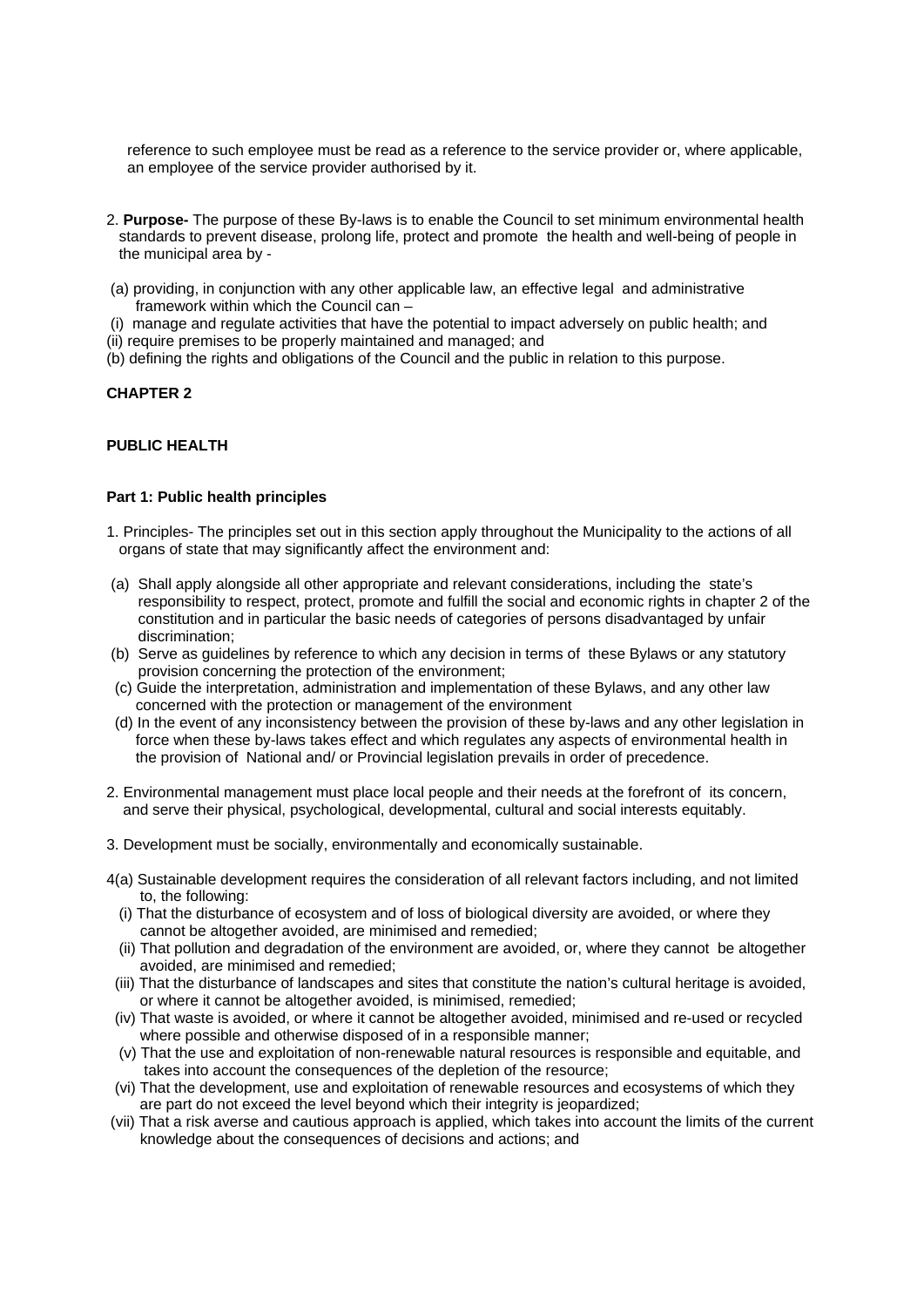reference to such employee must be read as a reference to the service provider or, where applicable, an employee of the service provider authorised by it.

2. **Purpose-** The purpose of these By-laws is to enable the Council to set minimum environmental health standards to prevent disease, prolong life, protect and promote the health and well-being of people in the municipal area by -

(a) providing, in conjunction with any other applicable law, an effective legal and administrative framework within which the Council can –

(i) manage and regulate activities that have the potential to impact adversely on public health; and

(ii) require premises to be properly maintained and managed; and

(b) defining the rights and obligations of the Council and the public in relation to this purpose.

**CHAPTER 2**

**PUBLIC HEALTH**

**Part 1: Public health principles**

1. Principles- The principles set out in this section apply throughout the Municipality to the actions of all organs of state that may significantly affect the environment and:

(a) Shall apply alongside all other appropriate and relevant considerations, including the state's responsibility to respect, protect, promote and fulfill the social and economic rights in chapter 2 of the constitution and in particular the basic needs of categories of persons disadvantaged by unfair discrimination;

(b) Serve as guidelines by reference to which any decision in terms of these Bylaws or any statutory provision concerning the protection of the environment;

(c) Guide the interpretation, administration and implementation of these Bylaws, and any other law concerned with the protection or management of the environment

(d) In the event of any inconsistency between the provision of these by-laws and any other legislation in force when these by-laws takes effect and which regulates any aspects of environmental health in the provision of National and/ or Provincial legislation prevails in order of precedence.

2. Environmental management must place local people and their needs at the forefront of its concern, and serve their physical, psychological, developmental, cultural and social interests equitably.

3. Development must be socially, environmentally and economically sustainable.

4(a) Sustainable development requires the consideration of all relevant factors including, and not limited to, the following:

(i) That the disturbance of ecosystem and of loss of biological diversity are avoided, or where they cannot be altogether avoided, are minimised and remedied;

(ii) That pollution and degradation of the environment are avoided, or, where they cannot be altogether avoided, are minimised and remedied;

(iii) That the disturbance of landscapes and sites that constitute the nation's cultural heritage is avoided, or where it cannot be altogether avoided, is minimised, remedied;

(iv) That waste is avoided, or where it cannot be altogether avoided, minimised and re-used or recycled where possible and otherwise disposed of in a responsible manner;

(v) That the use and exploitation of non-renewable natural resources is responsible and equitable, and takes into account the consequences of the depletion of the resource;

(vi) That the development, use and exploitation of renewable resources and ecosystems of which they are part do not exceed the level beyond which their integrity is jeopardized;

(vii) That a risk averse and cautious approach is applied, which takes into account the limits of the current knowledge about the consequences of decisions and actions; and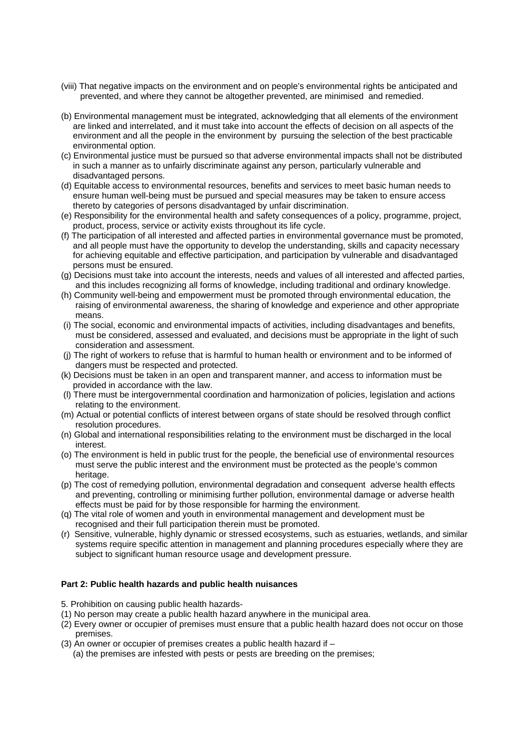(viii) That negative impacts on the environment and on people's environmental rights be anticipated and prevented, and where they cannot be altogether prevented, are minimised and remedied.

(b) Environmental management must be integrated, acknowledging that all elements of the environment are linked and interrelated, and it must take into account the effects of decision on all aspects of the environment and all the people in the environment by pursuing the selection of the best practicable environmental option.

(c) Environmental justice must be pursued so that adverse environmental impacts shall not be distributed in such a manner as to unfairly discriminate against any person, particularly vulnerable and disadvantaged persons.

(d) Equitable access to environmental resources, benefits and services to meet basic human needs to ensure human well-being must be pursued and special measures may be taken to ensure access thereto by categories of persons disadvantaged by unfair discrimination.

(e) Responsibility for the environmental health and safety consequences of a policy, programme, project, product, process, service or activity exists throughout its life cycle.

(f) The participation of all interested and affected parties in environmental governance must be promoted, and all people must have the opportunity to develop the understanding, skills and capacity necessary for achieving equitable and effective participation, and participation by vulnerable and disadvantaged persons must be ensured.

(g) Decisions must take into account the interests, needs and values of all interested and affected parties, and this includes recognizing all forms of knowledge, including traditional and ordinary knowledge.

(h) Community well-being and empowerment must be promoted through environmental education, the raising of environmental awareness, the sharing of knowledge and experience and other appropriate means.

(i) The social, economic and environmental impacts of activities, including disadvantages and benefits, must be considered, assessed and evaluated, and decisions must be appropriate in the light of such consideration and assessment.

(j) The right of workers to refuse that is harmful to human health or environment and to be informed of dangers must be respected and protected.

(k) Decisions must be taken in an open and transparent manner, and access to information must be provided in accordance with the law.

(l) There must be intergovernmental coordination and harmonization of policies, legislation and actions relating to the environment.

(m) Actual or potential conflicts of interest between organs of state should be resolved through conflict resolution procedures.

(n) Global and international responsibilities relating to the environment must be discharged in the local interest.

(o) The environment is held in public trust for the people, the beneficial use of environmental resources must serve the public interest and the environment must be protected as the people's common heritage.

(p) The cost of remedying pollution, environmental degradation and consequent adverse health effects and preventing, controlling or minimising further pollution, environmental damage or adverse health effects must be paid for by those responsible for harming the environment.

(q) The vital role of women and youth in environmental management and development must be recognised and their full participation therein must be promoted.

(r) Sensitive, vulnerable, highly dynamic or stressed ecosystems, such as estuaries, wetlands, and similar systems require specific attention in management and planning procedures especially where they are subject to significant human resource usage and development pressure.

**Part 2: Public health hazards and public health nuisances**

5. Prohibition on causing public health hazards-

(1) No person may create a public health hazard anywhere in the municipal area.

(2) Every owner or occupier of premises must ensure that a public health hazard does not occur on those premises.

(3) An owner or occupier of premises creates a public health hazard if –

(a) the premises are infested with pests or pests are breeding on the premises;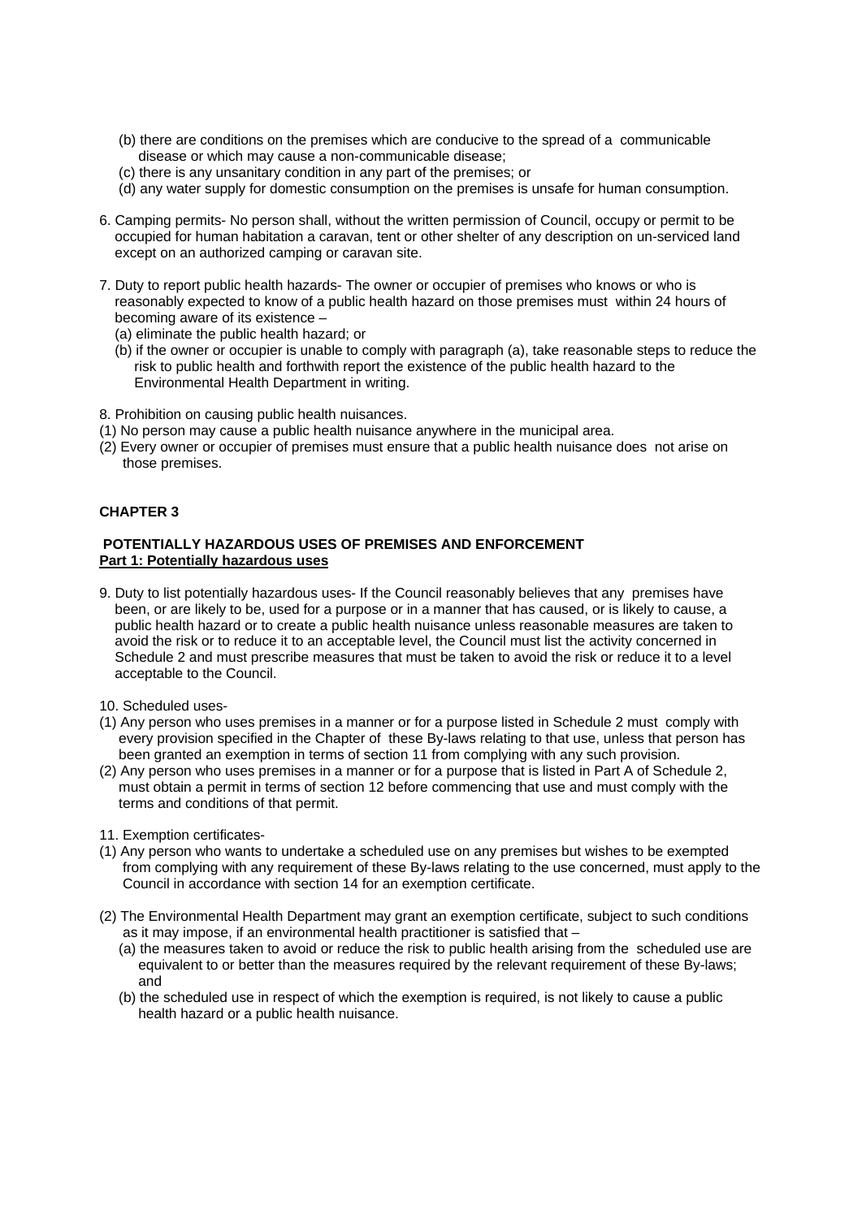(b) there are conditions on the premises which are conducive to the spread of a communicable disease or which may cause a non-communicable disease;

(c) there is any unsanitary condition in any part of the premises; or

(d) any water supply for domestic consumption on the premises is unsafe for human consumption.

6. Camping permits- No person shall, without the written permission of Council, occupy or permit to be occupied for human habitation a caravan, tent or other shelter of any description on un-serviced land except on an authorized camping or caravan site.

7. Duty to report public health hazards- The owner or occupier of premises who knows or who is reasonably expected to know of a public health hazard on those premises must within 24 hours of becoming aware of its existence –

   (a) eliminate the public health hazard; or

   (b) if the owner or occupier is unable to comply with paragraph (a), take reasonable steps to reduce the risk to public health and forthwith report the existence of the public health hazard to the Environmental Health Department in writing.

8. Prohibition on causing public health nuisances.

(1) No person may cause a public health nuisance anywhere in the municipal area.

(2) Every owner or occupier of premises must ensure that a public health nuisance does not arise on those premises.

**CHAPTER 3**

**POTENTIALLY HAZARDOUS USES OF PREMISES AND ENFORCEMENT**

**Part 1: Potentially hazardous uses**

9. Duty to list potentially hazardous uses- If the Council reasonably believes that any premises have been, or are likely to be, used for a purpose or in a manner that has caused, or is likely to cause, a public health hazard or to create a public health nuisance unless reasonable measures are taken to avoid the risk or to reduce it to an acceptable level, the Council must list the activity concerned in Schedule 2 and must prescribe measures that must be taken to avoid the risk or reduce it to a level acceptable to the Council.

10. Scheduled uses-

(1) Any person who uses premises in a manner or for a purpose listed in Schedule 2 must comply with every provision specified in the Chapter of these By-laws relating to that use, unless that person has been granted an exemption in terms of section 11 from complying with any such provision.

(2) Any person who uses premises in a manner or for a purpose that is listed in Part A of Schedule 2, must obtain a permit in terms of section 12 before commencing that use and must comply with the terms and conditions of that permit.

11. Exemption certificates-

(1) Any person who wants to undertake a scheduled use on any premises but wishes to be exempted from complying with any requirement of these By-laws relating to the use concerned, must apply to the Council in accordance with section 14 for an exemption certificate.

(2) The Environmental Health Department may grant an exemption certificate, subject to such conditions as it may impose, if an environmental health practitioner is satisfied that –

   (a) the measures taken to avoid or reduce the risk to public health arising from the scheduled use are equivalent to or better than the measures required by the relevant requirement of these By-laws; and

   (b) the scheduled use in respect of which the exemption is required, is not likely to cause a public health hazard or a public health nuisance.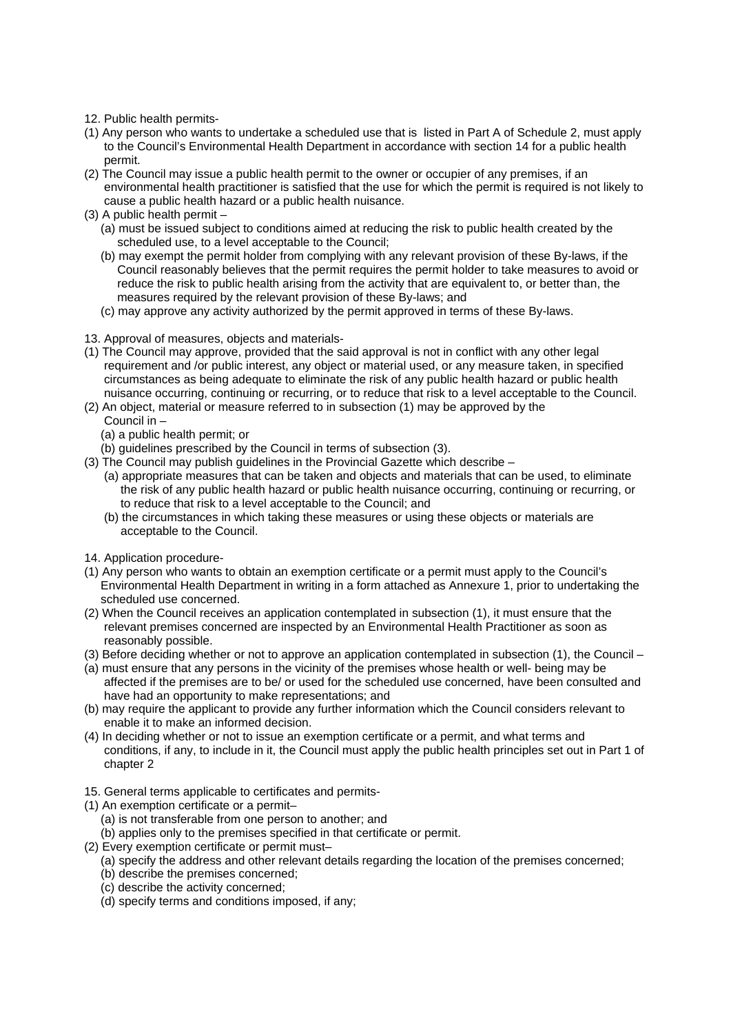12. Public health permits-

(1) Any person who wants to undertake a scheduled use that is listed in Part A of Schedule 2, must apply to the Council's Environmental Health Department in accordance with section 14 for a public health permit.

(2) The Council may issue a public health permit to the owner or occupier of any premises, if an environmental health practitioner is satisfied that the use for which the permit is required is not likely to cause a public health hazard or a public health nuisance.

(3) A public health permit –

(a) must be issued subject to conditions aimed at reducing the risk to public health created by the scheduled use, to a level acceptable to the Council;

(b) may exempt the permit holder from complying with any relevant provision of these By-laws, if the Council reasonably believes that the permit requires the permit holder to take measures to avoid or reduce the risk to public health arising from the activity that are equivalent to, or better than, the measures required by the relevant provision of these By-laws; and

(c) may approve any activity authorized by the permit approved in terms of these By-laws.

13. Approval of measures, objects and materials-

(1) The Council may approve, provided that the said approval is not in conflict with any other legal requirement and /or public interest, any object or material used, or any measure taken, in specified circumstances as being adequate to eliminate the risk of any public health hazard or public health nuisance occurring, continuing or recurring, or to reduce that risk to a level acceptable to the Council.

(2) An object, material or measure referred to in subsection (1) may be approved by the Council in –

(a) a public health permit; or

(b) guidelines prescribed by the Council in terms of subsection (3).

(3) The Council may publish guidelines in the Provincial Gazette which describe –

(a) appropriate measures that can be taken and objects and materials that can be used, to eliminate the risk of any public health hazard or public health nuisance occurring, continuing or recurring, or to reduce that risk to a level acceptable to the Council; and

(b) the circumstances in which taking these measures or using these objects or materials are acceptable to the Council.

14. Application procedure-

(1) Any person who wants to obtain an exemption certificate or a permit must apply to the Council's Environmental Health Department in writing in a form attached as Annexure 1, prior to undertaking the scheduled use concerned.

(2) When the Council receives an application contemplated in subsection (1), it must ensure that the relevant premises concerned are inspected by an Environmental Health Practitioner as soon as reasonably possible.

(3) Before deciding whether or not to approve an application contemplated in subsection (1), the Council –

(a) must ensure that any persons in the vicinity of the premises whose health or well- being may be affected if the premises are to be/ or used for the scheduled use concerned, have been consulted and have had an opportunity to make representations; and

(b) may require the applicant to provide any further information which the Council considers relevant to enable it to make an informed decision.

(4) In deciding whether or not to issue an exemption certificate or a permit, and what terms and conditions, if any, to include in it, the Council must apply the public health principles set out in Part 1 of chapter 2

15. General terms applicable to certificates and permits-

(1) An exemption certificate or a permit–

(a) is not transferable from one person to another; and

(b) applies only to the premises specified in that certificate or permit.

(2) Every exemption certificate or permit must–

(a) specify the address and other relevant details regarding the location of the premises concerned;

(b) describe the premises concerned;

(c) describe the activity concerned;

(d) specify terms and conditions imposed, if any;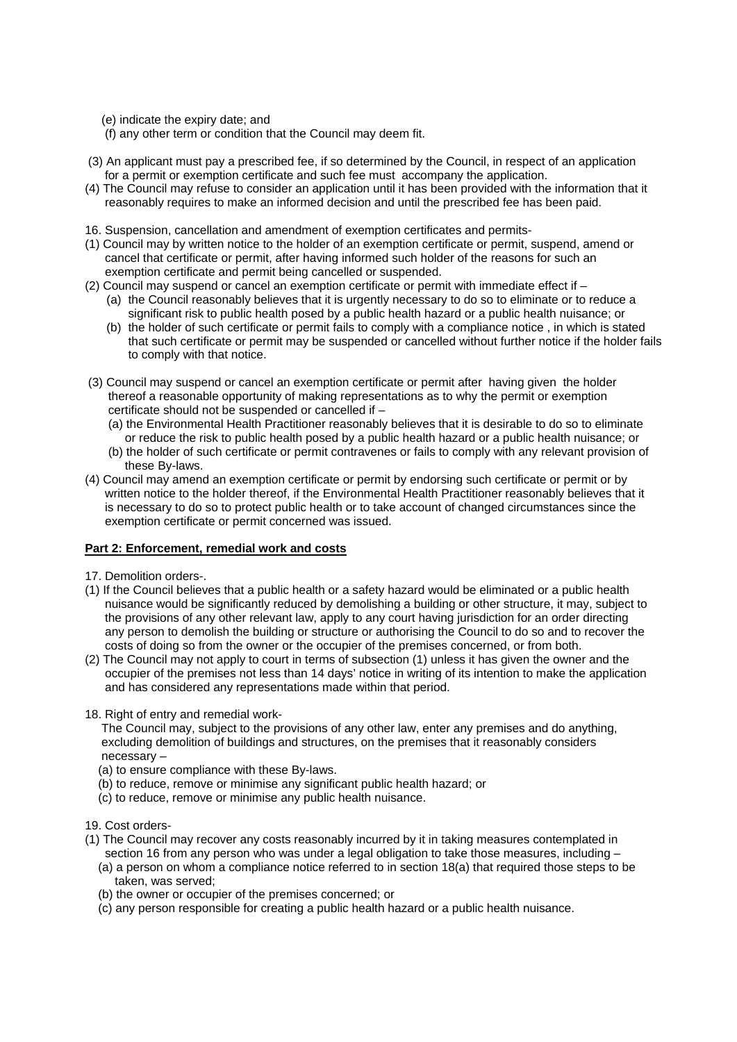(e) indicate the expiry date; and

(f) any other term or condition that the Council may deem fit.

(3) An applicant must pay a prescribed fee, if so determined by the Council, in respect of an application for a permit or exemption certificate and such fee must accompany the application.

(4) The Council may refuse to consider an application until it has been provided with the information that it reasonably requires to make an informed decision and until the prescribed fee has been paid.

16. Suspension, cancellation and amendment of exemption certificates and permits-

(1) Council may by written notice to the holder of an exemption certificate or permit, suspend, amend or cancel that certificate or permit, after having informed such holder of the reasons for such an exemption certificate and permit being cancelled or suspended.

(2) Council may suspend or cancel an exemption certificate or permit with immediate effect if –

(a) the Council reasonably believes that it is urgently necessary to do so to eliminate or to reduce a significant risk to public health posed by a public health hazard or a public health nuisance; or

(b) the holder of such certificate or permit fails to comply with a compliance notice , in which is stated that such certificate or permit may be suspended or cancelled without further notice if the holder fails to comply with that notice.

(3) Council may suspend or cancel an exemption certificate or permit after having given the holder thereof a reasonable opportunity of making representations as to why the permit or exemption certificate should not be suspended or cancelled if –

(a) the Environmental Health Practitioner reasonably believes that it is desirable to do so to eliminate or reduce the risk to public health posed by a public health hazard or a public health nuisance; or

(b) the holder of such certificate or permit contravenes or fails to comply with any relevant provision of these By-laws.

(4) Council may amend an exemption certificate or permit by endorsing such certificate or permit or by written notice to the holder thereof, if the Environmental Health Practitioner reasonably believes that it is necessary to do so to protect public health or to take account of changed circumstances since the exemption certificate or permit concerned was issued.

**Part 2: Enforcement, remedial work and costs**

17. Demolition orders-.

(1) If the Council believes that a public health or a safety hazard would be eliminated or a public health nuisance would be significantly reduced by demolishing a building or other structure, it may, subject to the provisions of any other relevant law, apply to any court having jurisdiction for an order directing any person to demolish the building or structure or authorising the Council to do so and to recover the costs of doing so from the owner or the occupier of the premises concerned, or from both.

(2) The Council may not apply to court in terms of subsection (1) unless it has given the owner and the occupier of the premises not less than 14 days' notice in writing of its intention to make the application and has considered any representations made within that period.

18. Right of entry and remedial work-

The Council may, subject to the provisions of any other law, enter any premises and do anything, excluding demolition of buildings and structures, on the premises that it reasonably considers necessary –

(a) to ensure compliance with these By-laws.

(b) to reduce, remove or minimise any significant public health hazard; or

(c) to reduce, remove or minimise any public health nuisance.

19. Cost orders-

(1) The Council may recover any costs reasonably incurred by it in taking measures contemplated in section 16 from any person who was under a legal obligation to take those measures, including –

(a) a person on whom a compliance notice referred to in section 18(a) that required those steps to be taken, was served;

(b) the owner or occupier of the premises concerned; or

(c) any person responsible for creating a public health hazard or a public health nuisance.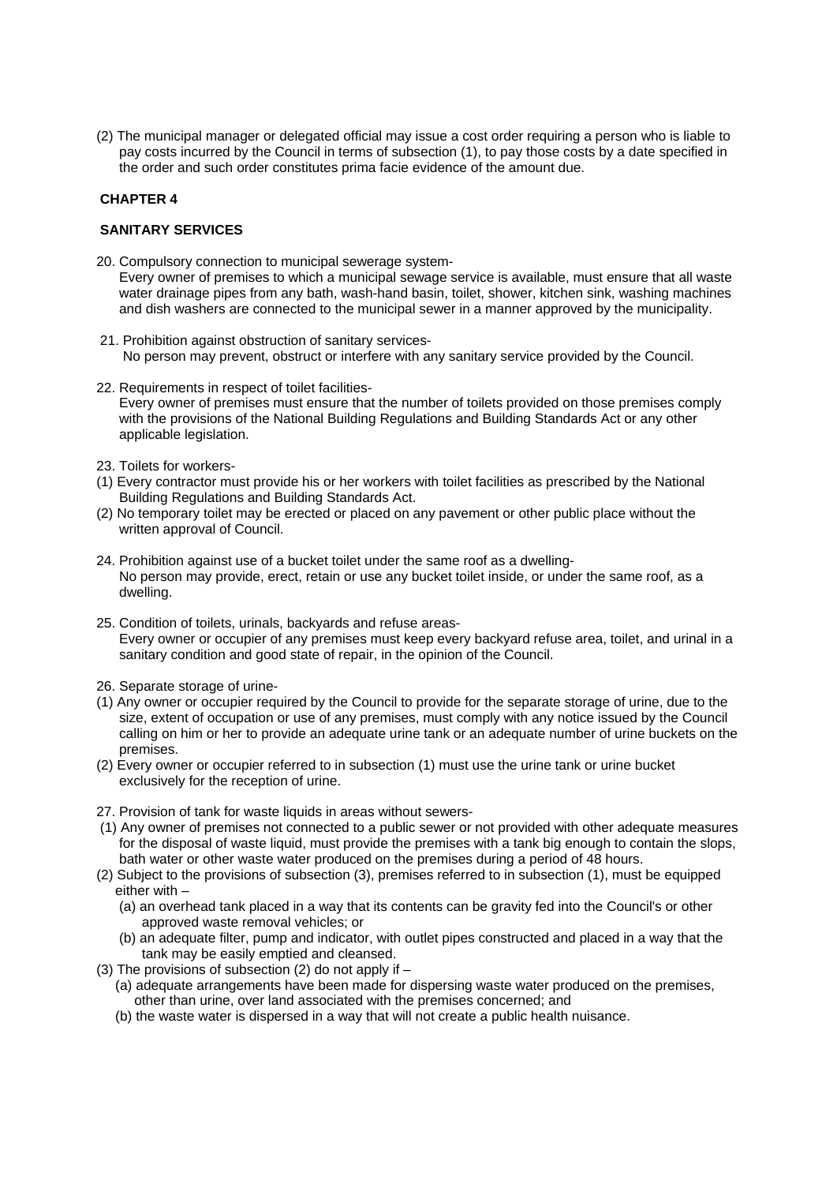(2) The municipal manager or delegated official may issue a cost order requiring a person who is liable to pay costs incurred by the Council in terms of subsection (1), to pay those costs by a date specified in the order and such order constitutes prima facie evidence of the amount due.

**CHAPTER 4**

**SANITARY SERVICES**

20. Compulsory connection to municipal sewerage system-
Every owner of premises to which a municipal sewage service is available, must ensure that all waste water drainage pipes from any bath, wash-hand basin, toilet, shower, kitchen sink, washing machines and dish washers are connected to the municipal sewer in a manner approved by the municipality.

21. Prohibition against obstruction of sanitary services-
No person may prevent, obstruct or interfere with any sanitary service provided by the Council.

22. Requirements in respect of toilet facilities-
Every owner of premises must ensure that the number of toilets provided on those premises comply with the provisions of the National Building Regulations and Building Standards Act or any other applicable legislation.

23. Toilets for workers-

(1) Every contractor must provide his or her workers with toilet facilities as prescribed by the National Building Regulations and Building Standards Act.

(2) No temporary toilet may be erected or placed on any pavement or other public place without the written approval of Council.

24. Prohibition against use of a bucket toilet under the same roof as a dwelling-
No person may provide, erect, retain or use any bucket toilet inside, or under the same roof, as a dwelling.

25. Condition of toilets, urinals, backyards and refuse areas-
Every owner or occupier of any premises must keep every backyard refuse area, toilet, and urinal in a sanitary condition and good state of repair, in the opinion of the Council.

26. Separate storage of urine-

(1) Any owner or occupier required by the Council to provide for the separate storage of urine, due to the size, extent of occupation or use of any premises, must comply with any notice issued by the Council calling on him or her to provide an adequate urine tank or an adequate number of urine buckets on the premises.

(2) Every owner or occupier referred to in subsection (1) must use the urine tank or urine bucket exclusively for the reception of urine.

27. Provision of tank for waste liquids in areas without sewers-

(1) Any owner of premises not connected to a public sewer or not provided with other adequate measures for the disposal of waste liquid, must provide the premises with a tank big enough to contain the slops, bath water or other waste water produced on the premises during a period of 48 hours.

(2) Subject to the provisions of subsection (3), premises referred to in subsection (1), must be equipped either with –

(a) an overhead tank placed in a way that its contents can be gravity fed into the Council's or other approved waste removal vehicles; or

(b) an adequate filter, pump and indicator, with outlet pipes constructed and placed in a way that the tank may be easily emptied and cleansed.

(3) The provisions of subsection (2) do not apply if –

(a) adequate arrangements have been made for dispersing waste water produced on the premises, other than urine, over land associated with the premises concerned; and

(b) the waste water is dispersed in a way that will not create a public health nuisance.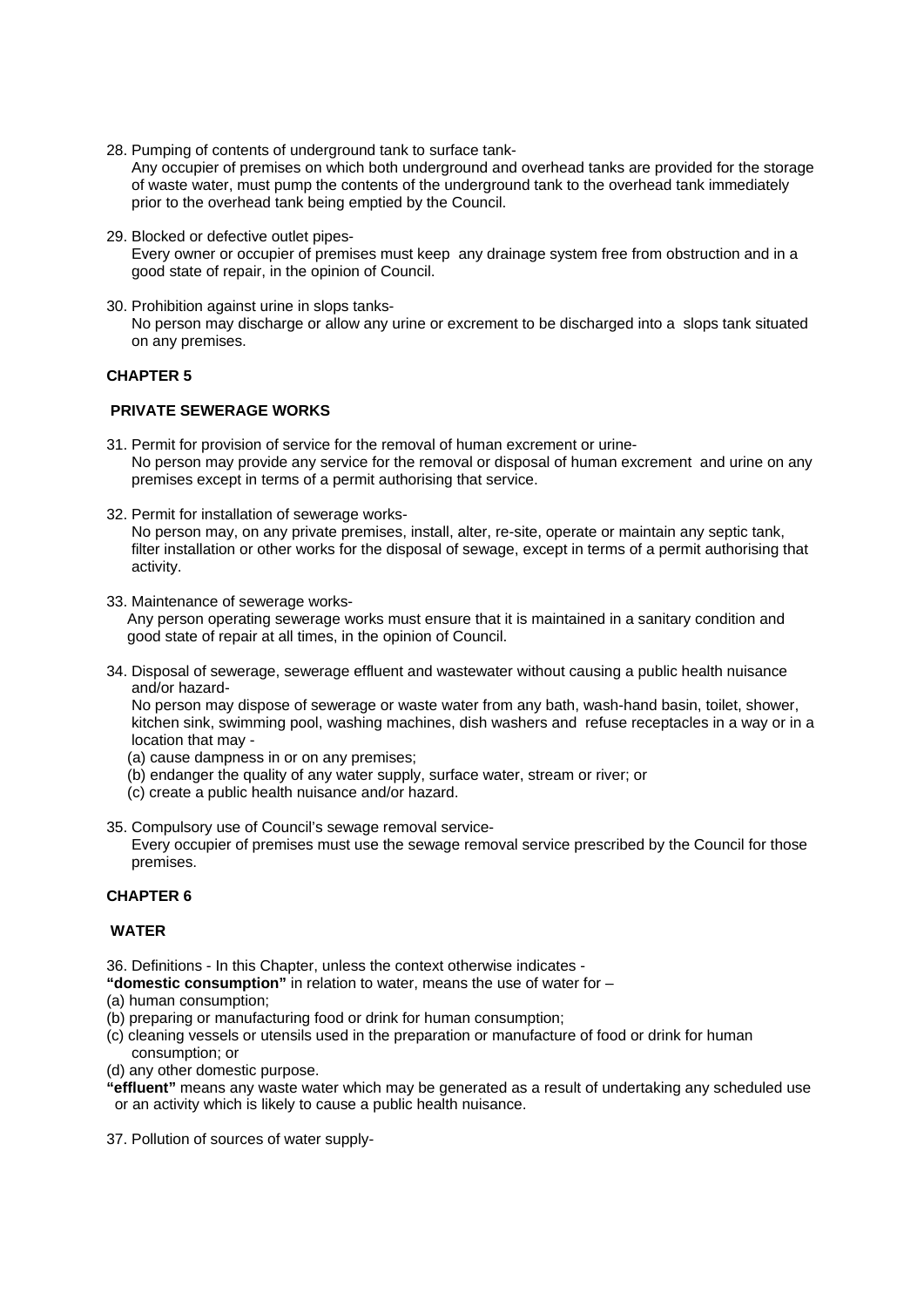28. Pumping of contents of underground tank to surface tank-
    Any occupier of premises on which both underground and overhead tanks are provided for the storage of waste water, must pump the contents of the underground tank to the overhead tank immediately prior to the overhead tank being emptied by the Council.

29. Blocked or defective outlet pipes-
    Every owner or occupier of premises must keep any drainage system free from obstruction and in a good state of repair, in the opinion of Council.

30. Prohibition against urine in slops tanks-
    No person may discharge or allow any urine or excrement to be discharged into a slops tank situated on any premises.

**CHAPTER 5**

**PRIVATE SEWERAGE WORKS**

31. Permit for provision of service for the removal of human excrement or urine-
    No person may provide any service for the removal or disposal of human excrement and urine on any premises except in terms of a permit authorising that service.

32. Permit for installation of sewerage works-
    No person may, on any private premises, install, alter, re-site, operate or maintain any septic tank, filter installation or other works for the disposal of sewage, except in terms of a permit authorising that activity.

33. Maintenance of sewerage works-
    Any person operating sewerage works must ensure that it is maintained in a sanitary condition and good state of repair at all times, in the opinion of Council.

34. Disposal of sewerage, sewerage effluent and wastewater without causing a public health nuisance and/or hazard-
    No person may dispose of sewerage or waste water from any bath, wash-hand basin, toilet, shower, kitchen sink, swimming pool, washing machines, dish washers and refuse receptacles in a way or in a location that may -
    (a) cause dampness in or on any premises;
    (b) endanger the quality of any water supply, surface water, stream or river; or
    (c) create a public health nuisance and/or hazard.

35. Compulsory use of Council's sewage removal service-
    Every occupier of premises must use the sewage removal service prescribed by the Council for those premises.

**CHAPTER 6**

**WATER**

36. Definitions - In this Chapter, unless the context otherwise indicates -

**"domestic consumption"** in relation to water, means the use of water for –
(a) human consumption;
(b) preparing or manufacturing food or drink for human consumption;
(c) cleaning vessels or utensils used in the preparation or manufacture of food or drink for human consumption; or
(d) any other domestic purpose.

**"effluent"** means any waste water which may be generated as a result of undertaking any scheduled use or an activity which is likely to cause a public health nuisance.

37. Pollution of sources of water supply-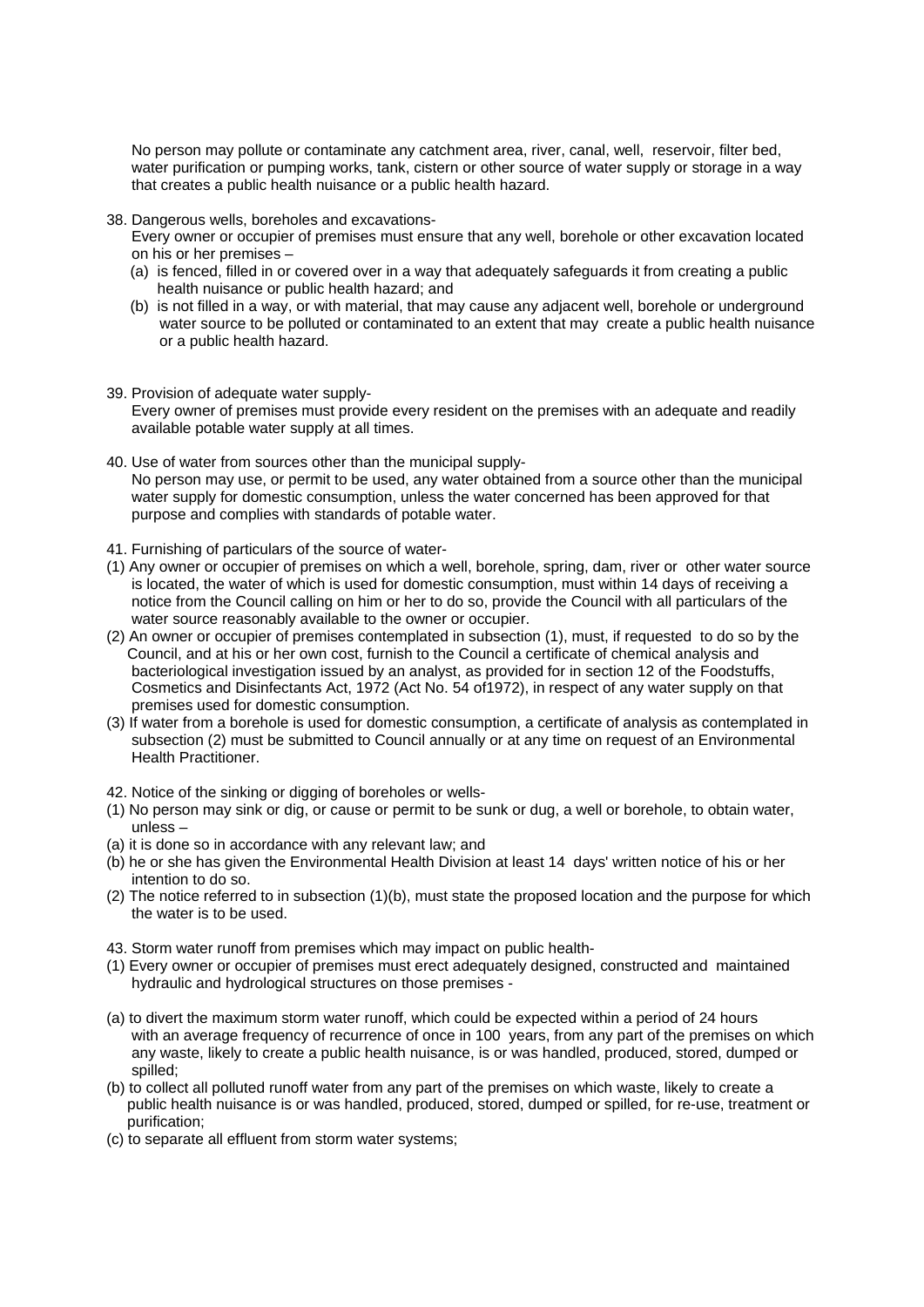No person may pollute or contaminate any catchment area, river, canal, well, reservoir, filter bed, water purification or pumping works, tank, cistern or other source of water supply or storage in a way that creates a public health nuisance or a public health hazard.

38. Dangerous wells, boreholes and excavations-

Every owner or occupier of premises must ensure that any well, borehole or other excavation located on his or her premises –

(a) is fenced, filled in or covered over in a way that adequately safeguards it from creating a public health nuisance or public health hazard; and

(b) is not filled in a way, or with material, that may cause any adjacent well, borehole or underground water source to be polluted or contaminated to an extent that may create a public health nuisance or a public health hazard.

39. Provision of adequate water supply-

Every owner of premises must provide every resident on the premises with an adequate and readily available potable water supply at all times.

40. Use of water from sources other than the municipal supply-

No person may use, or permit to be used, any water obtained from a source other than the municipal water supply for domestic consumption, unless the water concerned has been approved for that purpose and complies with standards of potable water.

41. Furnishing of particulars of the source of water-

(1) Any owner or occupier of premises on which a well, borehole, spring, dam, river or other water source is located, the water of which is used for domestic consumption, must within 14 days of receiving a notice from the Council calling on him or her to do so, provide the Council with all particulars of the water source reasonably available to the owner or occupier.

(2) An owner or occupier of premises contemplated in subsection (1), must, if requested to do so by the Council, and at his or her own cost, furnish to the Council a certificate of chemical analysis and bacteriological investigation issued by an analyst, as provided for in section 12 of the Foodstuffs, Cosmetics and Disinfectants Act, 1972 (Act No. 54 of1972), in respect of any water supply on that premises used for domestic consumption.

(3) If water from a borehole is used for domestic consumption, a certificate of analysis as contemplated in subsection (2) must be submitted to Council annually or at any time on request of an Environmental Health Practitioner.

42. Notice of the sinking or digging of boreholes or wells-

(1) No person may sink or dig, or cause or permit to be sunk or dug, a well or borehole, to obtain water, unless –

(a) it is done so in accordance with any relevant law; and

(b) he or she has given the Environmental Health Division at least 14 days' written notice of his or her intention to do so.

(2) The notice referred to in subsection (1)(b), must state the proposed location and the purpose for which the water is to be used.

43. Storm water runoff from premises which may impact on public health-

(1) Every owner or occupier of premises must erect adequately designed, constructed and maintained hydraulic and hydrological structures on those premises -

(a) to divert the maximum storm water runoff, which could be expected within a period of 24 hours with an average frequency of recurrence of once in 100 years, from any part of the premises on which any waste, likely to create a public health nuisance, is or was handled, produced, stored, dumped or spilled;

(b) to collect all polluted runoff water from any part of the premises on which waste, likely to create a public health nuisance is or was handled, produced, stored, dumped or spilled, for re-use, treatment or purification;

(c) to separate all effluent from storm water systems;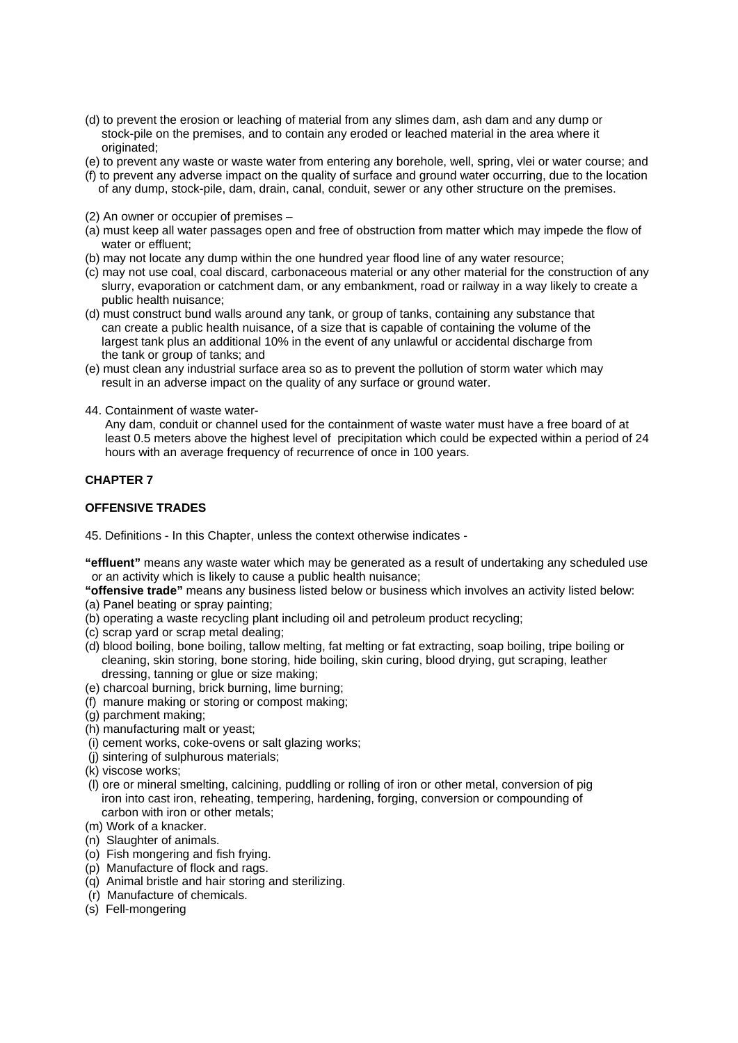(d) to prevent the erosion or leaching of material from any slimes dam, ash dam and any dump or stock-pile on the premises, and to contain any eroded or leached material in the area where it originated;

(e) to prevent any waste or waste water from entering any borehole, well, spring, vlei or water course; and

(f) to prevent any adverse impact on the quality of surface and ground water occurring, due to the location of any dump, stock-pile, dam, drain, canal, conduit, sewer or any other structure on the premises.

(2) An owner or occupier of premises –

(a) must keep all water passages open and free of obstruction from matter which may impede the flow of water or effluent;

(b) may not locate any dump within the one hundred year flood line of any water resource;

(c) may not use coal, coal discard, carbonaceous material or any other material for the construction of any slurry, evaporation or catchment dam, or any embankment, road or railway in a way likely to create a public health nuisance;

(d) must construct bund walls around any tank, or group of tanks, containing any substance that can create a public health nuisance, of a size that is capable of containing the volume of the largest tank plus an additional 10% in the event of any unlawful or accidental discharge from the tank or group of tanks; and

(e) must clean any industrial surface area so as to prevent the pollution of storm water which may result in an adverse impact on the quality of any surface or ground water.

44. Containment of waste water-

Any dam, conduit or channel used for the containment of waste water must have a free board of at least 0.5 meters above the highest level of precipitation which could be expected within a period of 24 hours with an average frequency of recurrence of once in 100 years.

**CHAPTER 7**

**OFFENSIVE TRADES**

45. Definitions - In this Chapter, unless the context otherwise indicates -

**"effluent"** means any waste water which may be generated as a result of undertaking any scheduled use or an activity which is likely to cause a public health nuisance;

**"offensive trade"** means any business listed below or business which involves an activity listed below:

(a) Panel beating or spray painting;

(b) operating a waste recycling plant including oil and petroleum product recycling;

(c) scrap yard or scrap metal dealing;

(d) blood boiling, bone boiling, tallow melting, fat melting or fat extracting, soap boiling, tripe boiling or cleaning, skin storing, bone storing, hide boiling, skin curing, blood drying, gut scraping, leather dressing, tanning or glue or size making;

(e) charcoal burning, brick burning, lime burning;

(f) manure making or storing or compost making;

(g) parchment making;

(h) manufacturing malt or yeast;

(i) cement works, coke-ovens or salt glazing works;

(j) sintering of sulphurous materials;

(k) viscose works;

(l) ore or mineral smelting, calcining, puddling or rolling of iron or other metal, conversion of pig iron into cast iron, reheating, tempering, hardening, forging, conversion or compounding of carbon with iron or other metals;

(m) Work of a knacker.

(n) Slaughter of animals.

(o) Fish mongering and fish frying.

(p) Manufacture of flock and rags.

(q) Animal bristle and hair storing and sterilizing.

(r) Manufacture of chemicals.

(s) Fell-mongering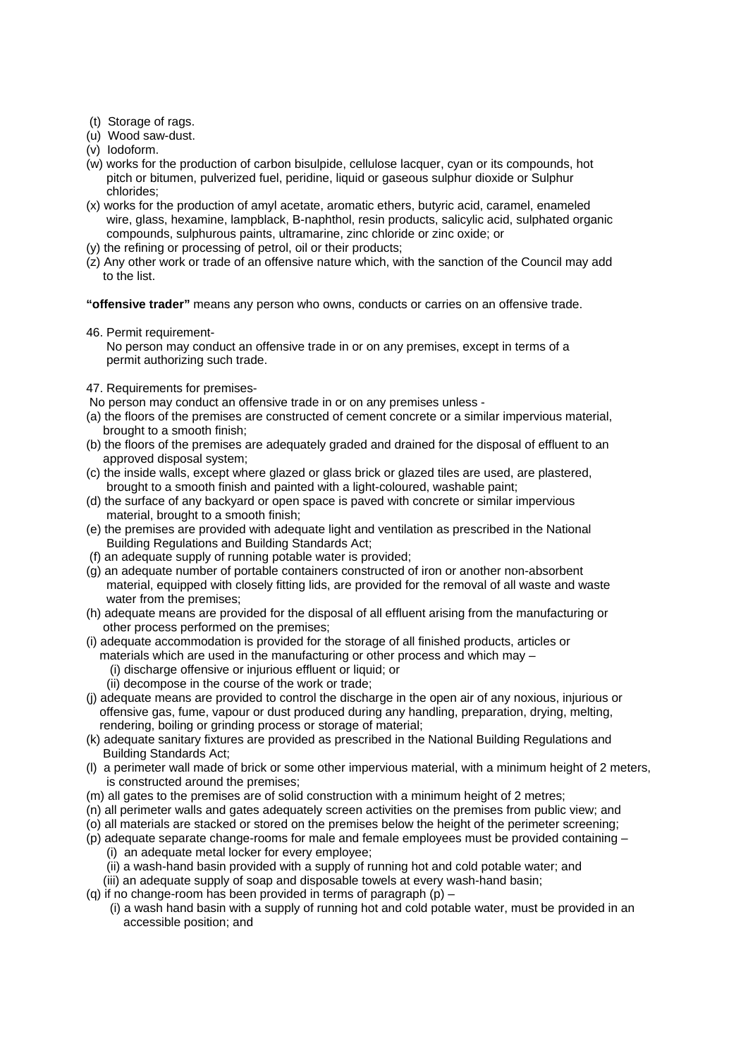(t) Storage of rags.
(u) Wood saw-dust.
(v) Iodoform.
(w) works for the production of carbon bisulpide, cellulose lacquer, cyan or its compounds, hot pitch or bitumen, pulverized fuel, peridine, liquid or gaseous sulphur dioxide or Sulphur chlorides;
(x) works for the production of amyl acetate, aromatic ethers, butyric acid, caramel, enameled wire, glass, hexamine, lampblack, B-naphthol, resin products, salicylic acid, sulphated organic compounds, sulphurous paints, ultramarine, zinc chloride or zinc oxide; or
(y) the refining or processing of petrol, oil or their products;
(z) Any other work or trade of an offensive nature which, with the sanction of the Council may add to the list.

**"offensive trader"** means any person who owns, conducts or carries on an offensive trade.

46. Permit requirement-

No person may conduct an offensive trade in or on any premises, except in terms of a permit authorizing such trade.

47. Requirements for premises-

No person may conduct an offensive trade in or on any premises unless -

(a) the floors of the premises are constructed of cement concrete or a similar impervious material, brought to a smooth finish;
(b) the floors of the premises are adequately graded and drained for the disposal of effluent to an approved disposal system;
(c) the inside walls, except where glazed or glass brick or glazed tiles are used, are plastered, brought to a smooth finish and painted with a light-coloured, washable paint;
(d) the surface of any backyard or open space is paved with concrete or similar impervious material, brought to a smooth finish;
(e) the premises are provided with adequate light and ventilation as prescribed in the National Building Regulations and Building Standards Act;
(f) an adequate supply of running potable water is provided;
(g) an adequate number of portable containers constructed of iron or another non-absorbent material, equipped with closely fitting lids, are provided for the removal of all waste and waste water from the premises;
(h) adequate means are provided for the disposal of all effluent arising from the manufacturing or other process performed on the premises;
(i) adequate accommodation is provided for the storage of all finished products, articles or materials which are used in the manufacturing or other process and which may –
   (i) discharge offensive or injurious effluent or liquid; or
   (ii) decompose in the course of the work or trade;
(j) adequate means are provided to control the discharge in the open air of any noxious, injurious or offensive gas, fume, vapour or dust produced during any handling, preparation, drying, melting, rendering, boiling or grinding process or storage of material;
(k) adequate sanitary fixtures are provided as prescribed in the National Building Regulations and Building Standards Act;
(l) a perimeter wall made of brick or some other impervious material, with a minimum height of 2 meters, is constructed around the premises;
(m) all gates to the premises are of solid construction with a minimum height of 2 metres;
(n) all perimeter walls and gates adequately screen activities on the premises from public view; and
(o) all materials are stacked or stored on the premises below the height of the perimeter screening;
(p) adequate separate change-rooms for male and female employees must be provided containing –
   (i) an adequate metal locker for every employee;
   (ii) a wash-hand basin provided with a supply of running hot and cold potable water; and
   (iii) an adequate supply of soap and disposable towels at every wash-hand basin;
(q) if no change-room has been provided in terms of paragraph (p) –
   (i) a wash hand basin with a supply of running hot and cold potable water, must be provided in an accessible position; and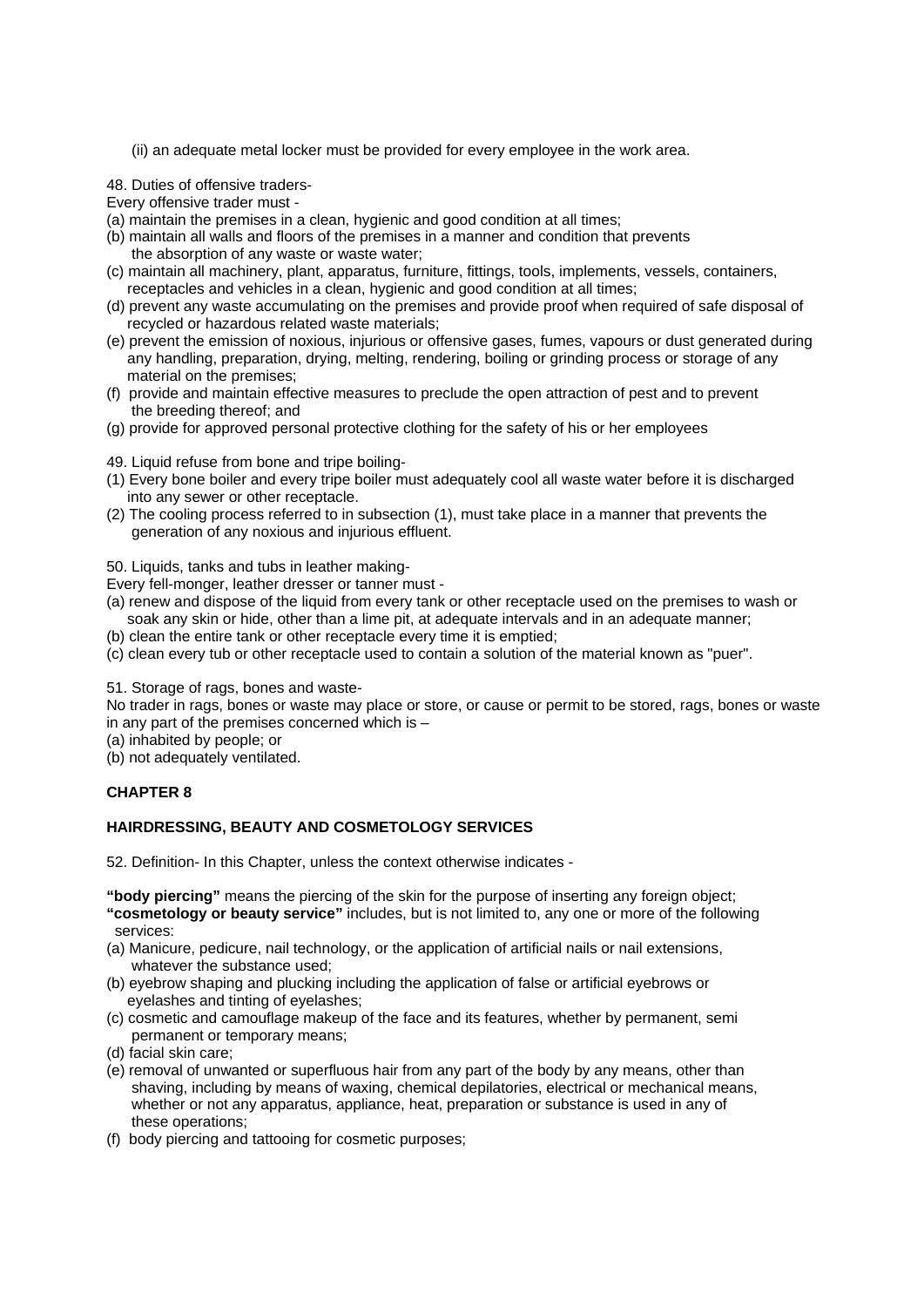(ii) an adequate metal locker must be provided for every employee in the work area.

48. Duties of offensive traders-

Every offensive trader must -

(a) maintain the premises in a clean, hygienic and good condition at all times;

(b) maintain all walls and floors of the premises in a manner and condition that prevents the absorption of any waste or waste water;

(c) maintain all machinery, plant, apparatus, furniture, fittings, tools, implements, vessels, containers, receptacles and vehicles in a clean, hygienic and good condition at all times;

(d) prevent any waste accumulating on the premises and provide proof when required of safe disposal of recycled or hazardous related waste materials;

(e) prevent the emission of noxious, injurious or offensive gases, fumes, vapours or dust generated during any handling, preparation, drying, melting, rendering, boiling or grinding process or storage of any material on the premises;

(f) provide and maintain effective measures to preclude the open attraction of pest and to prevent the breeding thereof; and

(g) provide for approved personal protective clothing for the safety of his or her employees

49. Liquid refuse from bone and tripe boiling-

(1) Every bone boiler and every tripe boiler must adequately cool all waste water before it is discharged into any sewer or other receptacle.

(2) The cooling process referred to in subsection (1), must take place in a manner that prevents the generation of any noxious and injurious effluent.

50. Liquids, tanks and tubs in leather making-

Every fell-monger, leather dresser or tanner must -

(a) renew and dispose of the liquid from every tank or other receptacle used on the premises to wash or soak any skin or hide, other than a lime pit, at adequate intervals and in an adequate manner;

(b) clean the entire tank or other receptacle every time it is emptied;

(c) clean every tub or other receptacle used to contain a solution of the material known as "puer".

51. Storage of rags, bones and waste-

No trader in rags, bones or waste may place or store, or cause or permit to be stored, rags, bones or waste in any part of the premises concerned which is –

(a) inhabited by people; or

(b) not adequately ventilated.

## CHAPTER 8

## HAIRDRESSING, BEAUTY AND COSMETOLOGY SERVICES

52. Definition- In this Chapter, unless the context otherwise indicates -

**"body piercing"** means the piercing of the skin for the purpose of inserting any foreign object;

**"cosmetology or beauty service"** includes, but is not limited to, any one or more of the following services:

(a) Manicure, pedicure, nail technology, or the application of artificial nails or nail extensions, whatever the substance used;

(b) eyebrow shaping and plucking including the application of false or artificial eyebrows or eyelashes and tinting of eyelashes;

(c) cosmetic and camouflage makeup of the face and its features, whether by permanent, semi permanent or temporary means;

(d) facial skin care;

(e) removal of unwanted or superfluous hair from any part of the body by any means, other than shaving, including by means of waxing, chemical depilatories, electrical or mechanical means, whether or not any apparatus, appliance, heat, preparation or substance is used in any of these operations;

(f) body piercing and tattooing for cosmetic purposes;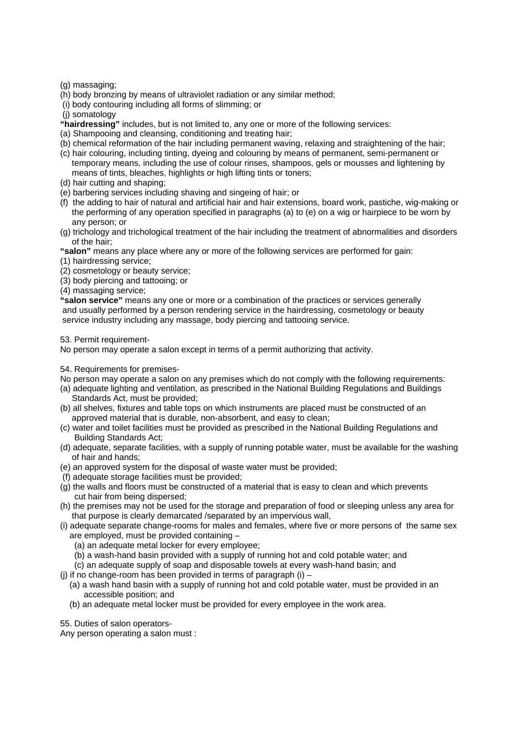(g) massaging;
(h) body bronzing by means of ultraviolet radiation or any similar method;
(i) body contouring including all forms of slimming; or
(j) somatology

**"hairdressing"** includes, but is not limited to, any one or more of the following services:
(a) Shampooing and cleansing, conditioning and treating hair;
(b) chemical reformation of the hair including permanent waving, relaxing and straightening of the hair;
(c) hair colouring, including tinting, dyeing and colouring by means of permanent, semi-permanent or temporary means, including the use of colour rinses, shampoos, gels or mousses and lightening by means of tints, bleaches, highlights or high lifting tints or toners;
(d) hair cutting and shaping;
(e) barbering services including shaving and singeing of hair; or
(f) the adding to hair of natural and artificial hair and hair extensions, board work, pastiche, wig-making or the performing of any operation specified in paragraphs (a) to (e) on a wig or hairpiece to be worn by any person; or
(g) trichology and trichological treatment of the hair including the treatment of abnormalities and disorders of the hair;

**"salon"** means any place where any or more of the following services are performed for gain:
(1) hairdressing service;
(2) cosmetology or beauty service;
(3) body piercing and tattooing; or
(4) massaging service;

**"salon service"** means any one or more or a combination of the practices or services generally and usually performed by a person rendering service in the hairdressing, cosmetology or beauty service industry including any massage, body piercing and tattooing service.

53. Permit requirement-

No person may operate a salon except in terms of a permit authorizing that activity.

54. Requirements for premises-

No person may operate a salon on any premises which do not comply with the following requirements:
(a) adequate lighting and ventilation, as prescribed in the National Building Regulations and Buildings Standards Act, must be provided;
(b) all shelves, fixtures and table tops on which instruments are placed must be constructed of an approved material that is durable, non-absorbent, and easy to clean;
(c) water and toilet facilities must be provided as prescribed in the National Building Regulations and Building Standards Act;
(d) adequate, separate facilities, with a supply of running potable water, must be available for the washing of hair and hands;
(e) an approved system for the disposal of waste water must be provided;
(f) adequate storage facilities must be provided;
(g) the walls and floors must be constructed of a material that is easy to clean and which prevents cut hair from being dispersed;
(h) the premises may not be used for the storage and preparation of food or sleeping unless any area for that purpose is clearly demarcated /separated by an impervious wall,
(i) adequate separate change-rooms for males and females, where five or more persons of the same sex are employed, must be provided containing –
 (a) an adequate metal locker for every employee;
 (b) a wash-hand basin provided with a supply of running hot and cold potable water; and
 (c) an adequate supply of soap and disposable towels at every wash-hand basin; and
(j) if no change-room has been provided in terms of paragraph (i) –
 (a) a wash hand basin with a supply of running hot and cold potable water, must be provided in an accessible position; and
 (b) an adequate metal locker must be provided for every employee in the work area.

55. Duties of salon operators-

Any person operating a salon must :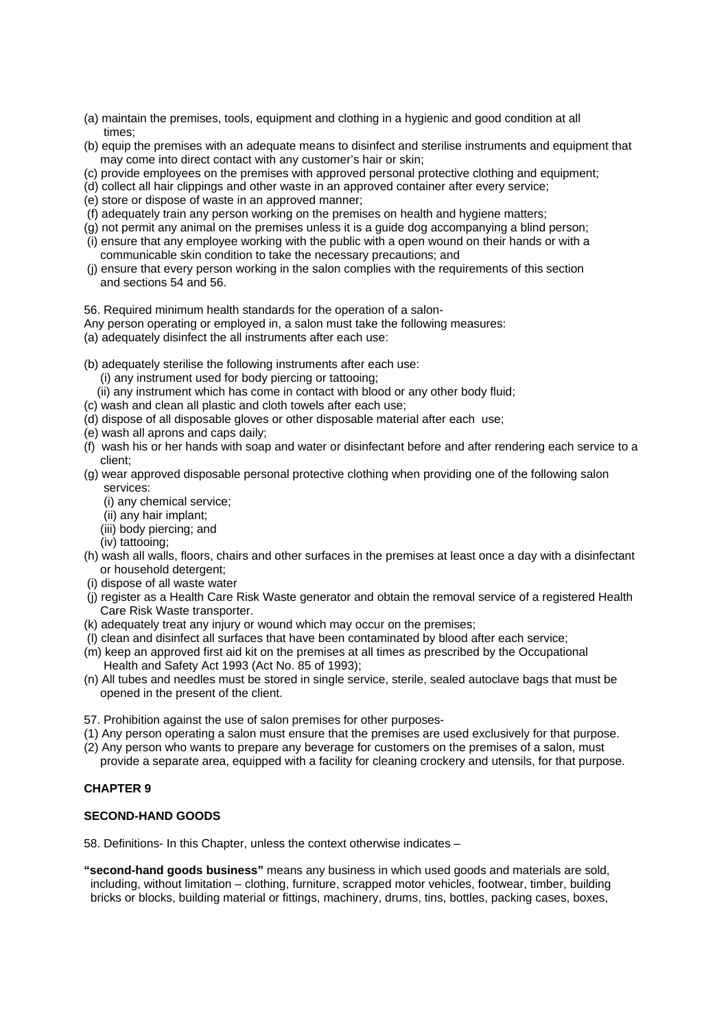(a) maintain the premises, tools, equipment and clothing in a hygienic and good condition at all times;

(b) equip the premises with an adequate means to disinfect and sterilise instruments and equipment that may come into direct contact with any customer's hair or skin;

(c) provide employees on the premises with approved personal protective clothing and equipment;

(d) collect all hair clippings and other waste in an approved container after every service;

(e) store or dispose of waste in an approved manner;

(f) adequately train any person working on the premises on health and hygiene matters;

(g) not permit any animal on the premises unless it is a guide dog accompanying a blind person;

(i) ensure that any employee working with the public with a open wound on their hands or with a communicable skin condition to take the necessary precautions; and

(j) ensure that every person working in the salon complies with the requirements of this section and sections 54 and 56.

56. Required minimum health standards for the operation of a salon-

Any person operating or employed in, a salon must take the following measures:

(a) adequately disinfect the all instruments after each use:

(b) adequately sterilise the following instruments after each use:

(i) any instrument used for body piercing or tattooing;

(ii) any instrument which has come in contact with blood or any other body fluid;

(c) wash and clean all plastic and cloth towels after each use;

(d) dispose of all disposable gloves or other disposable material after each use;

(e) wash all aprons and caps daily;

(f) wash his or her hands with soap and water or disinfectant before and after rendering each service to a client;

(g) wear approved disposable personal protective clothing when providing one of the following salon services:

(i) any chemical service;

(ii) any hair implant;

(iii) body piercing; and

(iv) tattooing;

(h) wash all walls, floors, chairs and other surfaces in the premises at least once a day with a disinfectant or household detergent;

(i) dispose of all waste water

(j) register as a Health Care Risk Waste generator and obtain the removal service of a registered Health Care Risk Waste transporter.

(k) adequately treat any injury or wound which may occur on the premises;

(l) clean and disinfect all surfaces that have been contaminated by blood after each service;

(m) keep an approved first aid kit on the premises at all times as prescribed by the Occupational Health and Safety Act 1993 (Act No. 85 of 1993);

(n) All tubes and needles must be stored in single service, sterile, sealed autoclave bags that must be opened in the present of the client.

57. Prohibition against the use of salon premises for other purposes-

(1) Any person operating a salon must ensure that the premises are used exclusively for that purpose.

(2) Any person who wants to prepare any beverage for customers on the premises of a salon, must provide a separate area, equipped with a facility for cleaning crockery and utensils, for that purpose.

## CHAPTER 9

## SECOND-HAND GOODS

58. Definitions- In this Chapter, unless the context otherwise indicates –

**"second-hand goods business"** means any business in which used goods and materials are sold, including, without limitation – clothing, furniture, scrapped motor vehicles, footwear, timber, building bricks or blocks, building material or fittings, machinery, drums, tins, bottles, packing cases, boxes,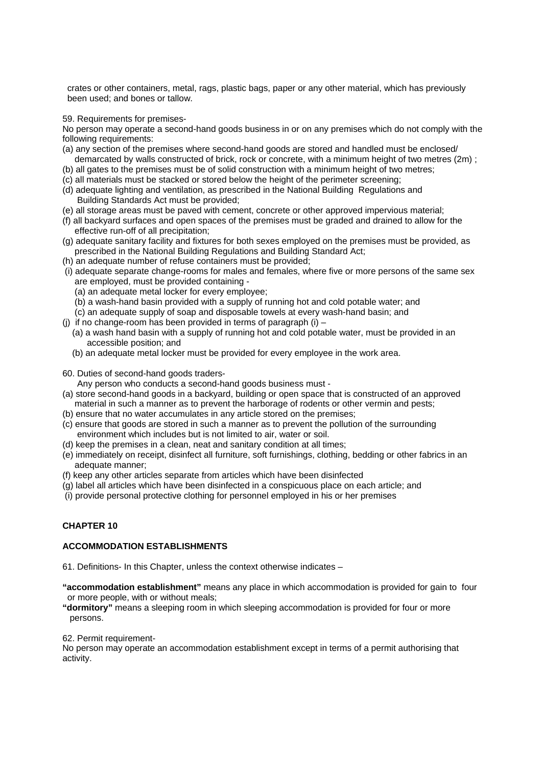crates or other containers, metal, rags, plastic bags, paper or any other material, which has previously been used; and bones or tallow.

59. Requirements for premises-

No person may operate a second-hand goods business in or on any premises which do not comply with the following requirements:

(a) any section of the premises where second-hand goods are stored and handled must be enclosed/ demarcated by walls constructed of brick, rock or concrete, with a minimum height of two metres (2m) ;

(b) all gates to the premises must be of solid construction with a minimum height of two metres;

(c) all materials must be stacked or stored below the height of the perimeter screening;

(d) adequate lighting and ventilation, as prescribed in the National Building Regulations and Building Standards Act must be provided;

(e) all storage areas must be paved with cement, concrete or other approved impervious material;

(f) all backyard surfaces and open spaces of the premises must be graded and drained to allow for the effective run-off of all precipitation;

(g) adequate sanitary facility and fixtures for both sexes employed on the premises must be provided, as prescribed in the National Building Regulations and Building Standard Act;

(h) an adequate number of refuse containers must be provided;

(i) adequate separate change-rooms for males and females, where five or more persons of the same sex are employed, must be provided containing -

(a) an adequate metal locker for every employee;

(b) a wash-hand basin provided with a supply of running hot and cold potable water; and

(c) an adequate supply of soap and disposable towels at every wash-hand basin; and

(j) if no change-room has been provided in terms of paragraph (i) –

(a) a wash hand basin with a supply of running hot and cold potable water, must be provided in an accessible position; and

(b) an adequate metal locker must be provided for every employee in the work area.

60. Duties of second-hand goods traders-

Any person who conducts a second-hand goods business must -

(a) store second-hand goods in a backyard, building or open space that is constructed of an approved material in such a manner as to prevent the harborage of rodents or other vermin and pests;

(b) ensure that no water accumulates in any article stored on the premises;

(c) ensure that goods are stored in such a manner as to prevent the pollution of the surrounding environment which includes but is not limited to air, water or soil.

(d) keep the premises in a clean, neat and sanitary condition at all times;

(e) immediately on receipt, disinfect all furniture, soft furnishings, clothing, bedding or other fabrics in an adequate manner;

(f) keep any other articles separate from articles which have been disinfected

(g) label all articles which have been disinfected in a conspicuous place on each article; and

(i) provide personal protective clothing for personnel employed in his or her premises

**CHAPTER 10**

**ACCOMMODATION ESTABLISHMENTS**

61. Definitions- In this Chapter, unless the context otherwise indicates –

**"accommodation establishment"** means any place in which accommodation is provided for gain to four or more people, with or without meals;

**"dormitory"** means a sleeping room in which sleeping accommodation is provided for four or more persons.

62. Permit requirement-

No person may operate an accommodation establishment except in terms of a permit authorising that activity.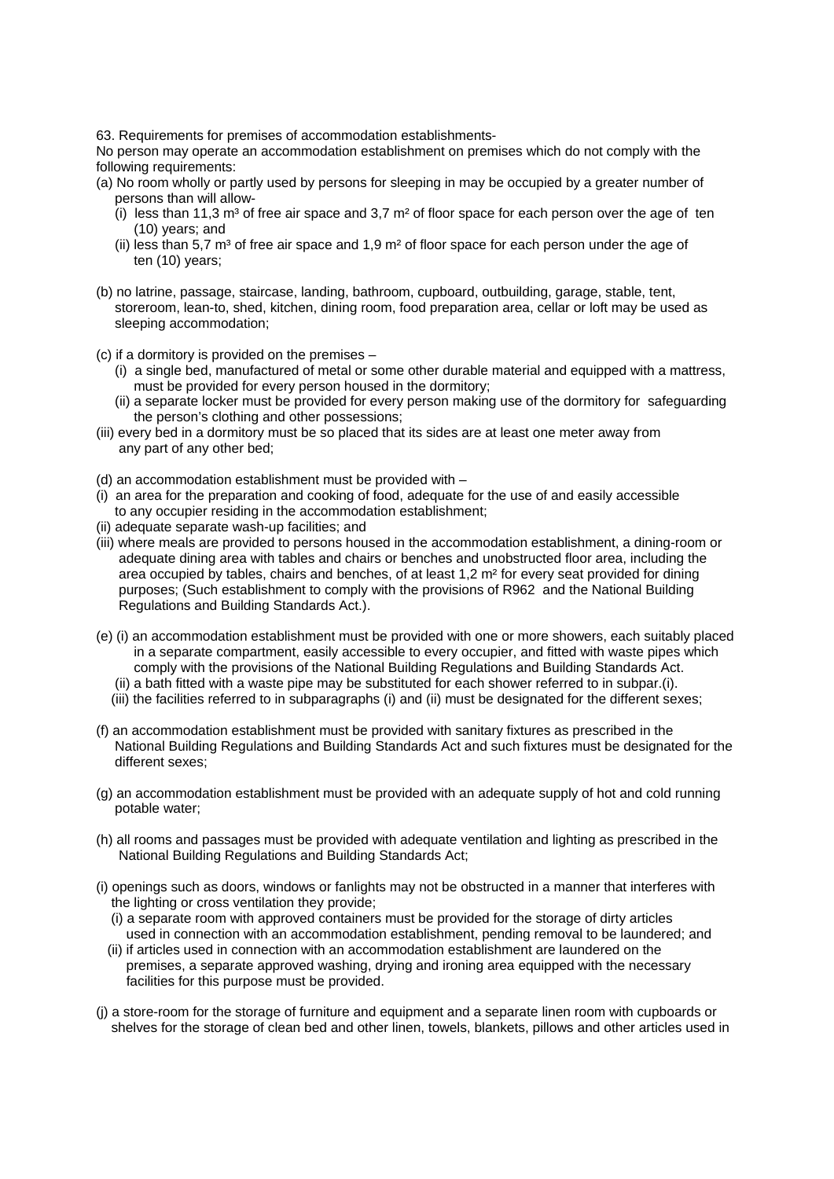63. Requirements for premises of accommodation establishments-

No person may operate an accommodation establishment on premises which do not comply with the following requirements:

(a) No room wholly or partly used by persons for sleeping in may be occupied by a greater number of persons than will allow-

 (i) less than 11,3 $m^3$ of free air space and 3,7 $m^2$ of floor space for each person over the age of ten (10) years; and

 (ii) less than 5,7 $m^3$ of free air space and 1,9 $m^2$ of floor space for each person under the age of ten (10) years;

(b) no latrine, passage, staircase, landing, bathroom, cupboard, outbuilding, garage, stable, tent, storeroom, lean-to, shed, kitchen, dining room, food preparation area, cellar or loft may be used as sleeping accommodation;

(c) if a dormitory is provided on the premises –

 (i) a single bed, manufactured of metal or some other durable material and equipped with a mattress, must be provided for every person housed in the dormitory;

 (ii) a separate locker must be provided for every person making use of the dormitory for safeguarding the person's clothing and other possessions;

(iii) every bed in a dormitory must be so placed that its sides are at least one meter away from any part of any other bed;

(d) an accommodation establishment must be provided with –

(i) an area for the preparation and cooking of food, adequate for the use of and easily accessible to any occupier residing in the accommodation establishment;

(ii) adequate separate wash-up facilities; and

(iii) where meals are provided to persons housed in the accommodation establishment, a dining-room or adequate dining area with tables and chairs or benches and unobstructed floor area, including the area occupied by tables, chairs and benches, of at least 1,2 $m^2$ for every seat provided for dining purposes; (Such establishment to comply with the provisions of R962 and the National Building Regulations and Building Standards Act.).

(e) (i) an accommodation establishment must be provided with one or more showers, each suitably placed in a separate compartment, easily accessible to every occupier, and fitted with waste pipes which comply with the provisions of the National Building Regulations and Building Standards Act.

 (ii) a bath fitted with a waste pipe may be substituted for each shower referred to in subpar.(i).

 (iii) the facilities referred to in subparagraphs (i) and (ii) must be designated for the different sexes;

(f) an accommodation establishment must be provided with sanitary fixtures as prescribed in the National Building Regulations and Building Standards Act and such fixtures must be designated for the different sexes;

(g) an accommodation establishment must be provided with an adequate supply of hot and cold running potable water;

(h) all rooms and passages must be provided with adequate ventilation and lighting as prescribed in the National Building Regulations and Building Standards Act;

(i) openings such as doors, windows or fanlights may not be obstructed in a manner that interferes with the lighting or cross ventilation they provide;

 (i) a separate room with approved containers must be provided for the storage of dirty articles used in connection with an accommodation establishment, pending removal to be laundered; and

 (ii) if articles used in connection with an accommodation establishment are laundered on the premises, a separate approved washing, drying and ironing area equipped with the necessary facilities for this purpose must be provided.

(j) a store-room for the storage of furniture and equipment and a separate linen room with cupboards or shelves for the storage of clean bed and other linen, towels, blankets, pillows and other articles used in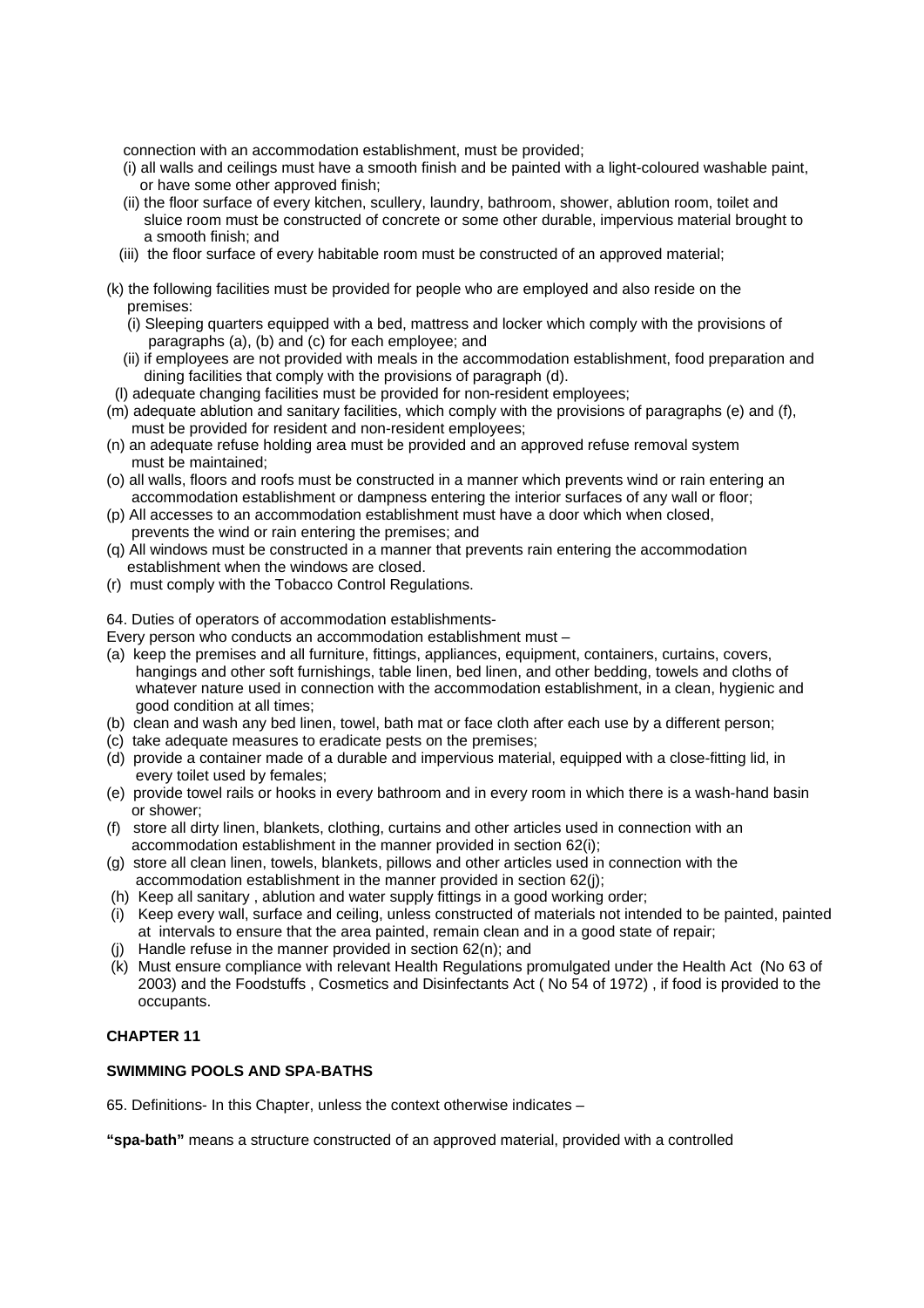connection with an accommodation establishment, must be provided;

(i) all walls and ceilings must have a smooth finish and be painted with a light-coloured washable paint, or have some other approved finish;

(ii) the floor surface of every kitchen, scullery, laundry, bathroom, shower, ablution room, toilet and sluice room must be constructed of concrete or some other durable, impervious material brought to a smooth finish; and

(iii) the floor surface of every habitable room must be constructed of an approved material;

(k) the following facilities must be provided for people who are employed and also reside on the premises:

(i) Sleeping quarters equipped with a bed, mattress and locker which comply with the provisions of paragraphs (a), (b) and (c) for each employee; and

(ii) if employees are not provided with meals in the accommodation establishment, food preparation and dining facilities that comply with the provisions of paragraph (d).

(l) adequate changing facilities must be provided for non-resident employees;

(m) adequate ablution and sanitary facilities, which comply with the provisions of paragraphs (e) and (f), must be provided for resident and non-resident employees;

(n) an adequate refuse holding area must be provided and an approved refuse removal system must be maintained;

(o) all walls, floors and roofs must be constructed in a manner which prevents wind or rain entering an accommodation establishment or dampness entering the interior surfaces of any wall or floor;

(p) All accesses to an accommodation establishment must have a door which when closed, prevents the wind or rain entering the premises; and

(q) All windows must be constructed in a manner that prevents rain entering the accommodation establishment when the windows are closed.

(r) must comply with the Tobacco Control Regulations.

64. Duties of operators of accommodation establishments-

Every person who conducts an accommodation establishment must –

(a) keep the premises and all furniture, fittings, appliances, equipment, containers, curtains, covers, hangings and other soft furnishings, table linen, bed linen, and other bedding, towels and cloths of whatever nature used in connection with the accommodation establishment, in a clean, hygienic and good condition at all times;

(b) clean and wash any bed linen, towel, bath mat or face cloth after each use by a different person;

(c) take adequate measures to eradicate pests on the premises;

(d) provide a container made of a durable and impervious material, equipped with a close-fitting lid, in every toilet used by females;

(e) provide towel rails or hooks in every bathroom and in every room in which there is a wash-hand basin or shower;

(f) store all dirty linen, blankets, clothing, curtains and other articles used in connection with an accommodation establishment in the manner provided in section 62(i);

(g) store all clean linen, towels, blankets, pillows and other articles used in connection with the accommodation establishment in the manner provided in section 62(j);

(h) Keep all sanitary , ablution and water supply fittings in a good working order;

(i) Keep every wall, surface and ceiling, unless constructed of materials not intended to be painted, painted at intervals to ensure that the area painted, remain clean and in a good state of repair;

(j) Handle refuse in the manner provided in section 62(n); and

(k) Must ensure compliance with relevant Health Regulations promulgated under the Health Act (No 63 of 2003) and the Foodstuffs , Cosmetics and Disinfectants Act ( No 54 of 1972) , if food is provided to the occupants.

**CHAPTER 11**

**SWIMMING POOLS AND SPA-BATHS**

65. Definitions- In this Chapter, unless the context otherwise indicates –

**"spa-bath"** means a structure constructed of an approved material, provided with a controlled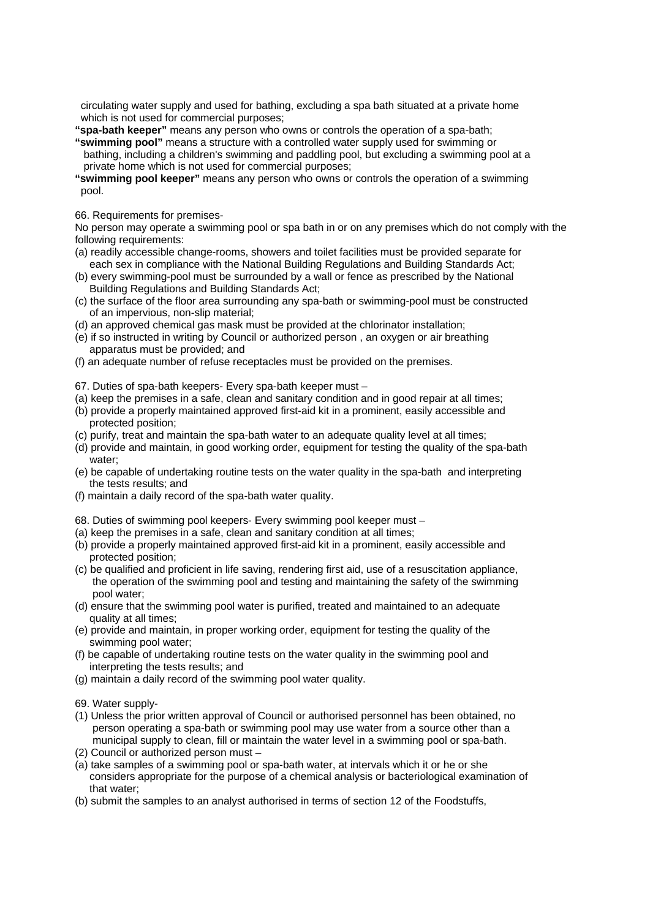circulating water supply and used for bathing, excluding a spa bath situated at a private home which is not used for commercial purposes;

**"spa-bath keeper"** means any person who owns or controls the operation of a spa-bath;

**"swimming pool"** means a structure with a controlled water supply used for swimming or bathing, including a children's swimming and paddling pool, but excluding a swimming pool at a private home which is not used for commercial purposes;

**"swimming pool keeper"** means any person who owns or controls the operation of a swimming pool.

66. Requirements for premises-

No person may operate a swimming pool or spa bath in or on any premises which do not comply with the following requirements:

(a) readily accessible change-rooms, showers and toilet facilities must be provided separate for each sex in compliance with the National Building Regulations and Building Standards Act;

(b) every swimming-pool must be surrounded by a wall or fence as prescribed by the National Building Regulations and Building Standards Act;

(c) the surface of the floor area surrounding any spa-bath or swimming-pool must be constructed of an impervious, non-slip material;

(d) an approved chemical gas mask must be provided at the chlorinator installation;

(e) if so instructed in writing by Council or authorized person , an oxygen or air breathing apparatus must be provided; and

(f) an adequate number of refuse receptacles must be provided on the premises.

67. Duties of spa-bath keepers- Every spa-bath keeper must –

(a) keep the premises in a safe, clean and sanitary condition and in good repair at all times;

(b) provide a properly maintained approved first-aid kit in a prominent, easily accessible and protected position;

(c) purify, treat and maintain the spa-bath water to an adequate quality level at all times;

(d) provide and maintain, in good working order, equipment for testing the quality of the spa-bath water;

(e) be capable of undertaking routine tests on the water quality in the spa-bath and interpreting the tests results; and

(f) maintain a daily record of the spa-bath water quality.

68. Duties of swimming pool keepers- Every swimming pool keeper must –

(a) keep the premises in a safe, clean and sanitary condition at all times;

(b) provide a properly maintained approved first-aid kit in a prominent, easily accessible and protected position;

(c) be qualified and proficient in life saving, rendering first aid, use of a resuscitation appliance, the operation of the swimming pool and testing and maintaining the safety of the swimming pool water;

(d) ensure that the swimming pool water is purified, treated and maintained to an adequate quality at all times;

(e) provide and maintain, in proper working order, equipment for testing the quality of the swimming pool water;

(f) be capable of undertaking routine tests on the water quality in the swimming pool and interpreting the tests results; and

(g) maintain a daily record of the swimming pool water quality.

69. Water supply-

(1) Unless the prior written approval of Council or authorised personnel has been obtained, no person operating a spa-bath or swimming pool may use water from a source other than a municipal supply to clean, fill or maintain the water level in a swimming pool or spa-bath.

(2) Council or authorized person must –

(a) take samples of a swimming pool or spa-bath water, at intervals which it or he or she considers appropriate for the purpose of a chemical analysis or bacteriological examination of that water;

(b) submit the samples to an analyst authorised in terms of section 12 of the Foodstuffs,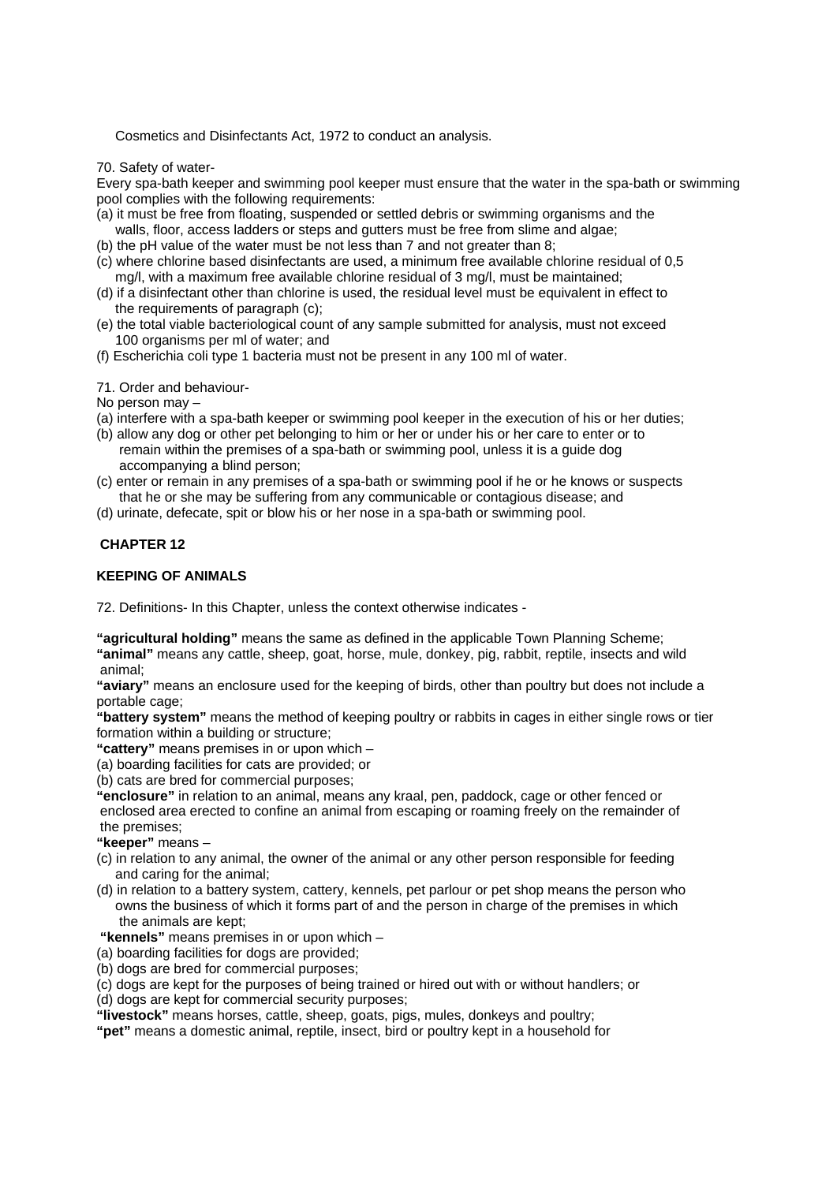Cosmetics and Disinfectants Act, 1972 to conduct an analysis.

70. Safety of water-

Every spa-bath keeper and swimming pool keeper must ensure that the water in the spa-bath or swimming pool complies with the following requirements:

(a) it must be free from floating, suspended or settled debris or swimming organisms and the walls, floor, access ladders or steps and gutters must be free from slime and algae;
(b) the pH value of the water must be not less than 7 and not greater than 8;
(c) where chlorine based disinfectants are used, a minimum free available chlorine residual of 0,5 mg/l, with a maximum free available chlorine residual of 3 mg/l, must be maintained;
(d) if a disinfectant other than chlorine is used, the residual level must be equivalent in effect to the requirements of paragraph (c);
(e) the total viable bacteriological count of any sample submitted for analysis, must not exceed 100 organisms per ml of water; and
(f) Escherichia coli type 1 bacteria must not be present in any 100 ml of water.

71. Order and behaviour-

No person may –

(a) interfere with a spa-bath keeper or swimming pool keeper in the execution of his or her duties;
(b) allow any dog or other pet belonging to him or her or under his or her care to enter or to remain within the premises of a spa-bath or swimming pool, unless it is a guide dog accompanying a blind person;
(c) enter or remain in any premises of a spa-bath or swimming pool if he or he knows or suspects that he or she may be suffering from any communicable or contagious disease; and
(d) urinate, defecate, spit or blow his or her nose in a spa-bath or swimming pool.

## CHAPTER 12

## KEEPING OF ANIMALS

72. Definitions- In this Chapter, unless the context otherwise indicates -

**"agricultural holding"** means the same as defined in the applicable Town Planning Scheme;
**"animal"** means any cattle, sheep, goat, horse, mule, donkey, pig, rabbit, reptile, insects and wild animal;
**"aviary"** means an enclosure used for the keeping of birds, other than poultry but does not include a portable cage;
**"battery system"** means the method of keeping poultry or rabbits in cages in either single rows or tier formation within a building or structure;
**"cattery"** means premises in or upon which –

(a) boarding facilities for cats are provided; or
(b) cats are bred for commercial purposes;

**"enclosure"** in relation to an animal, means any kraal, pen, paddock, cage or other fenced or enclosed area erected to confine an animal from escaping or roaming freely on the remainder of the premises;
**"keeper"** means –

(c) in relation to any animal, the owner of the animal or any other person responsible for feeding and caring for the animal;
(d) in relation to a battery system, cattery, kennels, pet parlour or pet shop means the person who owns the business of which it forms part of and the person in charge of the premises in which the animals are kept;

**"kennels"** means premises in or upon which –

(a) boarding facilities for dogs are provided;
(b) dogs are bred for commercial purposes;
(c) dogs are kept for the purposes of being trained or hired out with or without handlers; or
(d) dogs are kept for commercial security purposes;

**"livestock"** means horses, cattle, sheep, goats, pigs, mules, donkeys and poultry;
**"pet"** means a domestic animal, reptile, insect, bird or poultry kept in a household for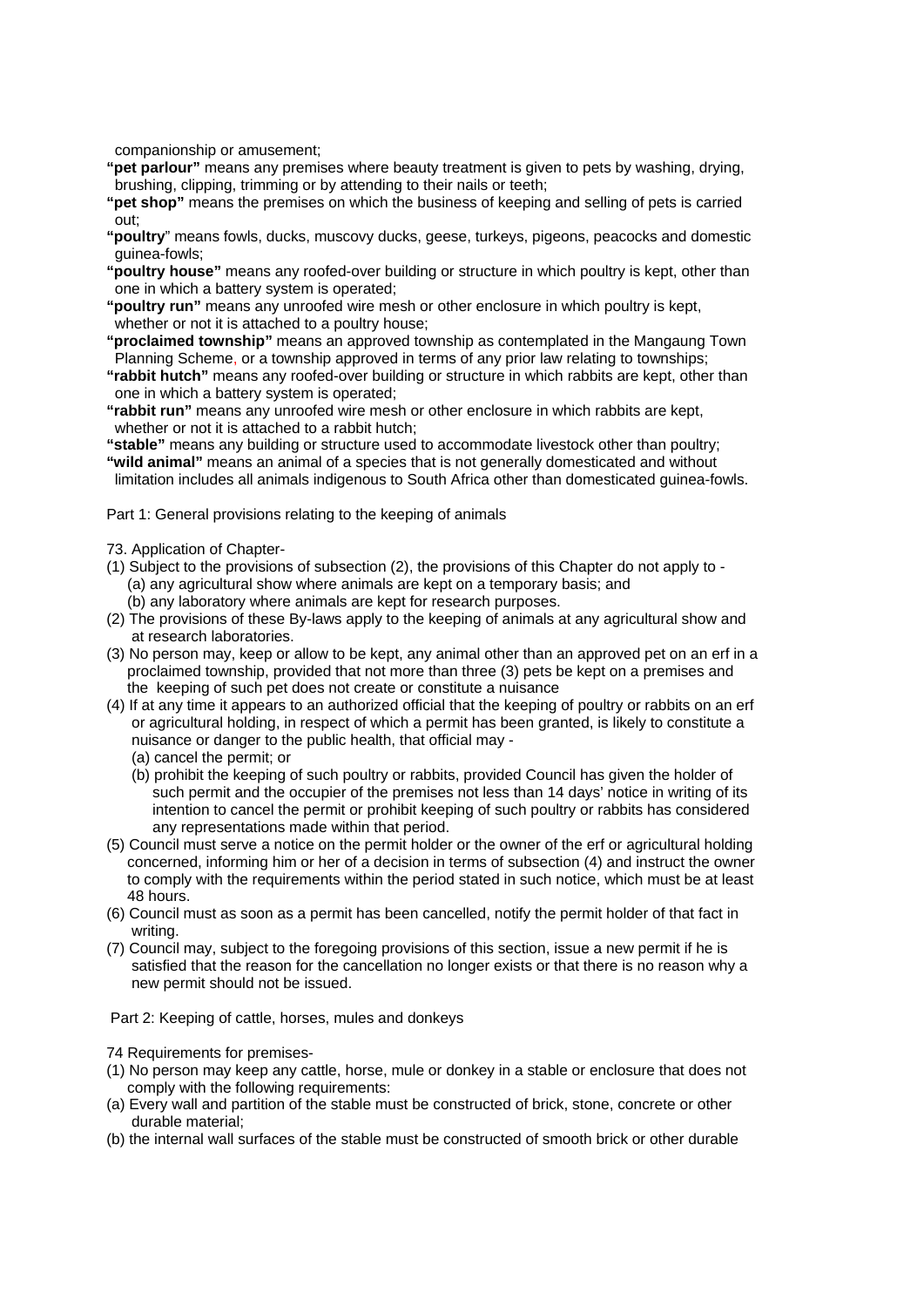companionship or amusement;

**"pet parlour"** means any premises where beauty treatment is given to pets by washing, drying, brushing, clipping, trimming or by attending to their nails or teeth;

**"pet shop"** means the premises on which the business of keeping and selling of pets is carried out;

**"poultry**" means fowls, ducks, muscovy ducks, geese, turkeys, pigeons, peacocks and domestic guinea-fowls;

**"poultry house"** means any roofed-over building or structure in which poultry is kept, other than one in which a battery system is operated;

**"poultry run"** means any unroofed wire mesh or other enclosure in which poultry is kept, whether or not it is attached to a poultry house;

**"proclaimed township"** means an approved township as contemplated in the Mangaung Town Planning Scheme, or a township approved in terms of any prior law relating to townships;

**"rabbit hutch"** means any roofed-over building or structure in which rabbits are kept, other than one in which a battery system is operated;

**"rabbit run"** means any unroofed wire mesh or other enclosure in which rabbits are kept, whether or not it is attached to a rabbit hutch;

**"stable"** means any building or structure used to accommodate livestock other than poultry;

**"wild animal"** means an animal of a species that is not generally domesticated and without limitation includes all animals indigenous to South Africa other than domesticated guinea-fowls.

Part 1: General provisions relating to the keeping of animals

73. Application of Chapter-

(1) Subject to the provisions of subsection (2), the provisions of this Chapter do not apply to -
 (a) any agricultural show where animals are kept on a temporary basis; and
 (b) any laboratory where animals are kept for research purposes.

(2) The provisions of these By-laws apply to the keeping of animals at any agricultural show and at research laboratories.

(3) No person may, keep or allow to be kept, any animal other than an approved pet on an erf in a proclaimed township, provided that not more than three (3) pets be kept on a premises and the keeping of such pet does not create or constitute a nuisance

(4) If at any time it appears to an authorized official that the keeping of poultry or rabbits on an erf or agricultural holding, in respect of which a permit has been granted, is likely to constitute a nuisance or danger to the public health, that official may -
 (a) cancel the permit; or
 (b) prohibit the keeping of such poultry or rabbits, provided Council has given the holder of such permit and the occupier of the premises not less than 14 days' notice in writing of its intention to cancel the permit or prohibit keeping of such poultry or rabbits has considered any representations made within that period.

(5) Council must serve a notice on the permit holder or the owner of the erf or agricultural holding concerned, informing him or her of a decision in terms of subsection (4) and instruct the owner to comply with the requirements within the period stated in such notice, which must be at least 48 hours.

(6) Council must as soon as a permit has been cancelled, notify the permit holder of that fact in writing.

(7) Council may, subject to the foregoing provisions of this section, issue a new permit if he is satisfied that the reason for the cancellation no longer exists or that there is no reason why a new permit should not be issued.

Part 2: Keeping of cattle, horses, mules and donkeys

74 Requirements for premises-

(1) No person may keep any cattle, horse, mule or donkey in a stable or enclosure that does not comply with the following requirements:

(a) Every wall and partition of the stable must be constructed of brick, stone, concrete or other durable material;

(b) the internal wall surfaces of the stable must be constructed of smooth brick or other durable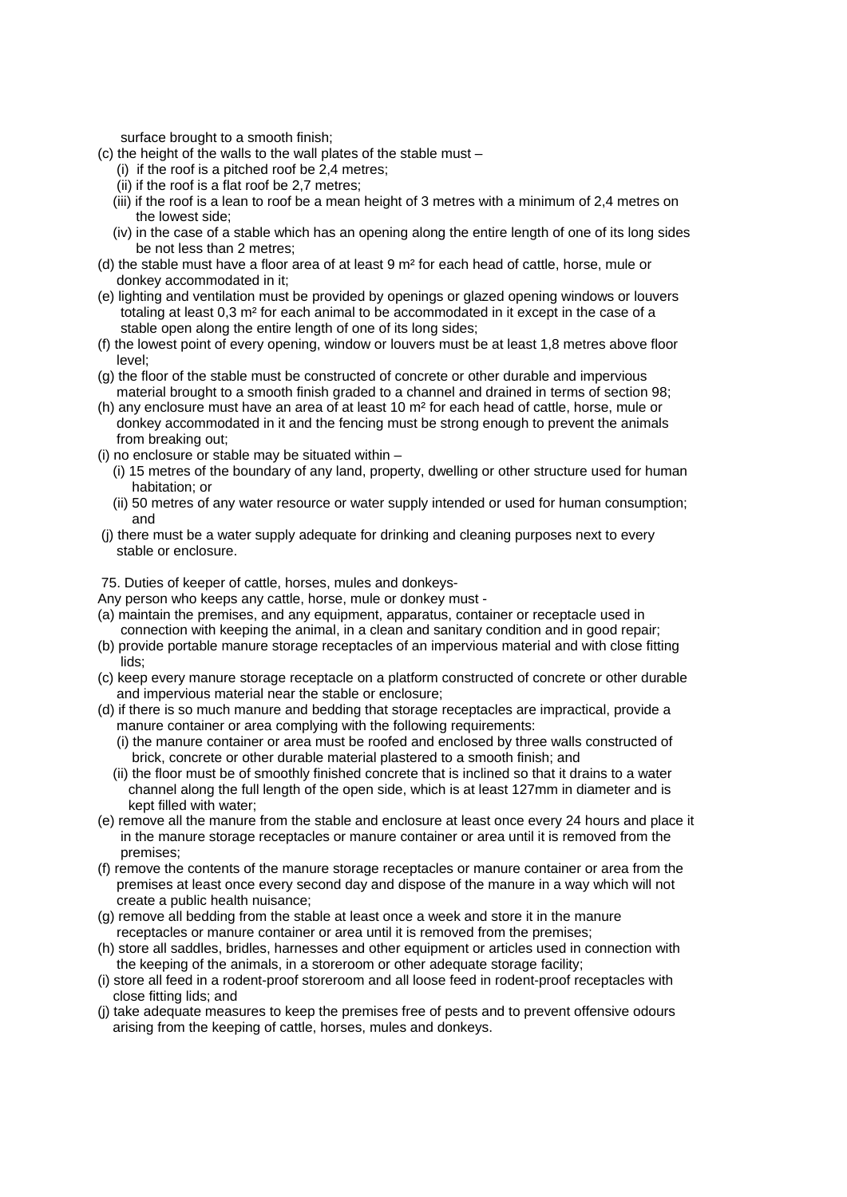surface brought to a smooth finish;

(c) the height of the walls to the wall plates of the stable must –

   (i) if the roof is a pitched roof be 2,4 metres;

   (ii) if the roof is a flat roof be 2,7 metres;

   (iii) if the roof is a lean to roof be a mean height of 3 metres with a minimum of 2,4 metres on the lowest side;

   (iv) in the case of a stable which has an opening along the entire length of one of its long sides be not less than 2 metres;

(d) the stable must have a floor area of at least 9 m² for each head of cattle, horse, mule or donkey accommodated in it;

(e) lighting and ventilation must be provided by openings or glazed opening windows or louvers totaling at least 0,3 m² for each animal to be accommodated in it except in the case of a stable open along the entire length of one of its long sides;

(f) the lowest point of every opening, window or louvers must be at least 1,8 metres above floor level;

(g) the floor of the stable must be constructed of concrete or other durable and impervious material brought to a smooth finish graded to a channel and drained in terms of section 98;

(h) any enclosure must have an area of at least 10 m² for each head of cattle, horse, mule or donkey accommodated in it and the fencing must be strong enough to prevent the animals from breaking out;

(i) no enclosure or stable may be situated within –

   (i) 15 metres of the boundary of any land, property, dwelling or other structure used for human habitation; or

   (ii) 50 metres of any water resource or water supply intended or used for human consumption; and

(j) there must be a water supply adequate for drinking and cleaning purposes next to every stable or enclosure.

75. Duties of keeper of cattle, horses, mules and donkeys-

Any person who keeps any cattle, horse, mule or donkey must -

(a) maintain the premises, and any equipment, apparatus, container or receptacle used in connection with keeping the animal, in a clean and sanitary condition and in good repair;

(b) provide portable manure storage receptacles of an impervious material and with close fitting lids;

(c) keep every manure storage receptacle on a platform constructed of concrete or other durable and impervious material near the stable or enclosure;

(d) if there is so much manure and bedding that storage receptacles are impractical, provide a manure container or area complying with the following requirements:

   (i) the manure container or area must be roofed and enclosed by three walls constructed of brick, concrete or other durable material plastered to a smooth finish; and

   (ii) the floor must be of smoothly finished concrete that is inclined so that it drains to a water channel along the full length of the open side, which is at least 127mm in diameter and is kept filled with water;

(e) remove all the manure from the stable and enclosure at least once every 24 hours and place it in the manure storage receptacles or manure container or area until it is removed from the premises;

(f) remove the contents of the manure storage receptacles or manure container or area from the premises at least once every second day and dispose of the manure in a way which will not create a public health nuisance;

(g) remove all bedding from the stable at least once a week and store it in the manure receptacles or manure container or area until it is removed from the premises;

(h) store all saddles, bridles, harnesses and other equipment or articles used in connection with the keeping of the animals, in a storeroom or other adequate storage facility;

(i) store all feed in a rodent-proof storeroom and all loose feed in rodent-proof receptacles with close fitting lids; and

(j) take adequate measures to keep the premises free of pests and to prevent offensive odours arising from the keeping of cattle, horses, mules and donkeys.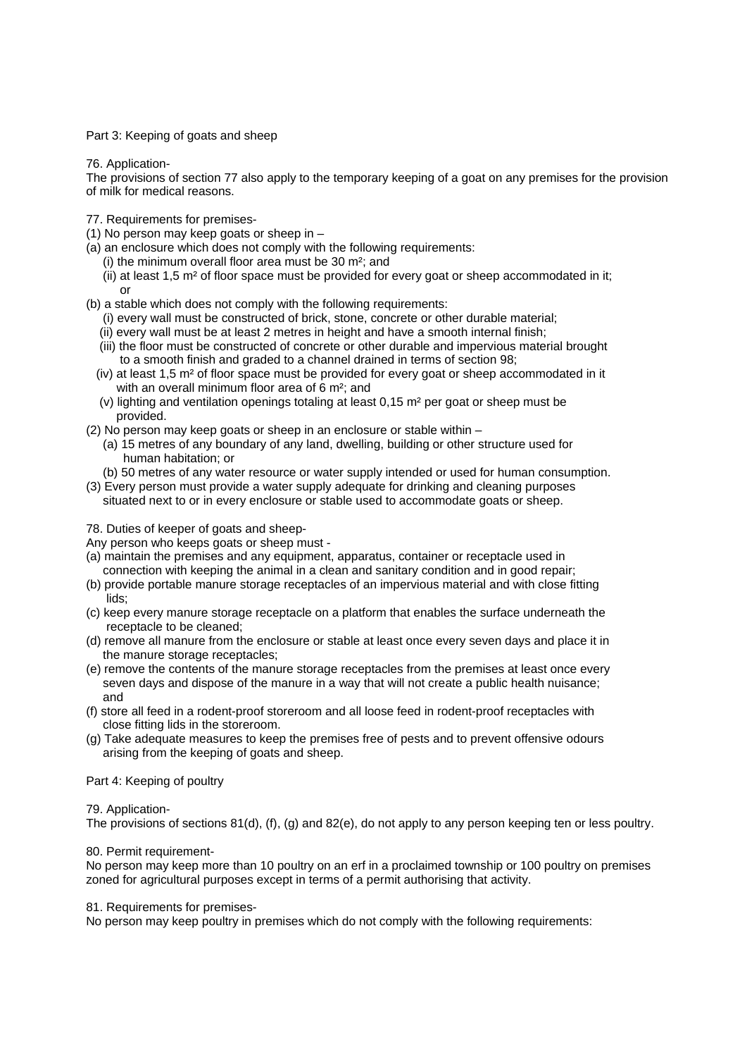## Part 3: Keeping of goats and sheep

76. Application-

The provisions of section 77 also apply to the temporary keeping of a goat on any premises for the provision of milk for medical reasons.

77. Requirements for premises-

(1) No person may keep goats or sheep in –

(a) an enclosure which does not comply with the following requirements:

  (i) the minimum overall floor area must be 30 m²; and

  (ii) at least 1,5 m² of floor space must be provided for every goat or sheep accommodated in it; or

(b) a stable which does not comply with the following requirements:

  (i) every wall must be constructed of brick, stone, concrete or other durable material;

  (ii) every wall must be at least 2 metres in height and have a smooth internal finish;

  (iii) the floor must be constructed of concrete or other durable and impervious material brought to a smooth finish and graded to a channel drained in terms of section 98;

  (iv) at least 1,5 m² of floor space must be provided for every goat or sheep accommodated in it with an overall minimum floor area of 6 m²; and

  (v) lighting and ventilation openings totaling at least 0,15 m² per goat or sheep must be provided.

(2) No person may keep goats or sheep in an enclosure or stable within –

  (a) 15 metres of any boundary of any land, dwelling, building or other structure used for human habitation; or

  (b) 50 metres of any water resource or water supply intended or used for human consumption.

(3) Every person must provide a water supply adequate for drinking and cleaning purposes situated next to or in every enclosure or stable used to accommodate goats or sheep.

78. Duties of keeper of goats and sheep-

Any person who keeps goats or sheep must -

(a) maintain the premises and any equipment, apparatus, container or receptacle used in connection with keeping the animal in a clean and sanitary condition and in good repair;

(b) provide portable manure storage receptacles of an impervious material and with close fitting lids;

(c) keep every manure storage receptacle on a platform that enables the surface underneath the receptacle to be cleaned;

(d) remove all manure from the enclosure or stable at least once every seven days and place it in the manure storage receptacles;

(e) remove the contents of the manure storage receptacles from the premises at least once every seven days and dispose of the manure in a way that will not create a public health nuisance; and

(f) store all feed in a rodent-proof storeroom and all loose feed in rodent-proof receptacles with close fitting lids in the storeroom.

(g) Take adequate measures to keep the premises free of pests and to prevent offensive odours arising from the keeping of goats and sheep.

## Part 4: Keeping of poultry

79. Application-

The provisions of sections 81(d), (f), (g) and 82(e), do not apply to any person keeping ten or less poultry.

80. Permit requirement-

No person may keep more than 10 poultry on an erf in a proclaimed township or 100 poultry on premises zoned for agricultural purposes except in terms of a permit authorising that activity.

81. Requirements for premises-

No person may keep poultry in premises which do not comply with the following requirements: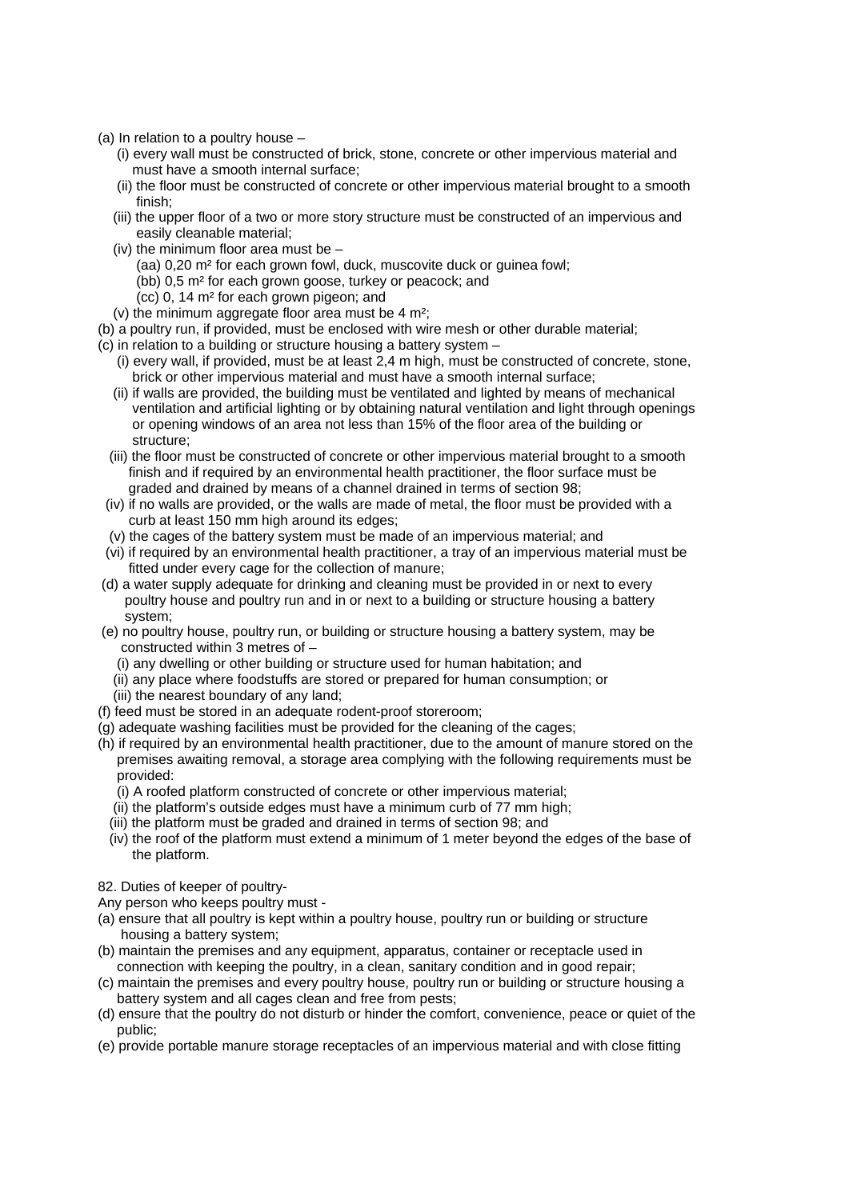(a) In relation to a poultry house –

   (i) every wall must be constructed of brick, stone, concrete or other impervious material and must have a smooth internal surface;

   (ii) the floor must be constructed of concrete or other impervious material brought to a smooth finish;

   (iii) the upper floor of a two or more story structure must be constructed of an impervious and easily cleanable material;

   (iv) the minimum floor area must be –

      (aa) 0,20 m² for each grown fowl, duck, muscovite duck or guinea fowl;

      (bb) 0,5 m² for each grown goose, turkey or peacock; and

      (cc) 0, 14 m² for each grown pigeon; and

   (v) the minimum aggregate floor area must be 4 m²;

(b) a poultry run, if provided, must be enclosed with wire mesh or other durable material;

(c) in relation to a building or structure housing a battery system –

   (i) every wall, if provided, must be at least 2,4 m high, must be constructed of concrete, stone, brick or other impervious material and must have a smooth internal surface;

   (ii) if walls are provided, the building must be ventilated and lighted by means of mechanical ventilation and artificial lighting or by obtaining natural ventilation and light through openings or opening windows of an area not less than 15% of the floor area of the building or structure;

   (iii) the floor must be constructed of concrete or other impervious material brought to a smooth finish and if required by an environmental health practitioner, the floor surface must be graded and drained by means of a channel drained in terms of section 98;

   (iv) if no walls are provided, or the walls are made of metal, the floor must be provided with a curb at least 150 mm high around its edges;

   (v) the cages of the battery system must be made of an impervious material; and

   (vi) if required by an environmental health practitioner, a tray of an impervious material must be fitted under every cage for the collection of manure;

(d) a water supply adequate for drinking and cleaning must be provided in or next to every poultry house and poultry run and in or next to a building or structure housing a battery system;

(e) no poultry house, poultry run, or building or structure housing a battery system, may be constructed within 3 metres of –

   (i) any dwelling or other building or structure used for human habitation; and

   (ii) any place where foodstuffs are stored or prepared for human consumption; or

   (iii) the nearest boundary of any land;

(f) feed must be stored in an adequate rodent-proof storeroom;

(g) adequate washing facilities must be provided for the cleaning of the cages;

(h) if required by an environmental health practitioner, due to the amount of manure stored on the premises awaiting removal, a storage area complying with the following requirements must be provided:

   (i) A roofed platform constructed of concrete or other impervious material;

   (ii) the platform's outside edges must have a minimum curb of 77 mm high;

   (iii) the platform must be graded and drained in terms of section 98; and

   (iv) the roof of the platform must extend a minimum of 1 meter beyond the edges of the base of the platform.

82. Duties of keeper of poultry-

Any person who keeps poultry must -

(a) ensure that all poultry is kept within a poultry house, poultry run or building or structure housing a battery system;

(b) maintain the premises and any equipment, apparatus, container or receptacle used in connection with keeping the poultry, in a clean, sanitary condition and in good repair;

(c) maintain the premises and every poultry house, poultry run or building or structure housing a battery system and all cages clean and free from pests;

(d) ensure that the poultry do not disturb or hinder the comfort, convenience, peace or quiet of the public;

(e) provide portable manure storage receptacles of an impervious material and with close fitting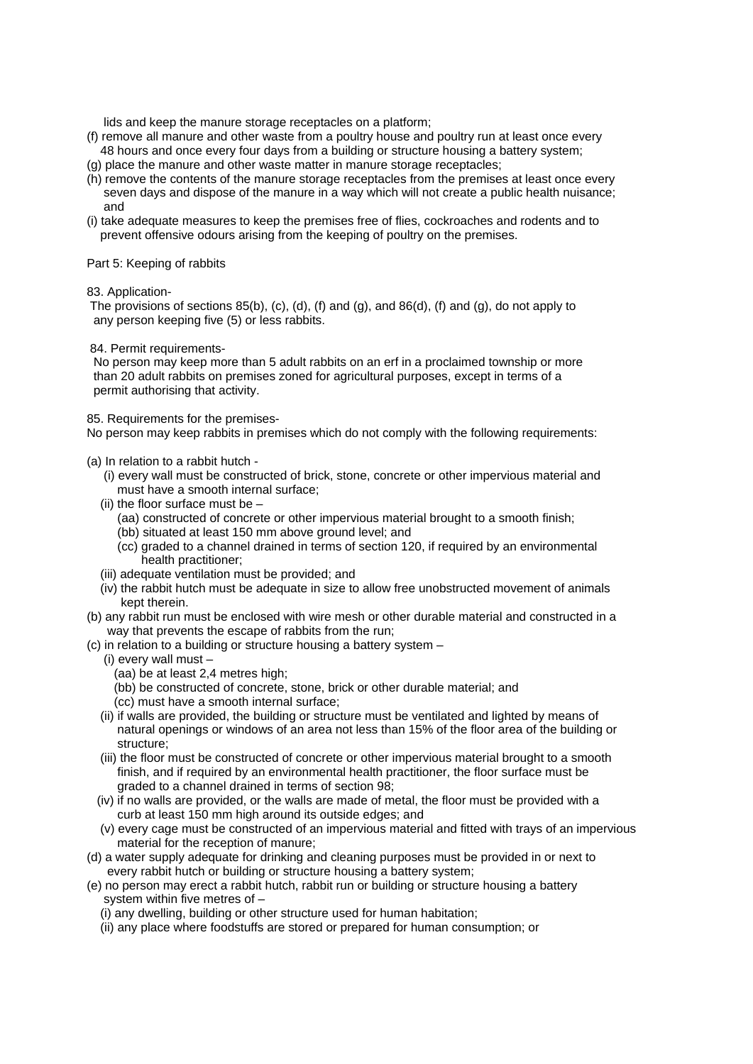lids and keep the manure storage receptacles on a platform;

(f) remove all manure and other waste from a poultry house and poultry run at least once every 48 hours and once every four days from a building or structure housing a battery system;

(g) place the manure and other waste matter in manure storage receptacles;

(h) remove the contents of the manure storage receptacles from the premises at least once every seven days and dispose of the manure in a way which will not create a public health nuisance; and

(i) take adequate measures to keep the premises free of flies, cockroaches and rodents and to prevent offensive odours arising from the keeping of poultry on the premises.

## Part 5: Keeping of rabbits

83. Application-

The provisions of sections 85(b), (c), (d), (f) and (g), and 86(d), (f) and (g), do not apply to any person keeping five (5) or less rabbits.

84. Permit requirements-

No person may keep more than 5 adult rabbits on an erf in a proclaimed township or more than 20 adult rabbits on premises zoned for agricultural purposes, except in terms of a permit authorising that activity.

85. Requirements for the premises-

No person may keep rabbits in premises which do not comply with the following requirements:

(a) In relation to a rabbit hutch -

- (i) every wall must be constructed of brick, stone, concrete or other impervious material and must have a smooth internal surface;
- (ii) the floor surface must be –
  - (aa) constructed of concrete or other impervious material brought to a smooth finish;
  - (bb) situated at least 150 mm above ground level; and
  - (cc) graded to a channel drained in terms of section 120, if required by an environmental health practitioner;
- (iii) adequate ventilation must be provided; and
- (iv) the rabbit hutch must be adequate in size to allow free unobstructed movement of animals kept therein.

(b) any rabbit run must be enclosed with wire mesh or other durable material and constructed in a way that prevents the escape of rabbits from the run;

(c) in relation to a building or structure housing a battery system –

- (i) every wall must –
  - (aa) be at least 2,4 metres high;
  - (bb) be constructed of concrete, stone, brick or other durable material; and
  - (cc) must have a smooth internal surface;
- (ii) if walls are provided, the building or structure must be ventilated and lighted by means of natural openings or windows of an area not less than 15% of the floor area of the building or structure;
- (iii) the floor must be constructed of concrete or other impervious material brought to a smooth finish, and if required by an environmental health practitioner, the floor surface must be graded to a channel drained in terms of section 98;
- (iv) if no walls are provided, or the walls are made of metal, the floor must be provided with a curb at least 150 mm high around its outside edges; and
- (v) every cage must be constructed of an impervious material and fitted with trays of an impervious material for the reception of manure;

(d) a water supply adequate for drinking and cleaning purposes must be provided in or next to every rabbit hutch or building or structure housing a battery system;

(e) no person may erect a rabbit hutch, rabbit run or building or structure housing a battery system within five metres of –

- (i) any dwelling, building or other structure used for human habitation;
- (ii) any place where foodstuffs are stored or prepared for human consumption; or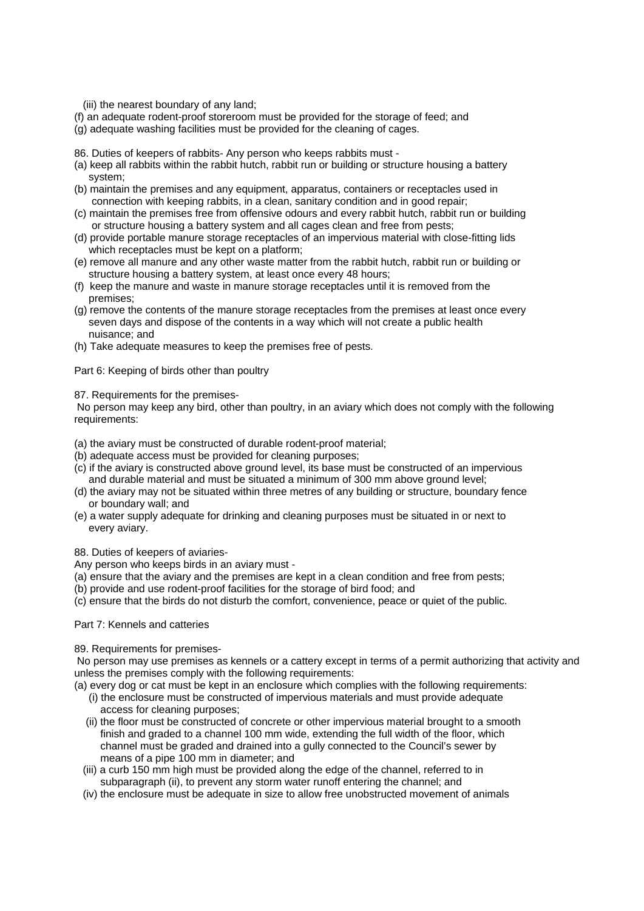(iii) the nearest boundary of any land;

(f) an adequate rodent-proof storeroom must be provided for the storage of feed; and

(g) adequate washing facilities must be provided for the cleaning of cages.

86. Duties of keepers of rabbits- Any person who keeps rabbits must -

(a) keep all rabbits within the rabbit hutch, rabbit run or building or structure housing a battery system;

(b) maintain the premises and any equipment, apparatus, containers or receptacles used in connection with keeping rabbits, in a clean, sanitary condition and in good repair;

(c) maintain the premises free from offensive odours and every rabbit hutch, rabbit run or building or structure housing a battery system and all cages clean and free from pests;

(d) provide portable manure storage receptacles of an impervious material with close-fitting lids which receptacles must be kept on a platform;

(e) remove all manure and any other waste matter from the rabbit hutch, rabbit run or building or structure housing a battery system, at least once every 48 hours;

(f) keep the manure and waste in manure storage receptacles until it is removed from the premises;

(g) remove the contents of the manure storage receptacles from the premises at least once every seven days and dispose of the contents in a way which will not create a public health nuisance; and

(h) Take adequate measures to keep the premises free of pests.

Part 6: Keeping of birds other than poultry

87. Requirements for the premises-

No person may keep any bird, other than poultry, in an aviary which does not comply with the following requirements:

(a) the aviary must be constructed of durable rodent-proof material;

(b) adequate access must be provided for cleaning purposes;

(c) if the aviary is constructed above ground level, its base must be constructed of an impervious and durable material and must be situated a minimum of 300 mm above ground level;

(d) the aviary may not be situated within three metres of any building or structure, boundary fence or boundary wall; and

(e) a water supply adequate for drinking and cleaning purposes must be situated in or next to every aviary.

88. Duties of keepers of aviaries-

Any person who keeps birds in an aviary must -

(a) ensure that the aviary and the premises are kept in a clean condition and free from pests;

(b) provide and use rodent-proof facilities for the storage of bird food; and

(c) ensure that the birds do not disturb the comfort, convenience, peace or quiet of the public.

Part 7: Kennels and catteries

89. Requirements for premises-

No person may use premises as kennels or a cattery except in terms of a permit authorizing that activity and unless the premises comply with the following requirements:

(a) every dog or cat must be kept in an enclosure which complies with the following requirements:

(i) the enclosure must be constructed of impervious materials and must provide adequate access for cleaning purposes;

(ii) the floor must be constructed of concrete or other impervious material brought to a smooth finish and graded to a channel 100 mm wide, extending the full width of the floor, which channel must be graded and drained into a gully connected to the Council's sewer by means of a pipe 100 mm in diameter; and

(iii) a curb 150 mm high must be provided along the edge of the channel, referred to in subparagraph (ii), to prevent any storm water runoff entering the channel; and

(iv) the enclosure must be adequate in size to allow free unobstructed movement of animals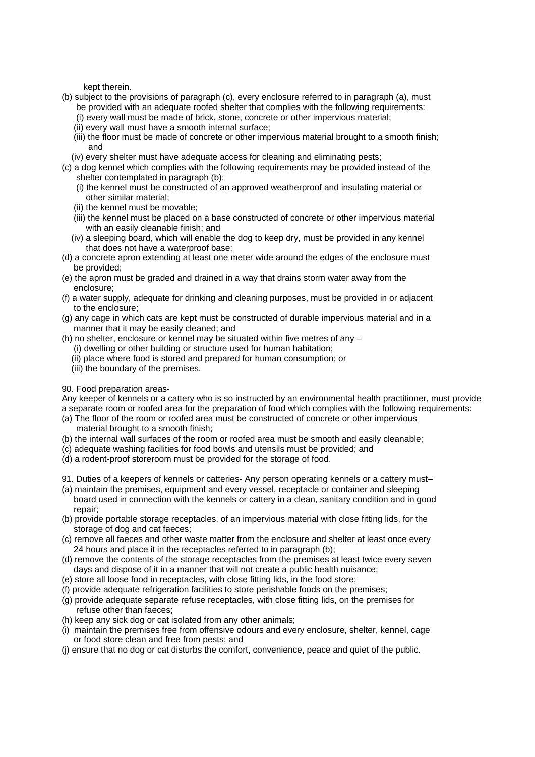kept therein.

(b) subject to the provisions of paragraph (c), every enclosure referred to in paragraph (a), must be provided with an adequate roofed shelter that complies with the following requirements:
   (i) every wall must be made of brick, stone, concrete or other impervious material;
   (ii) every wall must have a smooth internal surface;
   (iii) the floor must be made of concrete or other impervious material brought to a smooth finish; and
   (iv) every shelter must have adequate access for cleaning and eliminating pests;

(c) a dog kennel which complies with the following requirements may be provided instead of the shelter contemplated in paragraph (b):
   (i) the kennel must be constructed of an approved weatherproof and insulating material or other similar material;
   (ii) the kennel must be movable;
   (iii) the kennel must be placed on a base constructed of concrete or other impervious material with an easily cleanable finish; and
   (iv) a sleeping board, which will enable the dog to keep dry, must be provided in any kennel that does not have a waterproof base;

(d) a concrete apron extending at least one meter wide around the edges of the enclosure must be provided;

(e) the apron must be graded and drained in a way that drains storm water away from the enclosure;

(f) a water supply, adequate for drinking and cleaning purposes, must be provided in or adjacent to the enclosure;

(g) any cage in which cats are kept must be constructed of durable impervious material and in a manner that it may be easily cleaned; and

(h) no shelter, enclosure or kennel may be situated within five metres of any –
   (i) dwelling or other building or structure used for human habitation;
   (ii) place where food is stored and prepared for human consumption; or
   (iii) the boundary of the premises.

90. Food preparation areas-

Any keeper of kennels or a cattery who is so instructed by an environmental health practitioner, must provide a separate room or roofed area for the preparation of food which complies with the following requirements:

(a) The floor of the room or roofed area must be constructed of concrete or other impervious material brought to a smooth finish;

(b) the internal wall surfaces of the room or roofed area must be smooth and easily cleanable;

(c) adequate washing facilities for food bowls and utensils must be provided; and

(d) a rodent-proof storeroom must be provided for the storage of food.

91. Duties of a keepers of kennels or catteries- Any person operating kennels or a cattery must–

(a) maintain the premises, equipment and every vessel, receptacle or container and sleeping board used in connection with the kennels or cattery in a clean, sanitary condition and in good repair;

(b) provide portable storage receptacles, of an impervious material with close fitting lids, for the storage of dog and cat faeces;

(c) remove all faeces and other waste matter from the enclosure and shelter at least once every 24 hours and place it in the receptacles referred to in paragraph (b);

(d) remove the contents of the storage receptacles from the premises at least twice every seven days and dispose of it in a manner that will not create a public health nuisance;

(e) store all loose food in receptacles, with close fitting lids, in the food store;

(f) provide adequate refrigeration facilities to store perishable foods on the premises;

(g) provide adequate separate refuse receptacles, with close fitting lids, on the premises for refuse other than faeces;

(h) keep any sick dog or cat isolated from any other animals;

(i) maintain the premises free from offensive odours and every enclosure, shelter, kennel, cage or food store clean and free from pests; and

(j) ensure that no dog or cat disturbs the comfort, convenience, peace and quiet of the public.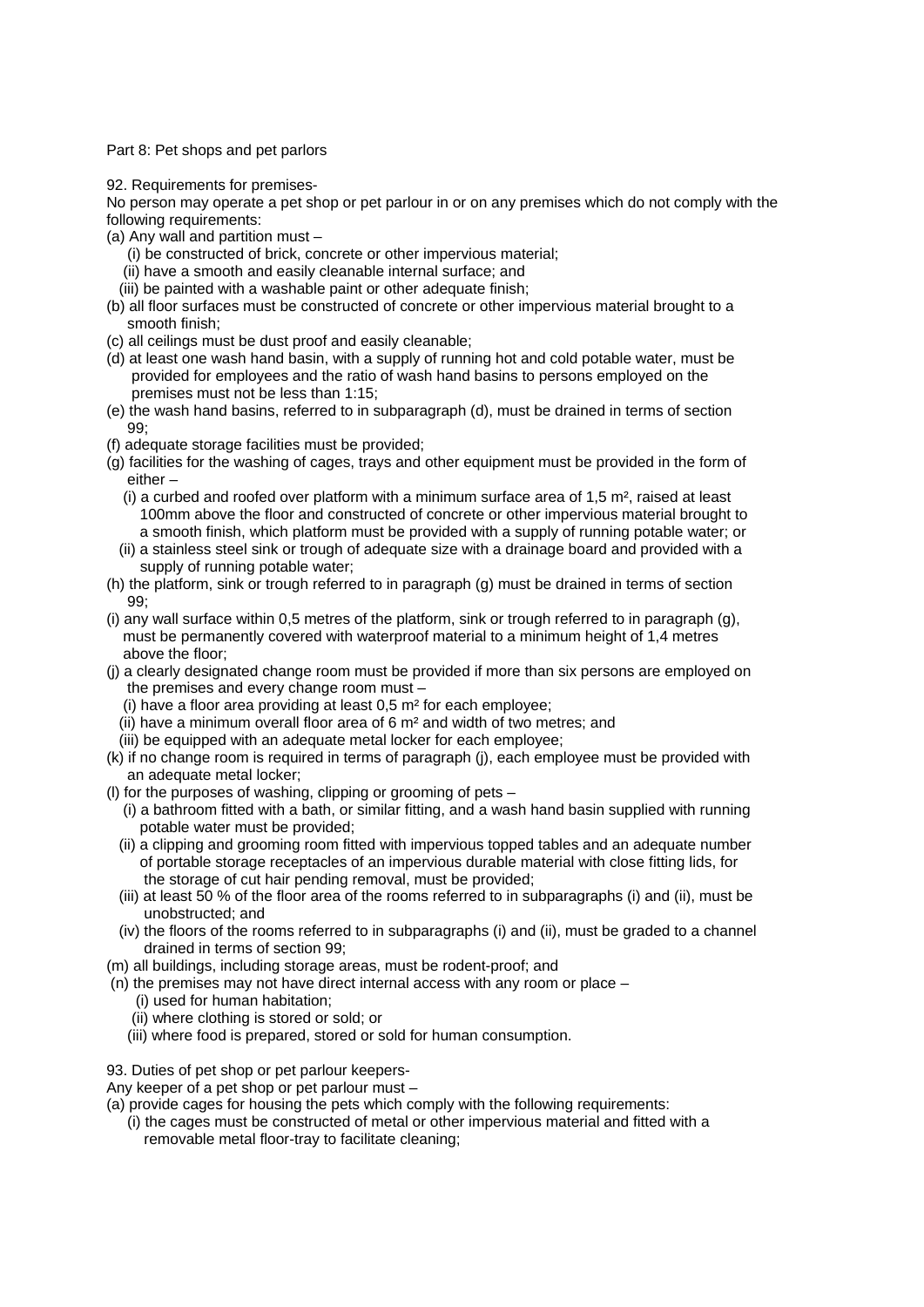## Part 8: Pet shops and pet parlors

### 92. Requirements for premises-

No person may operate a pet shop or pet parlour in or on any premises which do not comply with the following requirements:

(a) Any wall and partition must –
   (i) be constructed of brick, concrete or other impervious material;
   (ii) have a smooth and easily cleanable internal surface; and
   (iii) be painted with a washable paint or other adequate finish;

(b) all floor surfaces must be constructed of concrete or other impervious material brought to a smooth finish;

(c) all ceilings must be dust proof and easily cleanable;

(d) at least one wash hand basin, with a supply of running hot and cold potable water, must be provided for employees and the ratio of wash hand basins to persons employed on the premises must not be less than 1:15;

(e) the wash hand basins, referred to in subparagraph (d), must be drained in terms of section 99;

(f) adequate storage facilities must be provided;

(g) facilities for the washing of cages, trays and other equipment must be provided in the form of either –
   (i) a curbed and roofed over platform with a minimum surface area of 1,5 m², raised at least 100mm above the floor and constructed of concrete or other impervious material brought to a smooth finish, which platform must be provided with a supply of running potable water; or
   (ii) a stainless steel sink or trough of adequate size with a drainage board and provided with a supply of running potable water;

(h) the platform, sink or trough referred to in paragraph (g) must be drained in terms of section 99;

(i) any wall surface within 0,5 metres of the platform, sink or trough referred to in paragraph (g), must be permanently covered with waterproof material to a minimum height of 1,4 metres above the floor;

(j) a clearly designated change room must be provided if more than six persons are employed on the premises and every change room must –
   (i) have a floor area providing at least 0,5 m² for each employee;
   (ii) have a minimum overall floor area of 6 m² and width of two metres; and
   (iii) be equipped with an adequate metal locker for each employee;

(k) if no change room is required in terms of paragraph (j), each employee must be provided with an adequate metal locker;

(l) for the purposes of washing, clipping or grooming of pets –
   (i) a bathroom fitted with a bath, or similar fitting, and a wash hand basin supplied with running potable water must be provided;
   (ii) a clipping and grooming room fitted with impervious topped tables and an adequate number of portable storage receptacles of an impervious durable material with close fitting lids, for the storage of cut hair pending removal, must be provided;
   (iii) at least 50 % of the floor area of the rooms referred to in subparagraphs (i) and (ii), must be unobstructed; and
   (iv) the floors of the rooms referred to in subparagraphs (i) and (ii), must be graded to a channel drained in terms of section 99;

(m) all buildings, including storage areas, must be rodent-proof; and

(n) the premises may not have direct internal access with any room or place –
   (i) used for human habitation;
   (ii) where clothing is stored or sold; or
   (iii) where food is prepared, stored or sold for human consumption.

### 93. Duties of pet shop or pet parlour keepers-

Any keeper of a pet shop or pet parlour must –

(a) provide cages for housing the pets which comply with the following requirements:
   (i) the cages must be constructed of metal or other impervious material and fitted with a removable metal floor-tray to facilitate cleaning;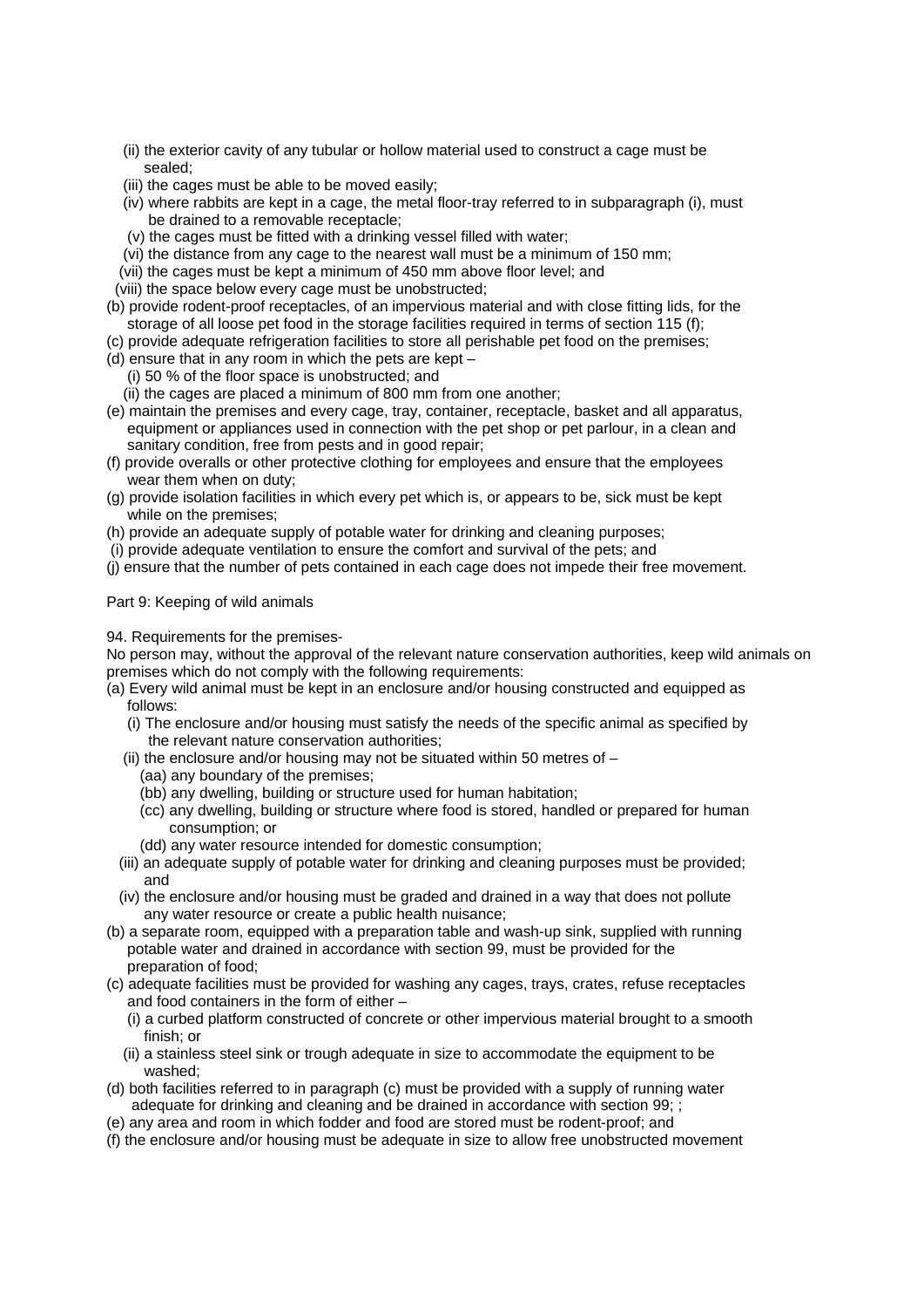(ii) the exterior cavity of any tubular or hollow material used to construct a cage must be sealed;

(iii) the cages must be able to be moved easily;

(iv) where rabbits are kept in a cage, the metal floor-tray referred to in subparagraph (i), must be drained to a removable receptacle;

(v) the cages must be fitted with a drinking vessel filled with water;

(vi) the distance from any cage to the nearest wall must be a minimum of 150 mm;

(vii) the cages must be kept a minimum of 450 mm above floor level; and

(viii) the space below every cage must be unobstructed;

(b) provide rodent-proof receptacles, of an impervious material and with close fitting lids, for the storage of all loose pet food in the storage facilities required in terms of section 115 (f);

(c) provide adequate refrigeration facilities to store all perishable pet food on the premises;

(d) ensure that in any room in which the pets are kept –

(i) 50 % of the floor space is unobstructed; and

(ii) the cages are placed a minimum of 800 mm from one another;

(e) maintain the premises and every cage, tray, container, receptacle, basket and all apparatus, equipment or appliances used in connection with the pet shop or pet parlour, in a clean and sanitary condition, free from pests and in good repair;

(f) provide overalls or other protective clothing for employees and ensure that the employees wear them when on duty;

(g) provide isolation facilities in which every pet which is, or appears to be, sick must be kept while on the premises;

(h) provide an adequate supply of potable water for drinking and cleaning purposes;

(i) provide adequate ventilation to ensure the comfort and survival of the pets; and

(j) ensure that the number of pets contained in each cage does not impede their free movement.

Part 9: Keeping of wild animals

94. Requirements for the premises-

No person may, without the approval of the relevant nature conservation authorities, keep wild animals on premises which do not comply with the following requirements:

(a) Every wild animal must be kept in an enclosure and/or housing constructed and equipped as follows:

(i) The enclosure and/or housing must satisfy the needs of the specific animal as specified by the relevant nature conservation authorities;

(ii) the enclosure and/or housing may not be situated within 50 metres of –

(aa) any boundary of the premises;

(bb) any dwelling, building or structure used for human habitation;

(cc) any dwelling, building or structure where food is stored, handled or prepared for human consumption; or

(dd) any water resource intended for domestic consumption;

(iii) an adequate supply of potable water for drinking and cleaning purposes must be provided; and

(iv) the enclosure and/or housing must be graded and drained in a way that does not pollute any water resource or create a public health nuisance;

(b) a separate room, equipped with a preparation table and wash-up sink, supplied with running potable water and drained in accordance with section 99, must be provided for the preparation of food;

(c) adequate facilities must be provided for washing any cages, trays, crates, refuse receptacles and food containers in the form of either –

(i) a curbed platform constructed of concrete or other impervious material brought to a smooth finish; or

(ii) a stainless steel sink or trough adequate in size to accommodate the equipment to be washed;

(d) both facilities referred to in paragraph (c) must be provided with a supply of running water adequate for drinking and cleaning and be drained in accordance with section 99; ;

(e) any area and room in which fodder and food are stored must be rodent-proof; and

(f) the enclosure and/or housing must be adequate in size to allow free unobstructed movement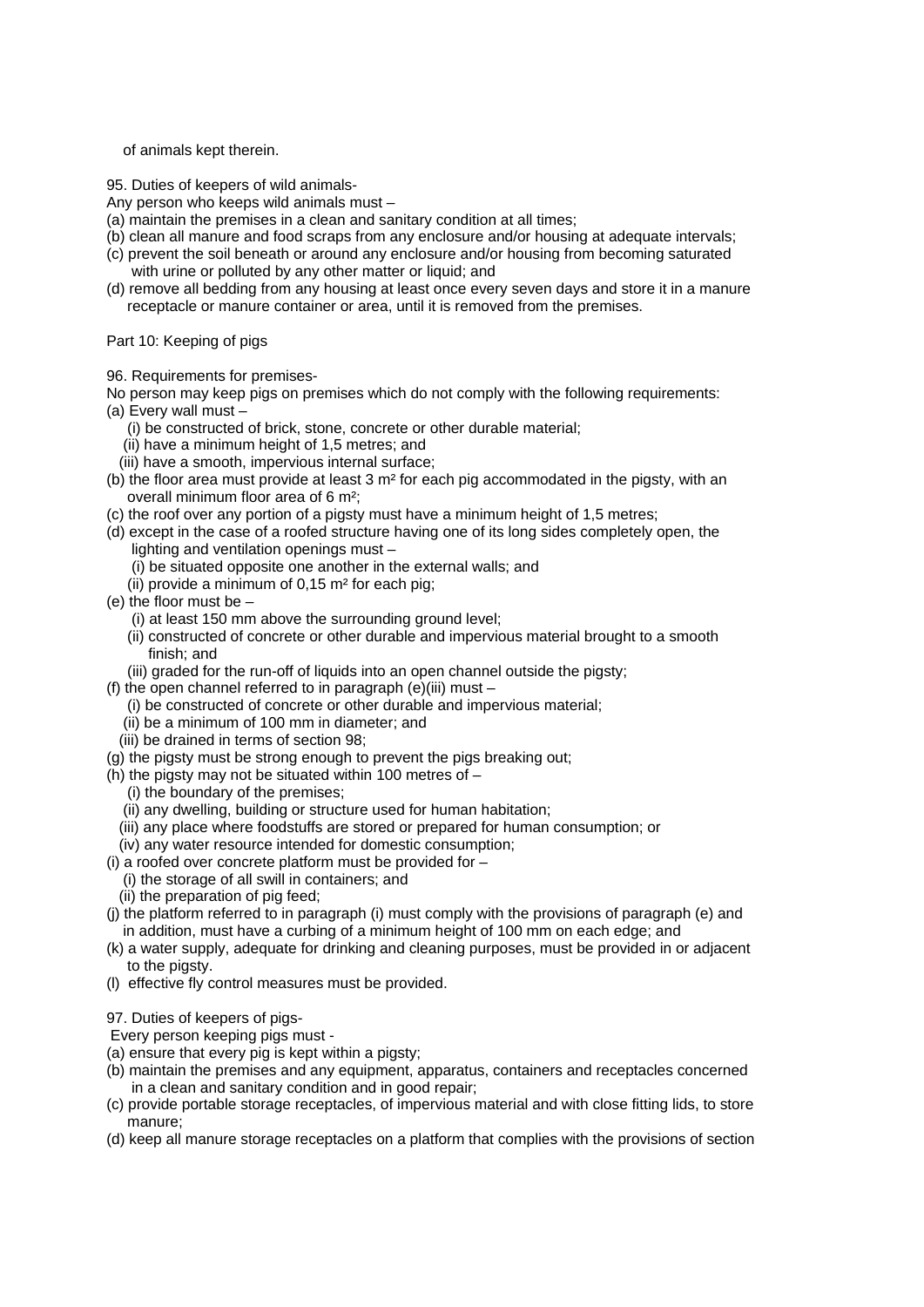of animals kept therein.

95. Duties of keepers of wild animals-

Any person who keeps wild animals must –

(a) maintain the premises in a clean and sanitary condition at all times;
(b) clean all manure and food scraps from any enclosure and/or housing at adequate intervals;
(c) prevent the soil beneath or around any enclosure and/or housing from becoming saturated with urine or polluted by any other matter or liquid; and
(d) remove all bedding from any housing at least once every seven days and store it in a manure receptacle or manure container or area, until it is removed from the premises.

Part 10: Keeping of pigs

96. Requirements for premises-

No person may keep pigs on premises which do not comply with the following requirements:

(a) Every wall must –
   (i) be constructed of brick, stone, concrete or other durable material;
   (ii) have a minimum height of 1,5 metres; and
   (iii) have a smooth, impervious internal surface;
(b) the floor area must provide at least 3 m² for each pig accommodated in the pigsty, with an overall minimum floor area of 6 m²;
(c) the roof over any portion of a pigsty must have a minimum height of 1,5 metres;
(d) except in the case of a roofed structure having one of its long sides completely open, the lighting and ventilation openings must –
   (i) be situated opposite one another in the external walls; and
   (ii) provide a minimum of 0,15 m² for each pig;
(e) the floor must be –
   (i) at least 150 mm above the surrounding ground level;
   (ii) constructed of concrete or other durable and impervious material brought to a smooth finish; and
   (iii) graded for the run-off of liquids into an open channel outside the pigsty;
(f) the open channel referred to in paragraph (e)(iii) must –
   (i) be constructed of concrete or other durable and impervious material;
   (ii) be a minimum of 100 mm in diameter; and
   (iii) be drained in terms of section 98;
(g) the pigsty must be strong enough to prevent the pigs breaking out;
(h) the pigsty may not be situated within 100 metres of –
   (i) the boundary of the premises;
   (ii) any dwelling, building or structure used for human habitation;
   (iii) any place where foodstuffs are stored or prepared for human consumption; or
   (iv) any water resource intended for domestic consumption;
(i) a roofed over concrete platform must be provided for –
   (i) the storage of all swill in containers; and
   (ii) the preparation of pig feed;
(j) the platform referred to in paragraph (i) must comply with the provisions of paragraph (e) and in addition, must have a curbing of a minimum height of 100 mm on each edge; and
(k) a water supply, adequate for drinking and cleaning purposes, must be provided in or adjacent to the pigsty.
(l) effective fly control measures must be provided.

97. Duties of keepers of pigs-

Every person keeping pigs must -

(a) ensure that every pig is kept within a pigsty;
(b) maintain the premises and any equipment, apparatus, containers and receptacles concerned in a clean and sanitary condition and in good repair;
(c) provide portable storage receptacles, of impervious material and with close fitting lids, to store manure;
(d) keep all manure storage receptacles on a platform that complies with the provisions of section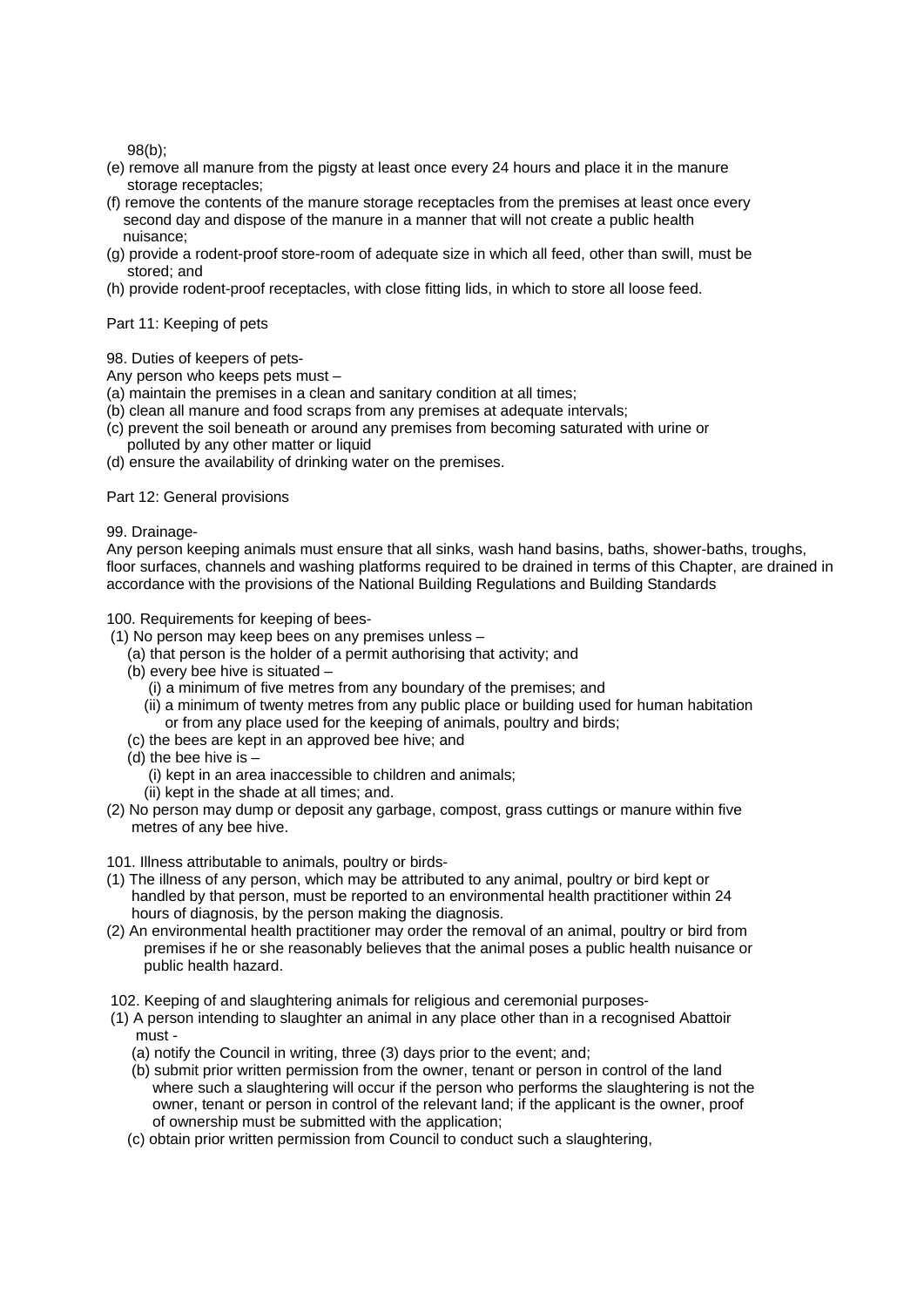98(b);

(e) remove all manure from the pigsty at least once every 24 hours and place it in the manure storage receptacles;

(f) remove the contents of the manure storage receptacles from the premises at least once every second day and dispose of the manure in a manner that will not create a public health nuisance;

(g) provide a rodent-proof store-room of adequate size in which all feed, other than swill, must be stored; and

(h) provide rodent-proof receptacles, with close fitting lids, in which to store all loose feed.

## Part 11: Keeping of pets

98. Duties of keepers of pets-

Any person who keeps pets must –

(a) maintain the premises in a clean and sanitary condition at all times;

(b) clean all manure and food scraps from any premises at adequate intervals;

(c) prevent the soil beneath or around any premises from becoming saturated with urine or polluted by any other matter or liquid

(d) ensure the availability of drinking water on the premises.

## Part 12: General provisions

99. Drainage-

Any person keeping animals must ensure that all sinks, wash hand basins, baths, shower-baths, troughs, floor surfaces, channels and washing platforms required to be drained in terms of this Chapter, are drained in accordance with the provisions of the National Building Regulations and Building Standards

100. Requirements for keeping of bees-

(1) No person may keep bees on any premises unless –

  (a) that person is the holder of a permit authorising that activity; and

  (b) every bee hive is situated –

    (i) a minimum of five metres from any boundary of the premises; and

    (ii) a minimum of twenty metres from any public place or building used for human habitation or from any place used for the keeping of animals, poultry and birds;

  (c) the bees are kept in an approved bee hive; and

  (d) the bee hive is –

    (i) kept in an area inaccessible to children and animals;

    (ii) kept in the shade at all times; and.

(2) No person may dump or deposit any garbage, compost, grass cuttings or manure within five metres of any bee hive.

101. Illness attributable to animals, poultry or birds-

(1) The illness of any person, which may be attributed to any animal, poultry or bird kept or handled by that person, must be reported to an environmental health practitioner within 24 hours of diagnosis, by the person making the diagnosis.

(2) An environmental health practitioner may order the removal of an animal, poultry or bird from premises if he or she reasonably believes that the animal poses a public health nuisance or public health hazard.

102. Keeping of and slaughtering animals for religious and ceremonial purposes-

(1) A person intending to slaughter an animal in any place other than in a recognised Abattoir must -

  (a) notify the Council in writing, three (3) days prior to the event; and;

  (b) submit prior written permission from the owner, tenant or person in control of the land where such a slaughtering will occur if the person who performs the slaughtering is not the owner, tenant or person in control of the relevant land; if the applicant is the owner, proof of ownership must be submitted with the application;

  (c) obtain prior written permission from Council to conduct such a slaughtering,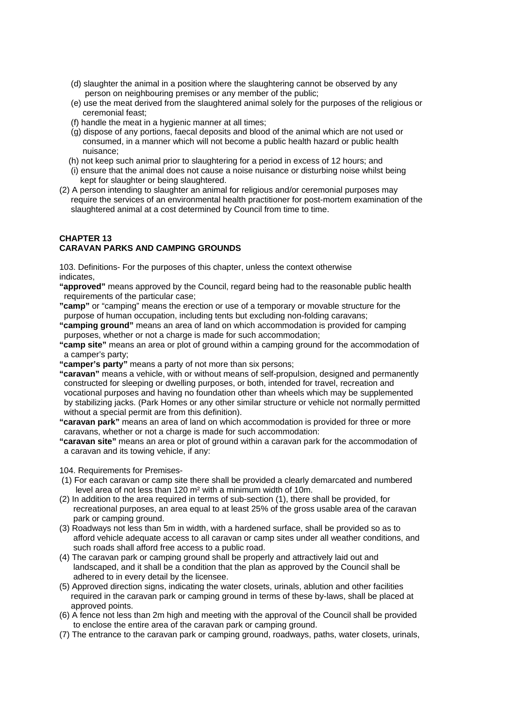(d) slaughter the animal in a position where the slaughtering cannot be observed by any person on neighbouring premises or any member of the public;

(e) use the meat derived from the slaughtered animal solely for the purposes of the religious or ceremonial feast;

(f) handle the meat in a hygienic manner at all times;

(g) dispose of any portions, faecal deposits and blood of the animal which are not used or consumed, in a manner which will not become a public health hazard or public health nuisance;

(h) not keep such animal prior to slaughtering for a period in excess of 12 hours; and

(i) ensure that the animal does not cause a noise nuisance or disturbing noise whilst being kept for slaughter or being slaughtered.

(2) A person intending to slaughter an animal for religious and/or ceremonial purposes may require the services of an environmental health practitioner for post-mortem examination of the slaughtered animal at a cost determined by Council from time to time.

## CHAPTER 13
## CARAVAN PARKS AND CAMPING GROUNDS

103. Definitions- For the purposes of this chapter, unless the context otherwise indicates,

**"approved"** means approved by the Council, regard being had to the reasonable public health requirements of the particular case;

**"camp"** or "camping" means the erection or use of a temporary or movable structure for the purpose of human occupation, including tents but excluding non-folding caravans;

**"camping ground"** means an area of land on which accommodation is provided for camping purposes, whether or not a charge is made for such accommodation;

**"camp site"** means an area or plot of ground within a camping ground for the accommodation of a camper's party;

**"camper's party"** means a party of not more than six persons;

**"caravan"** means a vehicle, with or without means of self-propulsion, designed and permanently constructed for sleeping or dwelling purposes, or both, intended for travel, recreation and vocational purposes and having no foundation other than wheels which may be supplemented by stabilizing jacks. (Park Homes or any other similar structure or vehicle not normally permitted without a special permit are from this definition).

**"caravan park"** means an area of land on which accommodation is provided for three or more caravans, whether or not a charge is made for such accommodation:

**"caravan site"** means an area or plot of ground within a caravan park for the accommodation of a caravan and its towing vehicle, if any:

104. Requirements for Premises-

(1) For each caravan or camp site there shall be provided a clearly demarcated and numbered level area of not less than 120 m² with a minimum width of 10m.

(2) In addition to the area required in terms of sub-section (1), there shall be provided, for recreational purposes, an area equal to at least 25% of the gross usable area of the caravan park or camping ground.

(3) Roadways not less than 5m in width, with a hardened surface, shall be provided so as to afford vehicle adequate access to all caravan or camp sites under all weather conditions, and such roads shall afford free access to a public road.

(4) The caravan park or camping ground shall be properly and attractively laid out and landscaped, and it shall be a condition that the plan as approved by the Council shall be adhered to in every detail by the licensee.

(5) Approved direction signs, indicating the water closets, urinals, ablution and other facilities required in the caravan park or camping ground in terms of these by-laws, shall be placed at approved points.

(6) A fence not less than 2m high and meeting with the approval of the Council shall be provided to enclose the entire area of the caravan park or camping ground.

(7) The entrance to the caravan park or camping ground, roadways, paths, water closets, urinals,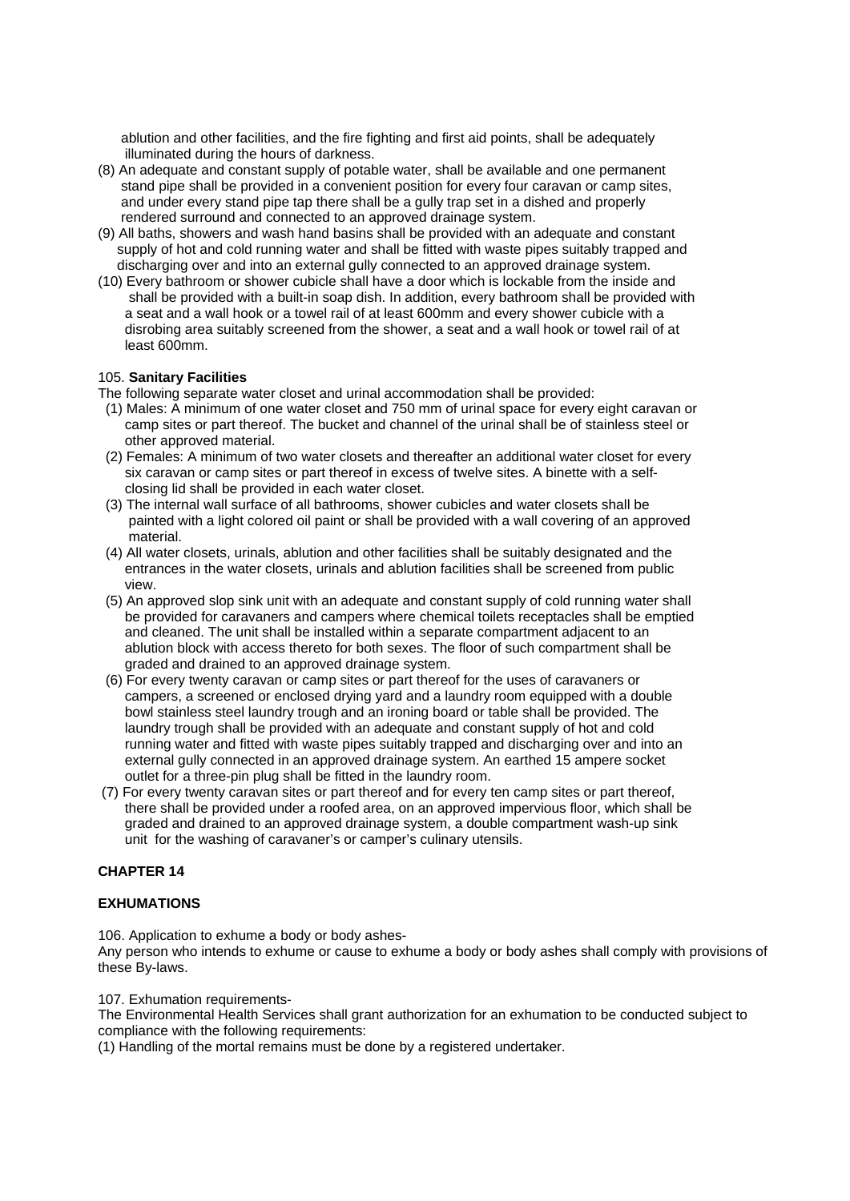ablution and other facilities, and the fire fighting and first aid points, shall be adequately illuminated during the hours of darkness.

(8) An adequate and constant supply of potable water, shall be available and one permanent stand pipe shall be provided in a convenient position for every four caravan or camp sites, and under every stand pipe tap there shall be a gully trap set in a dished and properly rendered surround and connected to an approved drainage system.

(9) All baths, showers and wash hand basins shall be provided with an adequate and constant supply of hot and cold running water and shall be fitted with waste pipes suitably trapped and discharging over and into an external gully connected to an approved drainage system.

(10) Every bathroom or shower cubicle shall have a door which is lockable from the inside and shall be provided with a built-in soap dish. In addition, every bathroom shall be provided with a seat and a wall hook or a towel rail of at least 600mm and every shower cubicle with a disrobing area suitably screened from the shower, a seat and a wall hook or towel rail of at least 600mm.

105. **Sanitary Facilities**

The following separate water closet and urinal accommodation shall be provided:

(1) Males: A minimum of one water closet and 750 mm of urinal space for every eight caravan or camp sites or part thereof. The bucket and channel of the urinal shall be of stainless steel or other approved material.

(2) Females: A minimum of two water closets and thereafter an additional water closet for every six caravan or camp sites or part thereof in excess of twelve sites. A binette with a self-closing lid shall be provided in each water closet.

(3) The internal wall surface of all bathrooms, shower cubicles and water closets shall be painted with a light colored oil paint or shall be provided with a wall covering of an approved material.

(4) All water closets, urinals, ablution and other facilities shall be suitably designated and the entrances in the water closets, urinals and ablution facilities shall be screened from public view.

(5) An approved slop sink unit with an adequate and constant supply of cold running water shall be provided for caravaners and campers where chemical toilets receptacles shall be emptied and cleaned. The unit shall be installed within a separate compartment adjacent to an ablution block with access thereto for both sexes. The floor of such compartment shall be graded and drained to an approved drainage system.

(6) For every twenty caravan or camp sites or part thereof for the uses of caravaners or campers, a screened or enclosed drying yard and a laundry room equipped with a double bowl stainless steel laundry trough and an ironing board or table shall be provided. The laundry trough shall be provided with an adequate and constant supply of hot and cold running water and fitted with waste pipes suitably trapped and discharging over and into an external gully connected in an approved drainage system. An earthed 15 ampere socket outlet for a three-pin plug shall be fitted in the laundry room.

(7) For every twenty caravan sites or part thereof and for every ten camp sites or part thereof, there shall be provided under a roofed area, on an approved impervious floor, which shall be graded and drained to an approved drainage system, a double compartment wash-up sink unit for the washing of caravaner's or camper's culinary utensils.

## CHAPTER 14

## EXHUMATIONS

106. Application to exhume a body or body ashes-

Any person who intends to exhume or cause to exhume a body or body ashes shall comply with provisions of these By-laws.

107. Exhumation requirements-

The Environmental Health Services shall grant authorization for an exhumation to be conducted subject to compliance with the following requirements:

(1) Handling of the mortal remains must be done by a registered undertaker.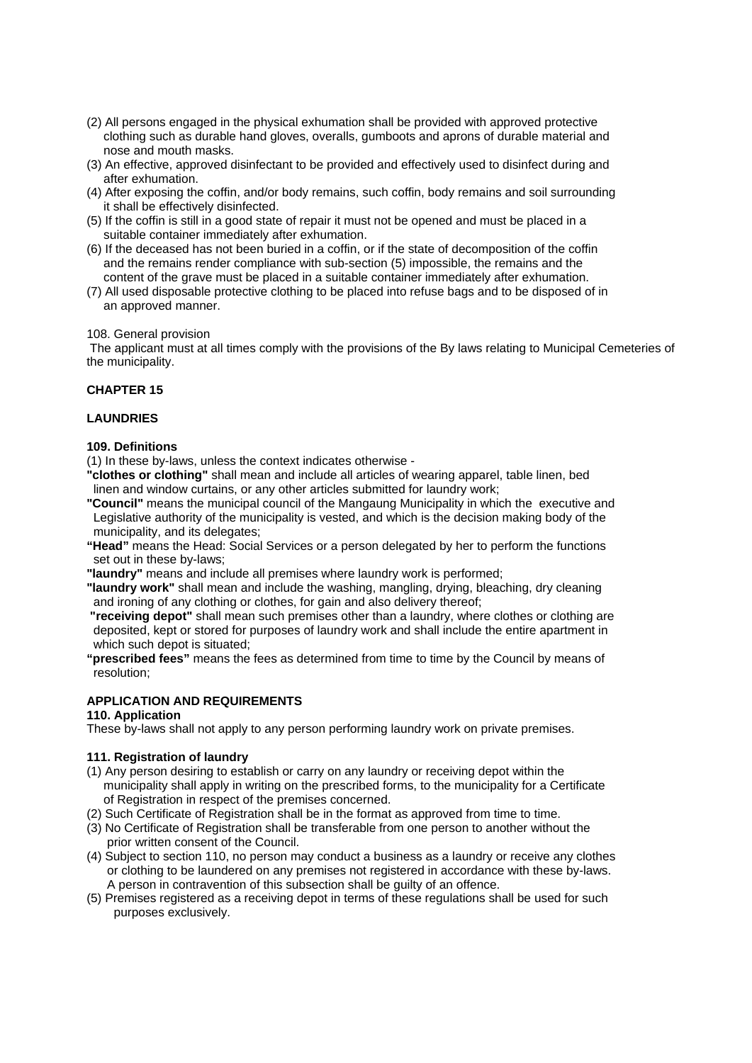(2) All persons engaged in the physical exhumation shall be provided with approved protective clothing such as durable hand gloves, overalls, gumboots and aprons of durable material and nose and mouth masks.

(3) An effective, approved disinfectant to be provided and effectively used to disinfect during and after exhumation.

(4) After exposing the coffin, and/or body remains, such coffin, body remains and soil surrounding it shall be effectively disinfected.

(5) If the coffin is still in a good state of repair it must not be opened and must be placed in a suitable container immediately after exhumation.

(6) If the deceased has not been buried in a coffin, or if the state of decomposition of the coffin and the remains render compliance with sub-section (5) impossible, the remains and the content of the grave must be placed in a suitable container immediately after exhumation.

(7) All used disposable protective clothing to be placed into refuse bags and to be disposed of in an approved manner.

108. General provision

The applicant must at all times comply with the provisions of the By laws relating to Municipal Cemeteries of the municipality.

## CHAPTER 15

## LAUNDRIES

### 109. Definitions

(1) In these by-laws, unless the context indicates otherwise -

**"clothes or clothing"** shall mean and include all articles of wearing apparel, table linen, bed linen and window curtains, or any other articles submitted for laundry work;

**"Council"** means the municipal council of the Mangaung Municipality in which the executive and Legislative authority of the municipality is vested, and which is the decision making body of the municipality, and its delegates;

**"Head"** means the Head: Social Services or a person delegated by her to perform the functions set out in these by-laws;

**"laundry"** means and include all premises where laundry work is performed;

**"laundry work"** shall mean and include the washing, mangling, drying, bleaching, dry cleaning and ironing of any clothing or clothes, for gain and also delivery thereof;

**"receiving depot"** shall mean such premises other than a laundry, where clothes or clothing are deposited, kept or stored for purposes of laundry work and shall include the entire apartment in which such depot is situated;

**"prescribed fees"** means the fees as determined from time to time by the Council by means of resolution;

### APPLICATION AND REQUIREMENTS

### 110. Application

These by-laws shall not apply to any person performing laundry work on private premises.

### 111. Registration of laundry

(1) Any person desiring to establish or carry on any laundry or receiving depot within the municipality shall apply in writing on the prescribed forms, to the municipality for a Certificate of Registration in respect of the premises concerned.

(2) Such Certificate of Registration shall be in the format as approved from time to time.

(3) No Certificate of Registration shall be transferable from one person to another without the prior written consent of the Council.

(4) Subject to section 110, no person may conduct a business as a laundry or receive any clothes or clothing to be laundered on any premises not registered in accordance with these by-laws. A person in contravention of this subsection shall be guilty of an offence.

(5) Premises registered as a receiving depot in terms of these regulations shall be used for such purposes exclusively.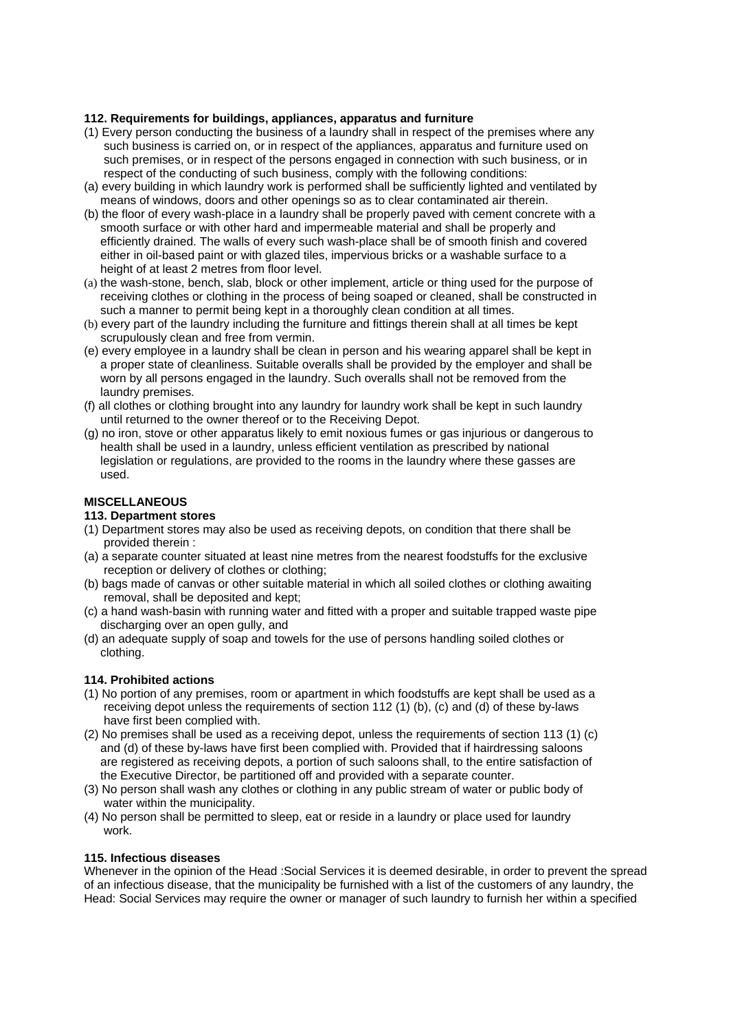**112. Requirements for buildings, appliances, apparatus and furniture**

(1) Every person conducting the business of a laundry shall in respect of the premises where any such business is carried on, or in respect of the appliances, apparatus and furniture used on such premises, or in respect of the persons engaged in connection with such business, or in respect of the conducting of such business, comply with the following conditions:

(a) every building in which laundry work is performed shall be sufficiently lighted and ventilated by means of windows, doors and other openings so as to clear contaminated air therein.

(b) the floor of every wash-place in a laundry shall be properly paved with cement concrete with a smooth surface or with other hard and impermeable material and shall be properly and efficiently drained. The walls of every such wash-place shall be of smooth finish and covered either in oil-based paint or with glazed tiles, impervious bricks or a washable surface to a height of at least 2 metres from floor level.

(a) the wash-stone, bench, slab, block or other implement, article or thing used for the purpose of receiving clothes or clothing in the process of being soaped or cleaned, shall be constructed in such a manner to permit being kept in a thoroughly clean condition at all times.

(b) every part of the laundry including the furniture and fittings therein shall at all times be kept scrupulously clean and free from vermin.

(e) every employee in a laundry shall be clean in person and his wearing apparel shall be kept in a proper state of cleanliness. Suitable overalls shall be provided by the employer and shall be worn by all persons engaged in the laundry. Such overalls shall not be removed from the laundry premises.

(f) all clothes or clothing brought into any laundry for laundry work shall be kept in such laundry until returned to the owner thereof or to the Receiving Depot.

(g) no iron, stove or other apparatus likely to emit noxious fumes or gas injurious or dangerous to health shall be used in a laundry, unless efficient ventilation as prescribed by national legislation or regulations, are provided to the rooms in the laundry where these gasses are used.

**MISCELLANEOUS**

**113. Department stores**

(1) Department stores may also be used as receiving depots, on condition that there shall be provided therein :

(a) a separate counter situated at least nine metres from the nearest foodstuffs for the exclusive reception or delivery of clothes or clothing;

(b) bags made of canvas or other suitable material in which all soiled clothes or clothing awaiting removal, shall be deposited and kept;

(c) a hand wash-basin with running water and fitted with a proper and suitable trapped waste pipe discharging over an open gully, and

(d) an adequate supply of soap and towels for the use of persons handling soiled clothes or clothing.

**114. Prohibited actions**

(1) No portion of any premises, room or apartment in which foodstuffs are kept shall be used as a receiving depot unless the requirements of section 112 (1) (b), (c) and (d) of these by-laws have first been complied with.

(2) No premises shall be used as a receiving depot, unless the requirements of section 113 (1) (c) and (d) of these by-laws have first been complied with. Provided that if hairdressing saloons are registered as receiving depots, a portion of such saloons shall, to the entire satisfaction of the Executive Director, be partitioned off and provided with a separate counter.

(3) No person shall wash any clothes or clothing in any public stream of water or public body of water within the municipality.

(4) No person shall be permitted to sleep, eat or reside in a laundry or place used for laundry work.

**115. Infectious diseases**

Whenever in the opinion of the Head :Social Services it is deemed desirable, in order to prevent the spread of an infectious disease, that the municipality be furnished with a list of the customers of any laundry, the Head: Social Services may require the owner or manager of such laundry to furnish her within a specified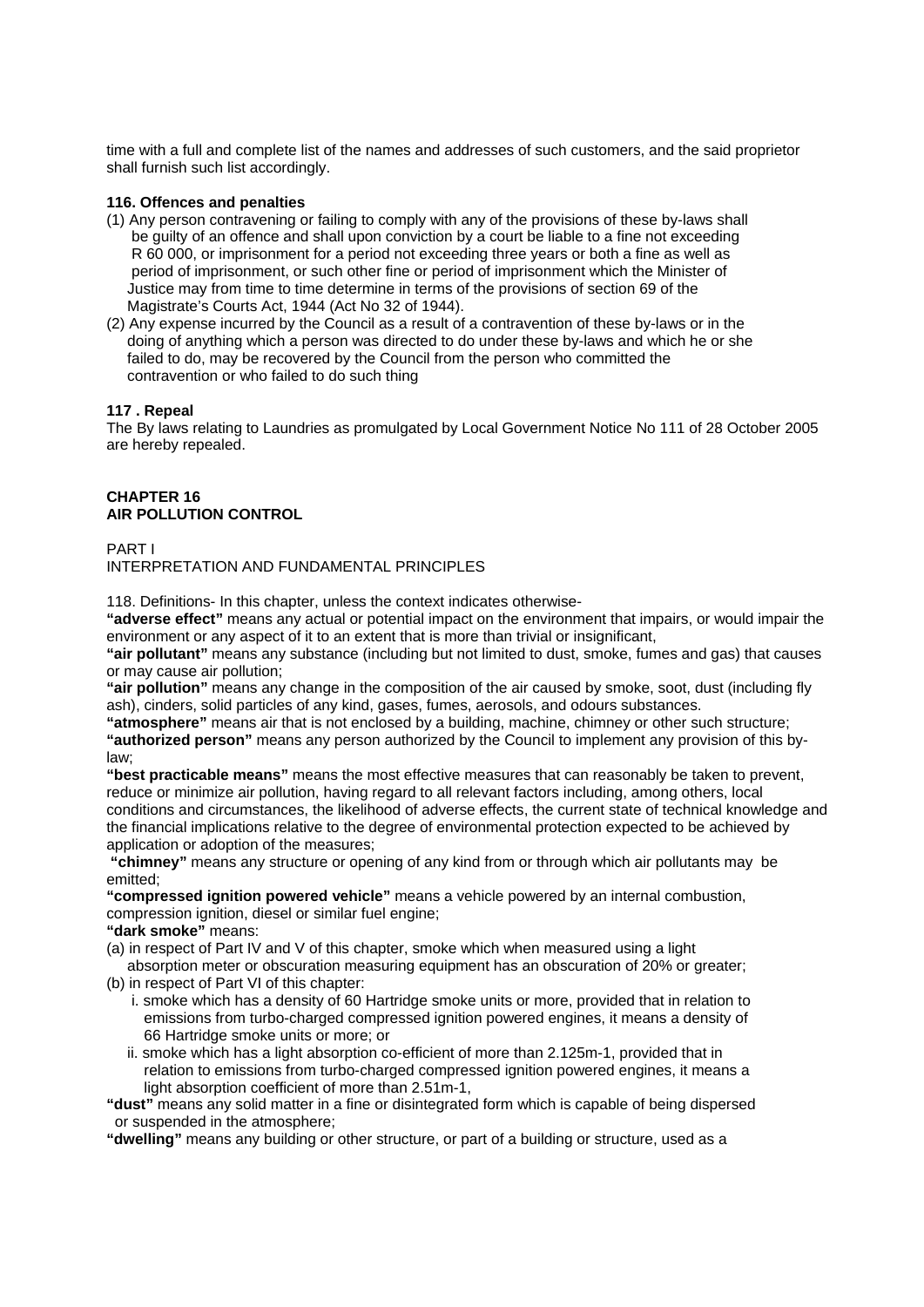time with a full and complete list of the names and addresses of such customers, and the said proprietor shall furnish such list accordingly.

**116. Offences and penalties**

(1) Any person contravening or failing to comply with any of the provisions of these by-laws shall be guilty of an offence and shall upon conviction by a court be liable to a fine not exceeding R 60 000, or imprisonment for a period not exceeding three years or both a fine as well as period of imprisonment, or such other fine or period of imprisonment which the Minister of Justice may from time to time determine in terms of the provisions of section 69 of the Magistrate's Courts Act, 1944 (Act No 32 of 1944).

(2) Any expense incurred by the Council as a result of a contravention of these by-laws or in the doing of anything which a person was directed to do under these by-laws and which he or she failed to do, may be recovered by the Council from the person who committed the contravention or who failed to do such thing

**117 . Repeal**

The By laws relating to Laundries as promulgated by Local Government Notice No 111 of 28 October 2005 are hereby repealed.

**CHAPTER 16**
**AIR POLLUTION CONTROL**

PART I
INTERPRETATION AND FUNDAMENTAL PRINCIPLES

118. Definitions- In this chapter, unless the context indicates otherwise-

**"adverse effect"** means any actual or potential impact on the environment that impairs, or would impair the environment or any aspect of it to an extent that is more than trivial or insignificant,

**"air pollutant"** means any substance (including but not limited to dust, smoke, fumes and gas) that causes or may cause air pollution;

**"air pollution"** means any change in the composition of the air caused by smoke, soot, dust (including fly ash), cinders, solid particles of any kind, gases, fumes, aerosols, and odours substances.

**"atmosphere"** means air that is not enclosed by a building, machine, chimney or other such structure;

**"authorized person"** means any person authorized by the Council to implement any provision of this by-law;

**"best practicable means"** means the most effective measures that can reasonably be taken to prevent, reduce or minimize air pollution, having regard to all relevant factors including, among others, local conditions and circumstances, the likelihood of adverse effects, the current state of technical knowledge and the financial implications relative to the degree of environmental protection expected to be achieved by application or adoption of the measures;

**"chimney"** means any structure or opening of any kind from or through which air pollutants may be emitted;

**"compressed ignition powered vehicle"** means a vehicle powered by an internal combustion, compression ignition, diesel or similar fuel engine;

**"dark smoke"** means:

(a) in respect of Part IV and V of this chapter, smoke which when measured using a light absorption meter or obscuration measuring equipment has an obscuration of 20% or greater;

(b) in respect of Part VI of this chapter:

   i. smoke which has a density of 60 Hartridge smoke units or more, provided that in relation to emissions from turbo-charged compressed ignition powered engines, it means a density of 66 Hartridge smoke units or more; or

   ii. smoke which has a light absorption co-efficient of more than 2.125m-1, provided that in relation to emissions from turbo-charged compressed ignition powered engines, it means a light absorption coefficient of more than 2.51m-1,

**"dust"** means any solid matter in a fine or disintegrated form which is capable of being dispersed or suspended in the atmosphere;

**"dwelling"** means any building or other structure, or part of a building or structure, used as a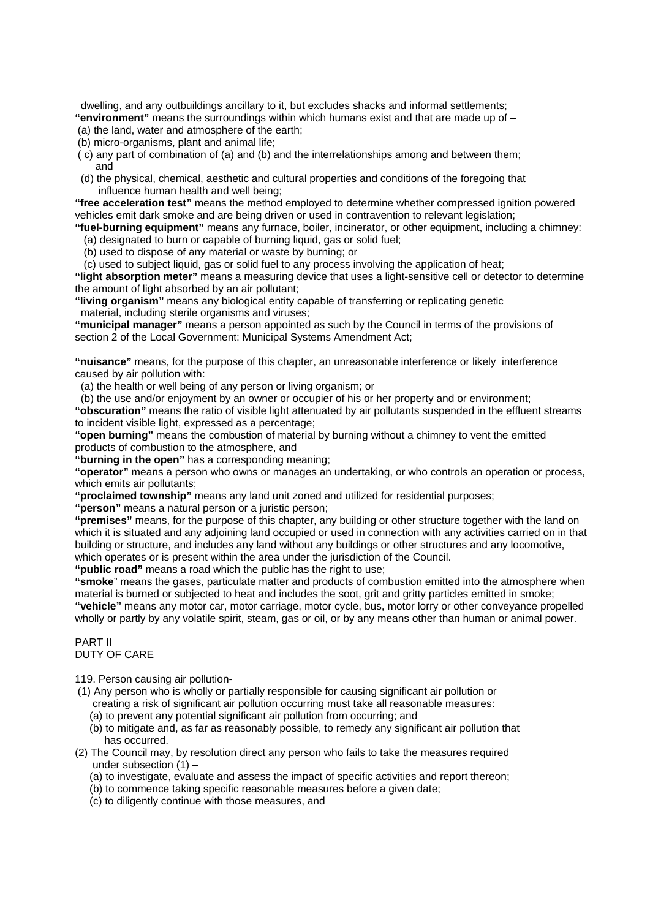dwelling, and any outbuildings ancillary to it, but excludes shacks and informal settlements;

**"environment"** means the surroundings within which humans exist and that are made up of –

(a) the land, water and atmosphere of the earth;

(b) micro-organisms, plant and animal life;

( c) any part of combination of (a) and (b) and the interrelationships among and between them; and

(d) the physical, chemical, aesthetic and cultural properties and conditions of the foregoing that influence human health and well being;

**"free acceleration test"** means the method employed to determine whether compressed ignition powered vehicles emit dark smoke and are being driven or used in contravention to relevant legislation;

**"fuel-burning equipment"** means any furnace, boiler, incinerator, or other equipment, including a chimney:

(a) designated to burn or capable of burning liquid, gas or solid fuel;

(b) used to dispose of any material or waste by burning; or

(c) used to subject liquid, gas or solid fuel to any process involving the application of heat;

**"light absorption meter"** means a measuring device that uses a light-sensitive cell or detector to determine the amount of light absorbed by an air pollutant;

**"living organism"** means any biological entity capable of transferring or replicating genetic material, including sterile organisms and viruses;

**"municipal manager"** means a person appointed as such by the Council in terms of the provisions of section 2 of the Local Government: Municipal Systems Amendment Act;

**"nuisance"** means, for the purpose of this chapter, an unreasonable interference or likely interference caused by air pollution with:

(a) the health or well being of any person or living organism; or

(b) the use and/or enjoyment by an owner or occupier of his or her property and or environment;

**"obscuration"** means the ratio of visible light attenuated by air pollutants suspended in the effluent streams to incident visible light, expressed as a percentage;

**"open burning"** means the combustion of material by burning without a chimney to vent the emitted products of combustion to the atmosphere, and

**"burning in the open"** has a corresponding meaning;

**"operator"** means a person who owns or manages an undertaking, or who controls an operation or process, which emits air pollutants;

**"proclaimed township"** means any land unit zoned and utilized for residential purposes;

**"person"** means a natural person or a juristic person;

**"premises"** means, for the purpose of this chapter, any building or other structure together with the land on which it is situated and any adjoining land occupied or used in connection with any activities carried on in that building or structure, and includes any land without any buildings or other structures and any locomotive, which operates or is present within the area under the jurisdiction of the Council.

**"public road"** means a road which the public has the right to use;

**"smoke"** means the gases, particulate matter and products of combustion emitted into the atmosphere when material is burned or subjected to heat and includes the soot, grit and gritty particles emitted in smoke;

**"vehicle"** means any motor car, motor carriage, motor cycle, bus, motor lorry or other conveyance propelled wholly or partly by any volatile spirit, steam, gas or oil, or by any means other than human or animal power.

PART II
DUTY OF CARE

119. Person causing air pollution-

(1) Any person who is wholly or partially responsible for causing significant air pollution or creating a risk of significant air pollution occurring must take all reasonable measures:

(a) to prevent any potential significant air pollution from occurring; and

(b) to mitigate and, as far as reasonably possible, to remedy any significant air pollution that has occurred.

(2) The Council may, by resolution direct any person who fails to take the measures required under subsection (1) –

(a) to investigate, evaluate and assess the impact of specific activities and report thereon;

(b) to commence taking specific reasonable measures before a given date;

(c) to diligently continue with those measures, and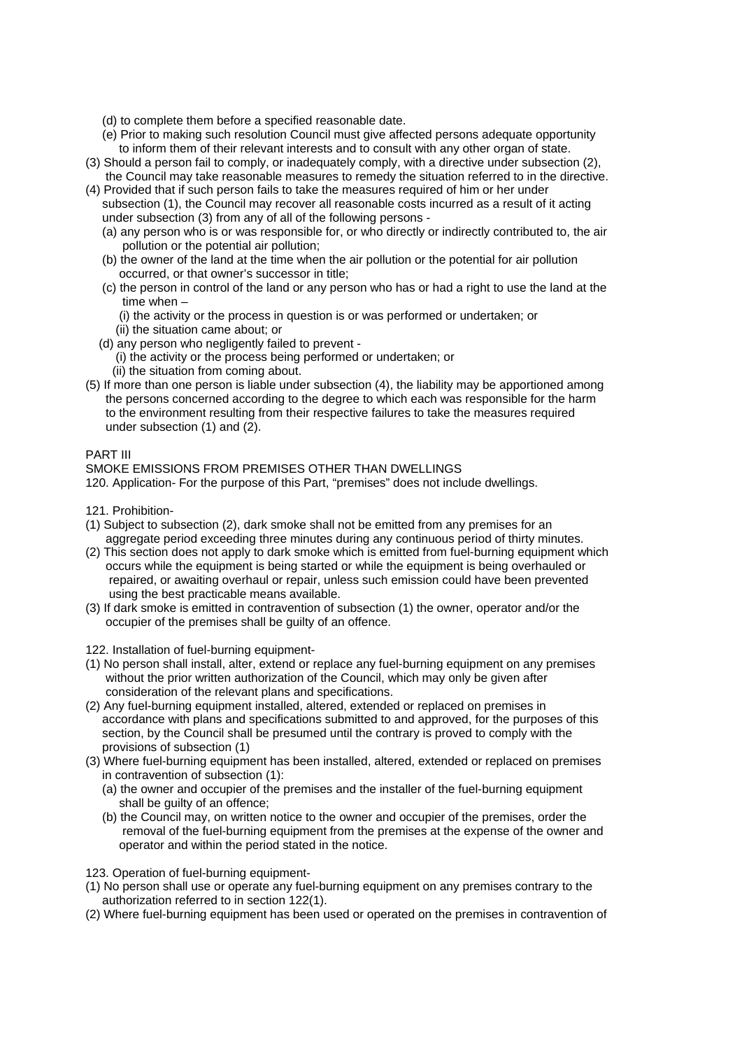(d) to complete them before a specified reasonable date.

(e) Prior to making such resolution Council must give affected persons adequate opportunity to inform them of their relevant interests and to consult with any other organ of state.

(3) Should a person fail to comply, or inadequately comply, with a directive under subsection (2), the Council may take reasonable measures to remedy the situation referred to in the directive.

(4) Provided that if such person fails to take the measures required of him or her under subsection (1), the Council may recover all reasonable costs incurred as a result of it acting under subsection (3) from any of all of the following persons -

(a) any person who is or was responsible for, or who directly or indirectly contributed to, the air pollution or the potential air pollution;

(b) the owner of the land at the time when the air pollution or the potential for air pollution occurred, or that owner's successor in title;

(c) the person in control of the land or any person who has or had a right to use the land at the time when –

(i) the activity or the process in question is or was performed or undertaken; or

(ii) the situation came about; or

(d) any person who negligently failed to prevent -

(i) the activity or the process being performed or undertaken; or

(ii) the situation from coming about.

(5) If more than one person is liable under subsection (4), the liability may be apportioned among the persons concerned according to the degree to which each was responsible for the harm to the environment resulting from their respective failures to take the measures required under subsection (1) and (2).

PART III

SMOKE EMISSIONS FROM PREMISES OTHER THAN DWELLINGS

120. Application- For the purpose of this Part, "premises" does not include dwellings.

121. Prohibition-

(1) Subject to subsection (2), dark smoke shall not be emitted from any premises for an aggregate period exceeding three minutes during any continuous period of thirty minutes.

(2) This section does not apply to dark smoke which is emitted from fuel-burning equipment which occurs while the equipment is being started or while the equipment is being overhauled or repaired, or awaiting overhaul or repair, unless such emission could have been prevented using the best practicable means available.

(3) If dark smoke is emitted in contravention of subsection (1) the owner, operator and/or the occupier of the premises shall be guilty of an offence.

122. Installation of fuel-burning equipment-

(1) No person shall install, alter, extend or replace any fuel-burning equipment on any premises without the prior written authorization of the Council, which may only be given after consideration of the relevant plans and specifications.

(2) Any fuel-burning equipment installed, altered, extended or replaced on premises in accordance with plans and specifications submitted to and approved, for the purposes of this section, by the Council shall be presumed until the contrary is proved to comply with the provisions of subsection (1)

(3) Where fuel-burning equipment has been installed, altered, extended or replaced on premises in contravention of subsection (1):

(a) the owner and occupier of the premises and the installer of the fuel-burning equipment shall be guilty of an offence;

(b) the Council may, on written notice to the owner and occupier of the premises, order the removal of the fuel-burning equipment from the premises at the expense of the owner and operator and within the period stated in the notice.

123. Operation of fuel-burning equipment-

(1) No person shall use or operate any fuel-burning equipment on any premises contrary to the authorization referred to in section 122(1).

(2) Where fuel-burning equipment has been used or operated on the premises in contravention of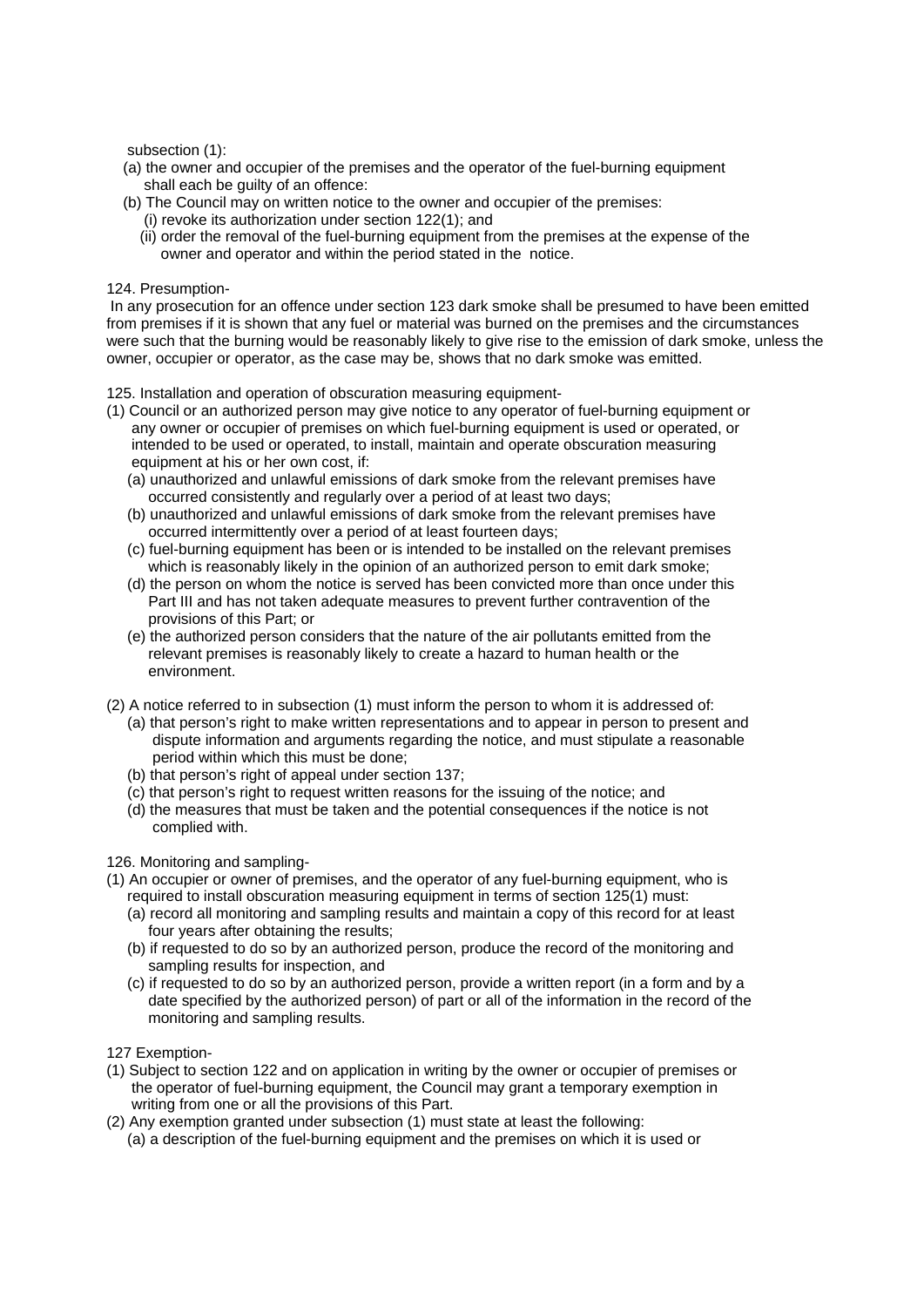subsection (1):

(a) the owner and occupier of the premises and the operator of the fuel-burning equipment shall each be guilty of an offence:

(b) The Council may on written notice to the owner and occupier of the premises:

(i) revoke its authorization under section 122(1); and

(ii) order the removal of the fuel-burning equipment from the premises at the expense of the owner and operator and within the period stated in the notice.

124. Presumption-

In any prosecution for an offence under section 123 dark smoke shall be presumed to have been emitted from premises if it is shown that any fuel or material was burned on the premises and the circumstances were such that the burning would be reasonably likely to give rise to the emission of dark smoke, unless the owner, occupier or operator, as the case may be, shows that no dark smoke was emitted.

125. Installation and operation of obscuration measuring equipment-

(1) Council or an authorized person may give notice to any operator of fuel-burning equipment or any owner or occupier of premises on which fuel-burning equipment is used or operated, or intended to be used or operated, to install, maintain and operate obscuration measuring equipment at his or her own cost, if:

(a) unauthorized and unlawful emissions of dark smoke from the relevant premises have occurred consistently and regularly over a period of at least two days;

(b) unauthorized and unlawful emissions of dark smoke from the relevant premises have occurred intermittently over a period of at least fourteen days;

(c) fuel-burning equipment has been or is intended to be installed on the relevant premises which is reasonably likely in the opinion of an authorized person to emit dark smoke;

(d) the person on whom the notice is served has been convicted more than once under this Part III and has not taken adequate measures to prevent further contravention of the provisions of this Part; or

(e) the authorized person considers that the nature of the air pollutants emitted from the relevant premises is reasonably likely to create a hazard to human health or the environment.

(2) A notice referred to in subsection (1) must inform the person to whom it is addressed of:

(a) that person's right to make written representations and to appear in person to present and dispute information and arguments regarding the notice, and must stipulate a reasonable period within which this must be done;

(b) that person's right of appeal under section 137;

(c) that person's right to request written reasons for the issuing of the notice; and

(d) the measures that must be taken and the potential consequences if the notice is not complied with.

126. Monitoring and sampling-

(1) An occupier or owner of premises, and the operator of any fuel-burning equipment, who is required to install obscuration measuring equipment in terms of section 125(1) must:

(a) record all monitoring and sampling results and maintain a copy of this record for at least four years after obtaining the results;

(b) if requested to do so by an authorized person, produce the record of the monitoring and sampling results for inspection, and

(c) if requested to do so by an authorized person, provide a written report (in a form and by a date specified by the authorized person) of part or all of the information in the record of the monitoring and sampling results.

127 Exemption-

(1) Subject to section 122 and on application in writing by the owner or occupier of premises or the operator of fuel-burning equipment, the Council may grant a temporary exemption in writing from one or all the provisions of this Part.

(2) Any exemption granted under subsection (1) must state at least the following:

(a) a description of the fuel-burning equipment and the premises on which it is used or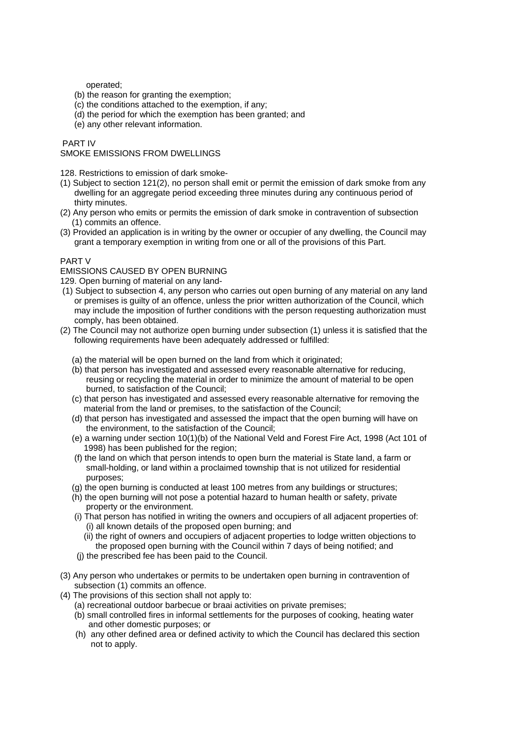operated;

(b) the reason for granting the exemption;
(c) the conditions attached to the exemption, if any;
(d) the period for which the exemption has been granted; and
(e) any other relevant information.

## PART IV
## SMOKE EMISSIONS FROM DWELLINGS

128. Restrictions to emission of dark smoke-

(1) Subject to section 121(2), no person shall emit or permit the emission of dark smoke from any dwelling for an aggregate period exceeding three minutes during any continuous period of thirty minutes.
(2) Any person who emits or permits the emission of dark smoke in contravention of subsection (1) commits an offence.
(3) Provided an application is in writing by the owner or occupier of any dwelling, the Council may grant a temporary exemption in writing from one or all of the provisions of this Part.

## PART V
## EMISSIONS CAUSED BY OPEN BURNING

129. Open burning of material on any land-

(1) Subject to subsection 4, any person who carries out open burning of any material on any land or premises is guilty of an offence, unless the prior written authorization of the Council, which may include the imposition of further conditions with the person requesting authorization must comply, has been obtained.
(2) The Council may not authorize open burning under subsection (1) unless it is satisfied that the following requirements have been adequately addressed or fulfilled:
   (a) the material will be open burned on the land from which it originated;
   (b) that person has investigated and assessed every reasonable alternative for reducing, reusing or recycling the material in order to minimize the amount of material to be open burned, to satisfaction of the Council;
   (c) that person has investigated and assessed every reasonable alternative for removing the material from the land or premises, to the satisfaction of the Council;
   (d) that person has investigated and assessed the impact that the open burning will have on the environment, to the satisfaction of the Council;
   (e) a warning under section 10(1)(b) of the National Veld and Forest Fire Act, 1998 (Act 101 of 1998) has been published for the region;
   (f) the land on which that person intends to open burn the material is State land, a farm or small-holding, or land within a proclaimed township that is not utilized for residential purposes;
   (g) the open burning is conducted at least 100 metres from any buildings or structures;
   (h) the open burning will not pose a potential hazard to human health or safety, private property or the environment.
   (i) That person has notified in writing the owners and occupiers of all adjacent properties of:
      (i) all known details of the proposed open burning; and
      (ii) the right of owners and occupiers of adjacent properties to lodge written objections to the proposed open burning with the Council within 7 days of being notified; and
   (j) the prescribed fee has been paid to the Council.
(3) Any person who undertakes or permits to be undertaken open burning in contravention of subsection (1) commits an offence.
(4) The provisions of this section shall not apply to:
   (a) recreational outdoor barbecue or braai activities on private premises;
   (b) small controlled fires in informal settlements for the purposes of cooking, heating water and other domestic purposes; or
   (h) any other defined area or defined activity to which the Council has declared this section not to apply.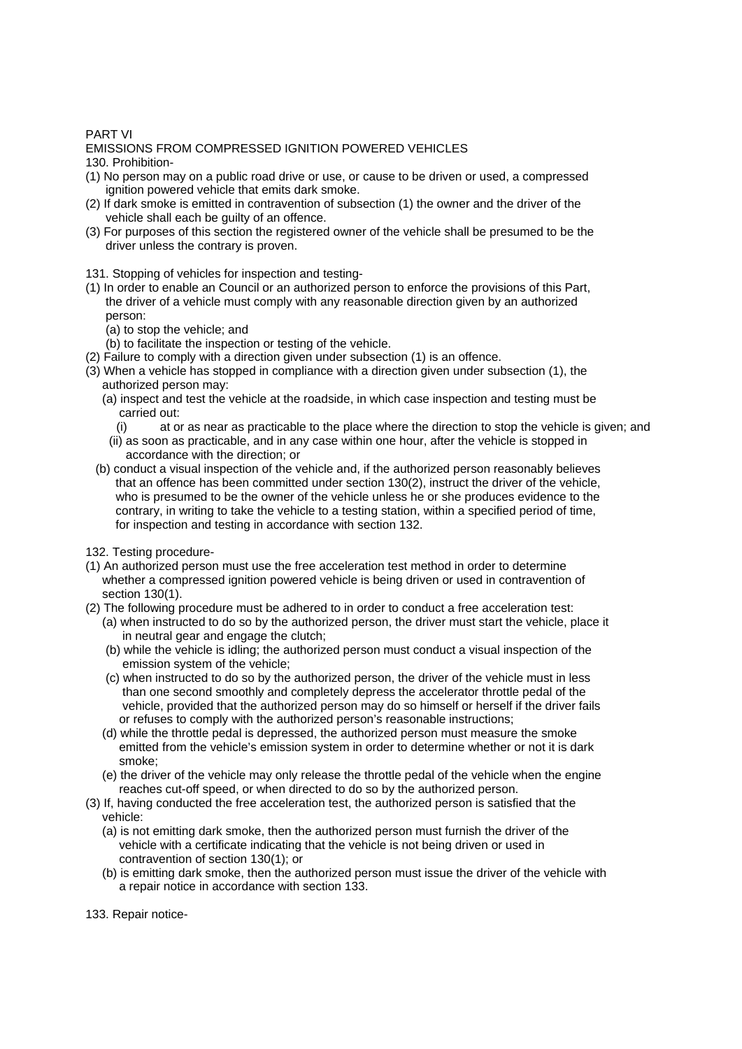PART VI

EMISSIONS FROM COMPRESSED IGNITION POWERED VEHICLES

130. Prohibition-

(1) No person may on a public road drive or use, or cause to be driven or used, a compressed ignition powered vehicle that emits dark smoke.

(2) If dark smoke is emitted in contravention of subsection (1) the owner and the driver of the vehicle shall each be guilty of an offence.

(3) For purposes of this section the registered owner of the vehicle shall be presumed to be the driver unless the contrary is proven.

131. Stopping of vehicles for inspection and testing-

(1) In order to enable an Council or an authorized person to enforce the provisions of this Part, the driver of a vehicle must comply with any reasonable direction given by an authorized person:

(a) to stop the vehicle; and

(b) to facilitate the inspection or testing of the vehicle.

(2) Failure to comply with a direction given under subsection (1) is an offence.

(3) When a vehicle has stopped in compliance with a direction given under subsection (1), the authorized person may:

(a) inspect and test the vehicle at the roadside, in which case inspection and testing must be carried out:

(i) at or as near as practicable to the place where the direction to stop the vehicle is given; and

(ii) as soon as practicable, and in any case within one hour, after the vehicle is stopped in accordance with the direction; or

(b) conduct a visual inspection of the vehicle and, if the authorized person reasonably believes that an offence has been committed under section 130(2), instruct the driver of the vehicle, who is presumed to be the owner of the vehicle unless he or she produces evidence to the contrary, in writing to take the vehicle to a testing station, within a specified period of time, for inspection and testing in accordance with section 132.

132. Testing procedure-

(1) An authorized person must use the free acceleration test method in order to determine whether a compressed ignition powered vehicle is being driven or used in contravention of section 130(1).

(2) The following procedure must be adhered to in order to conduct a free acceleration test:

(a) when instructed to do so by the authorized person, the driver must start the vehicle, place it in neutral gear and engage the clutch;

(b) while the vehicle is idling; the authorized person must conduct a visual inspection of the emission system of the vehicle;

(c) when instructed to do so by the authorized person, the driver of the vehicle must in less than one second smoothly and completely depress the accelerator throttle pedal of the vehicle, provided that the authorized person may do so himself or herself if the driver fails or refuses to comply with the authorized person's reasonable instructions;

(d) while the throttle pedal is depressed, the authorized person must measure the smoke emitted from the vehicle's emission system in order to determine whether or not it is dark smoke;

(e) the driver of the vehicle may only release the throttle pedal of the vehicle when the engine reaches cut-off speed, or when directed to do so by the authorized person.

(3) If, having conducted the free acceleration test, the authorized person is satisfied that the vehicle:

(a) is not emitting dark smoke, then the authorized person must furnish the driver of the vehicle with a certificate indicating that the vehicle is not being driven or used in contravention of section 130(1); or

(b) is emitting dark smoke, then the authorized person must issue the driver of the vehicle with a repair notice in accordance with section 133.

133. Repair notice-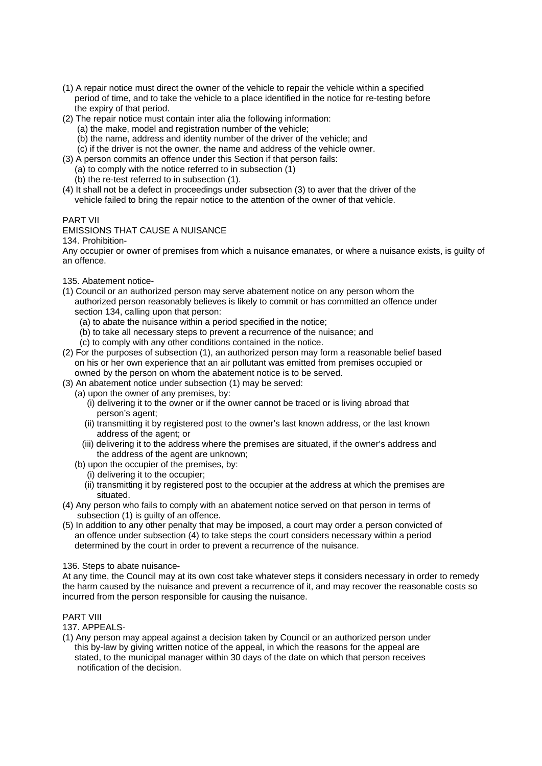(1) A repair notice must direct the owner of the vehicle to repair the vehicle within a specified period of time, and to take the vehicle to a place identified in the notice for re-testing before the expiry of that period.

(2) The repair notice must contain inter alia the following information:
  (a) the make, model and registration number of the vehicle;
  (b) the name, address and identity number of the driver of the vehicle; and
  (c) if the driver is not the owner, the name and address of the vehicle owner.

(3) A person commits an offence under this Section if that person fails:
  (a) to comply with the notice referred to in subsection (1)
  (b) the re-test referred to in subsection (1).

(4) It shall not be a defect in proceedings under subsection (3) to aver that the driver of the vehicle failed to bring the repair notice to the attention of the owner of that vehicle.

PART VII

EMISSIONS THAT CAUSE A NUISANCE

134. Prohibition-

Any occupier or owner of premises from which a nuisance emanates, or where a nuisance exists, is guilty of an offence.

135. Abatement notice-

(1) Council or an authorized person may serve abatement notice on any person whom the authorized person reasonably believes is likely to commit or has committed an offence under section 134, calling upon that person:
  (a) to abate the nuisance within a period specified in the notice;
  (b) to take all necessary steps to prevent a recurrence of the nuisance; and
  (c) to comply with any other conditions contained in the notice.

(2) For the purposes of subsection (1), an authorized person may form a reasonable belief based on his or her own experience that an air pollutant was emitted from premises occupied or owned by the person on whom the abatement notice is to be served.

(3) An abatement notice under subsection (1) may be served:
  (a) upon the owner of any premises, by:
    (i) delivering it to the owner or if the owner cannot be traced or is living abroad that person's agent;
    (ii) transmitting it by registered post to the owner's last known address, or the last known address of the agent; or
    (iii) delivering it to the address where the premises are situated, if the owner's address and the address of the agent are unknown;
  (b) upon the occupier of the premises, by:
    (i) delivering it to the occupier;
    (ii) transmitting it by registered post to the occupier at the address at which the premises are situated.

(4) Any person who fails to comply with an abatement notice served on that person in terms of subsection (1) is guilty of an offence.

(5) In addition to any other penalty that may be imposed, a court may order a person convicted of an offence under subsection (4) to take steps the court considers necessary within a period determined by the court in order to prevent a recurrence of the nuisance.

136. Steps to abate nuisance-

At any time, the Council may at its own cost take whatever steps it considers necessary in order to remedy the harm caused by the nuisance and prevent a recurrence of it, and may recover the reasonable costs so incurred from the person responsible for causing the nuisance.

PART VIII

137. APPEALS-

(1) Any person may appeal against a decision taken by Council or an authorized person under this by-law by giving written notice of the appeal, in which the reasons for the appeal are stated, to the municipal manager within 30 days of the date on which that person receives notification of the decision.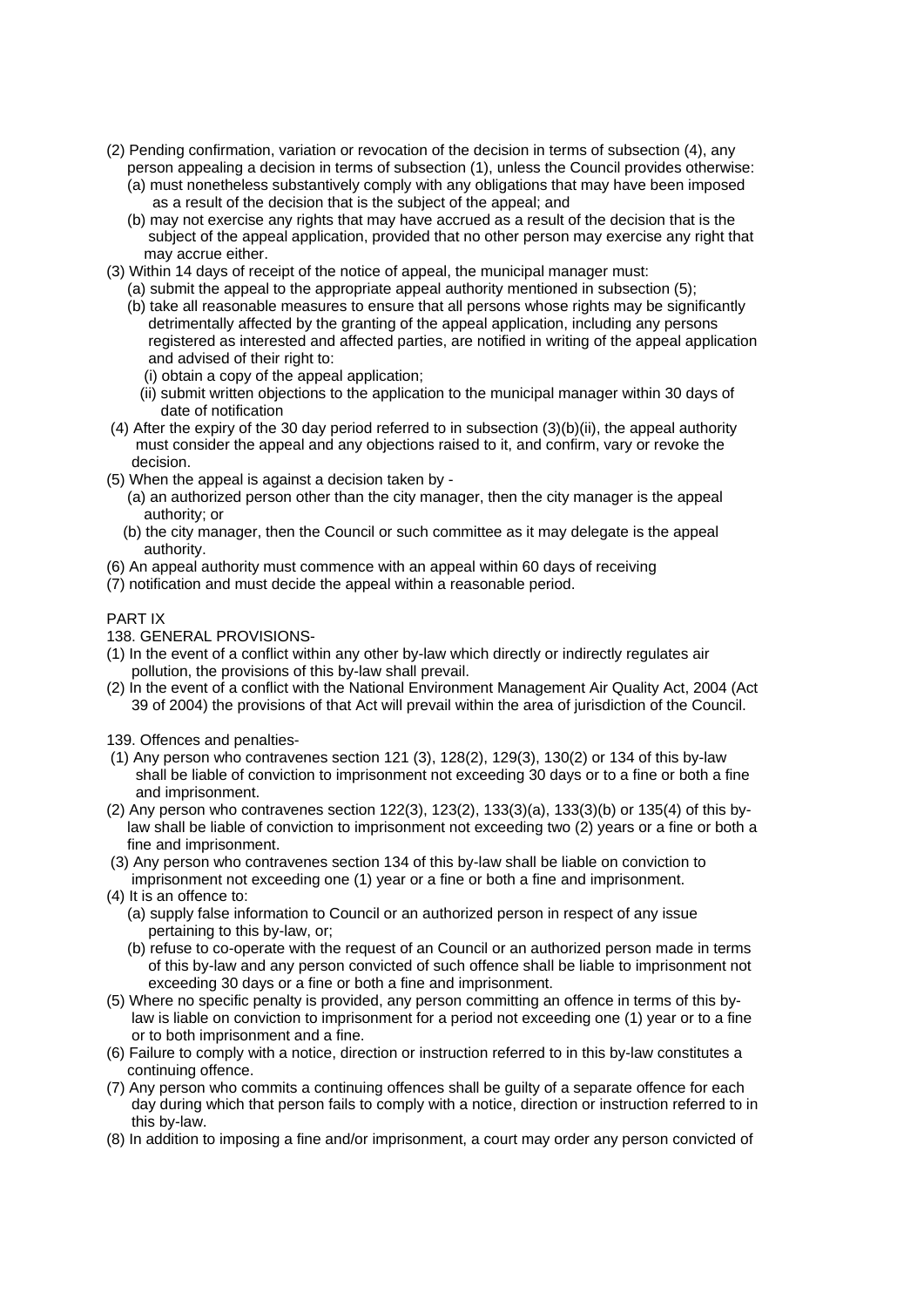(2) Pending confirmation, variation or revocation of the decision in terms of subsection (4), any person appealing a decision in terms of subsection (1), unless the Council provides otherwise:
   (a) must nonetheless substantively comply with any obligations that may have been imposed as a result of the decision that is the subject of the appeal; and
   (b) may not exercise any rights that may have accrued as a result of the decision that is the subject of the appeal application, provided that no other person may exercise any right that may accrue either.
(3) Within 14 days of receipt of the notice of appeal, the municipal manager must:
   (a) submit the appeal to the appropriate appeal authority mentioned in subsection (5);
   (b) take all reasonable measures to ensure that all persons whose rights may be significantly detrimentally affected by the granting of the appeal application, including any persons registered as interested and affected parties, are notified in writing of the appeal application and advised of their right to:
      (i) obtain a copy of the appeal application;
      (ii) submit written objections to the application to the municipal manager within 30 days of date of notification
(4) After the expiry of the 30 day period referred to in subsection (3)(b)(ii), the appeal authority must consider the appeal and any objections raised to it, and confirm, vary or revoke the decision.
(5) When the appeal is against a decision taken by -
   (a) an authorized person other than the city manager, then the city manager is the appeal authority; or
   (b) the city manager, then the Council or such committee as it may delegate is the appeal authority.
(6) An appeal authority must commence with an appeal within 60 days of receiving
(7) notification and must decide the appeal within a reasonable period.

PART IX

138. GENERAL PROVISIONS-

(1) In the event of a conflict within any other by-law which directly or indirectly regulates air pollution, the provisions of this by-law shall prevail.
(2) In the event of a conflict with the National Environment Management Air Quality Act, 2004 (Act 39 of 2004) the provisions of that Act will prevail within the area of jurisdiction of the Council.

139. Offences and penalties-

(1) Any person who contravenes section 121 (3), 128(2), 129(3), 130(2) or 134 of this by-law shall be liable of conviction to imprisonment not exceeding 30 days or to a fine or both a fine and imprisonment.
(2) Any person who contravenes section 122(3), 123(2), 133(3)(a), 133(3)(b) or 135(4) of this by-law shall be liable of conviction to imprisonment not exceeding two (2) years or a fine or both a fine and imprisonment.
(3) Any person who contravenes section 134 of this by-law shall be liable on conviction to imprisonment not exceeding one (1) year or a fine or both a fine and imprisonment.
(4) It is an offence to:
   (a) supply false information to Council or an authorized person in respect of any issue pertaining to this by-law, or;
   (b) refuse to co-operate with the request of an Council or an authorized person made in terms of this by-law and any person convicted of such offence shall be liable to imprisonment not exceeding 30 days or a fine or both a fine and imprisonment.
(5) Where no specific penalty is provided, any person committing an offence in terms of this by-law is liable on conviction to imprisonment for a period not exceeding one (1) year or to a fine or to both imprisonment and a fine.
(6) Failure to comply with a notice, direction or instruction referred to in this by-law constitutes a continuing offence.
(7) Any person who commits a continuing offences shall be guilty of a separate offence for each day during which that person fails to comply with a notice, direction or instruction referred to in this by-law.
(8) In addition to imposing a fine and/or imprisonment, a court may order any person convicted of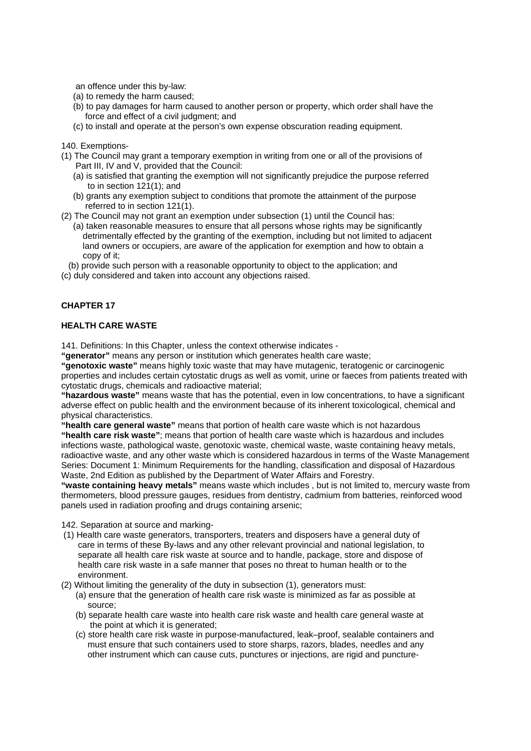an offence under this by-law:

(a) to remedy the harm caused;

(b) to pay damages for harm caused to another person or property, which order shall have the force and effect of a civil judgment; and

(c) to install and operate at the person's own expense obscuration reading equipment.

140. Exemptions-

(1) The Council may grant a temporary exemption in writing from one or all of the provisions of Part III, IV and V, provided that the Council:

(a) is satisfied that granting the exemption will not significantly prejudice the purpose referred to in section 121(1); and

(b) grants any exemption subject to conditions that promote the attainment of the purpose referred to in section 121(1).

(2) The Council may not grant an exemption under subsection (1) until the Council has:

(a) taken reasonable measures to ensure that all persons whose rights may be significantly detrimentally effected by the granting of the exemption, including but not limited to adjacent land owners or occupiers, are aware of the application for exemption and how to obtain a copy of it;

(b) provide such person with a reasonable opportunity to object to the application; and

(c) duly considered and taken into account any objections raised.

**CHAPTER 17**

**HEALTH CARE WASTE**

141. Definitions: In this Chapter, unless the context otherwise indicates -

**"generator"** means any person or institution which generates health care waste;

**"genotoxic waste"** means highly toxic waste that may have mutagenic, teratogenic or carcinogenic properties and includes certain cytostatic drugs as well as vomit, urine or faeces from patients treated with cytostatic drugs, chemicals and radioactive material;

**"hazardous waste"** means waste that has the potential, even in low concentrations, to have a significant adverse effect on public health and the environment because of its inherent toxicological, chemical and physical characteristics.

**"health care general waste"** means that portion of health care waste which is not hazardous

**"health care risk waste"**; means that portion of health care waste which is hazardous and includes infections waste, pathological waste, genotoxic waste, chemical waste, waste containing heavy metals, radioactive waste, and any other waste which is considered hazardous in terms of the Waste Management Series: Document 1: Minimum Requirements for the handling, classification and disposal of Hazardous Waste, 2nd Edition as published by the Department of Water Affairs and Forestry.

**"waste containing heavy metals"** means waste which includes , but is not limited to, mercury waste from thermometers, blood pressure gauges, residues from dentistry, cadmium from batteries, reinforced wood panels used in radiation proofing and drugs containing arsenic;

142. Separation at source and marking-

(1) Health care waste generators, transporters, treaters and disposers have a general duty of care in terms of these By-laws and any other relevant provincial and national legislation, to separate all health care risk waste at source and to handle, package, store and dispose of health care risk waste in a safe manner that poses no threat to human health or to the environment.

(2) Without limiting the generality of the duty in subsection (1), generators must:

(a) ensure that the generation of health care risk waste is minimized as far as possible at source;

(b) separate health care waste into health care risk waste and health care general waste at the point at which it is generated;

(c) store health care risk waste in purpose-manufactured, leak–proof, sealable containers and must ensure that such containers used to store sharps, razors, blades, needles and any other instrument which can cause cuts, punctures or injections, are rigid and puncture-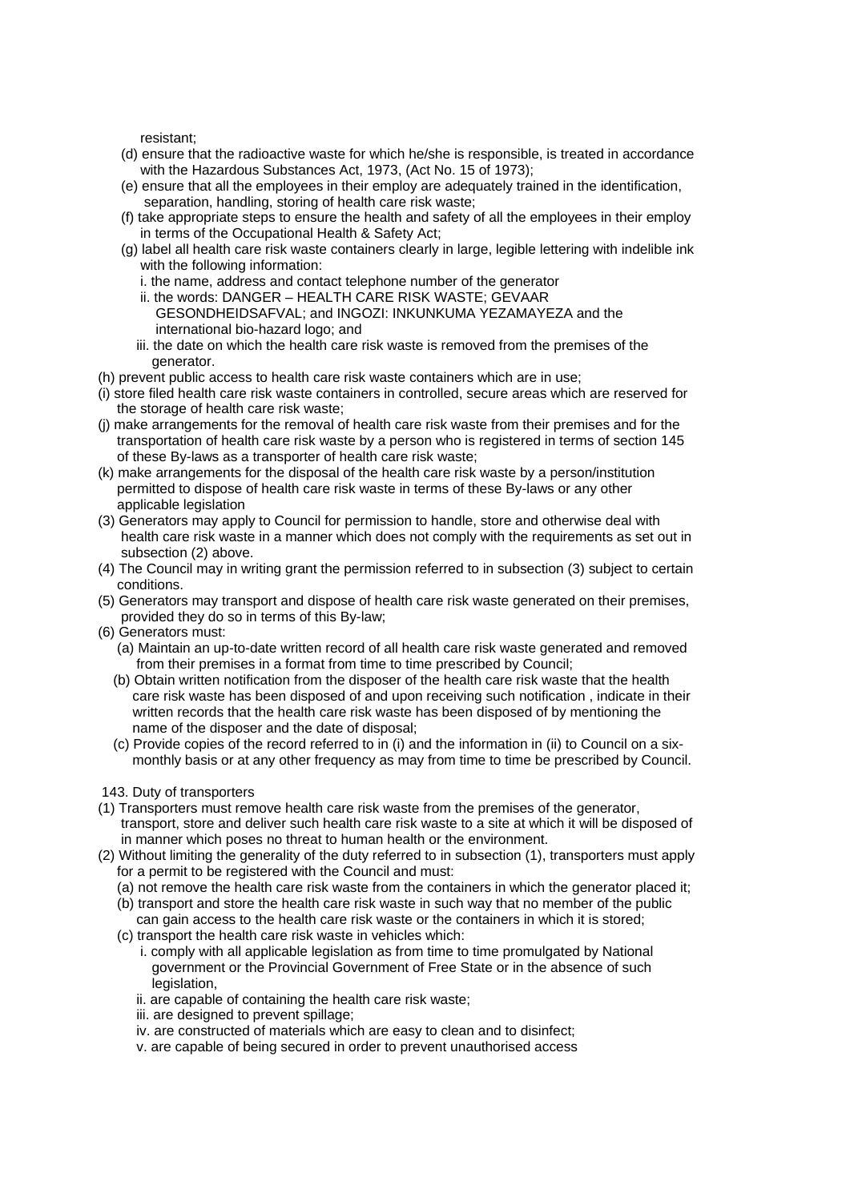resistant;

(d) ensure that the radioactive waste for which he/she is responsible, is treated in accordance with the Hazardous Substances Act, 1973, (Act No. 15 of 1973);

(e) ensure that all the employees in their employ are adequately trained in the identification, separation, handling, storing of health care risk waste;

(f) take appropriate steps to ensure the health and safety of all the employees in their employ in terms of the Occupational Health & Safety Act;

(g) label all health care risk waste containers clearly in large, legible lettering with indelible ink with the following information:

i. the name, address and contact telephone number of the generator

ii. the words: DANGER – HEALTH CARE RISK WASTE; GEVAAR GESONDHEIDSAFVAL; and INGOZI: INKUNKUMA YEZAMAYEZA and the international bio-hazard logo; and

iii. the date on which the health care risk waste is removed from the premises of the generator.

(h) prevent public access to health care risk waste containers which are in use;

(i) store filed health care risk waste containers in controlled, secure areas which are reserved for the storage of health care risk waste;

(j) make arrangements for the removal of health care risk waste from their premises and for the transportation of health care risk waste by a person who is registered in terms of section 145 of these By-laws as a transporter of health care risk waste;

(k) make arrangements for the disposal of the health care risk waste by a person/institution permitted to dispose of health care risk waste in terms of these By-laws or any other applicable legislation

(3) Generators may apply to Council for permission to handle, store and otherwise deal with health care risk waste in a manner which does not comply with the requirements as set out in subsection (2) above.

(4) The Council may in writing grant the permission referred to in subsection (3) subject to certain conditions.

(5) Generators may transport and dispose of health care risk waste generated on their premises, provided they do so in terms of this By-law;

(6) Generators must:

(a) Maintain an up-to-date written record of all health care risk waste generated and removed from their premises in a format from time to time prescribed by Council;

(b) Obtain written notification from the disposer of the health care risk waste that the health care risk waste has been disposed of and upon receiving such notification , indicate in their written records that the health care risk waste has been disposed of by mentioning the name of the disposer and the date of disposal;

(c) Provide copies of the record referred to in (i) and the information in (ii) to Council on a six-monthly basis or at any other frequency as may from time to time be prescribed by Council.

143. Duty of transporters

(1) Transporters must remove health care risk waste from the premises of the generator, transport, store and deliver such health care risk waste to a site at which it will be disposed of in manner which poses no threat to human health or the environment.

(2) Without limiting the generality of the duty referred to in subsection (1), transporters must apply for a permit to be registered with the Council and must:

(a) not remove the health care risk waste from the containers in which the generator placed it;

(b) transport and store the health care risk waste in such way that no member of the public can gain access to the health care risk waste or the containers in which it is stored;

(c) transport the health care risk waste in vehicles which:

i. comply with all applicable legislation as from time to time promulgated by National government or the Provincial Government of Free State or in the absence of such legislation,

ii. are capable of containing the health care risk waste;

iii. are designed to prevent spillage;

iv. are constructed of materials which are easy to clean and to disinfect;

v. are capable of being secured in order to prevent unauthorised access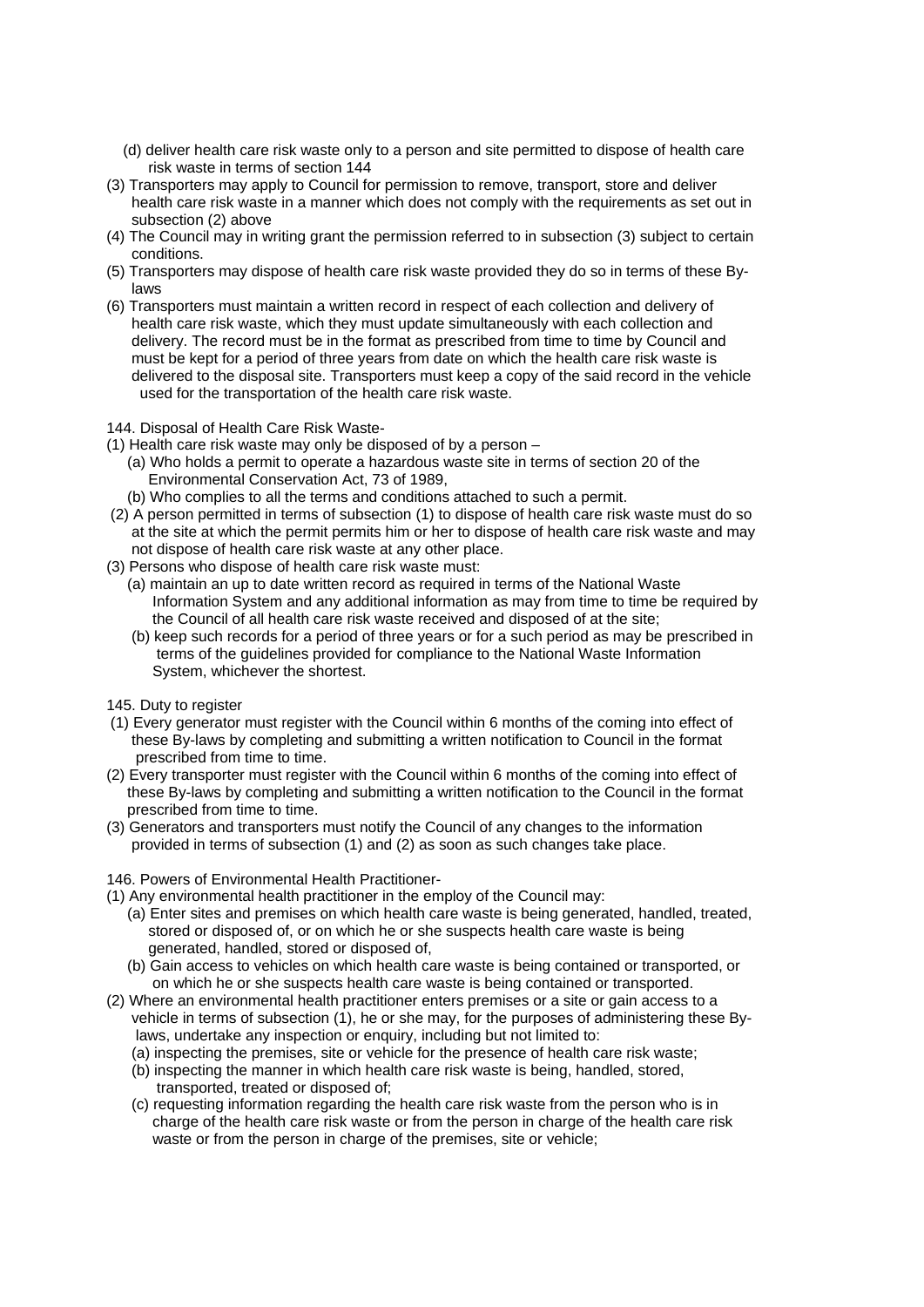(d) deliver health care risk waste only to a person and site permitted to dispose of health care risk waste in terms of section 144

(3) Transporters may apply to Council for permission to remove, transport, store and deliver health care risk waste in a manner which does not comply with the requirements as set out in subsection (2) above

(4) The Council may in writing grant the permission referred to in subsection (3) subject to certain conditions.

(5) Transporters may dispose of health care risk waste provided they do so in terms of these By-laws

(6) Transporters must maintain a written record in respect of each collection and delivery of health care risk waste, which they must update simultaneously with each collection and delivery. The record must be in the format as prescribed from time to time by Council and must be kept for a period of three years from date on which the health care risk waste is delivered to the disposal site. Transporters must keep a copy of the said record in the vehicle used for the transportation of the health care risk waste.

144. Disposal of Health Care Risk Waste-

(1) Health care risk waste may only be disposed of by a person –

(a) Who holds a permit to operate a hazardous waste site in terms of section 20 of the Environmental Conservation Act, 73 of 1989,

(b) Who complies to all the terms and conditions attached to such a permit.

(2) A person permitted in terms of subsection (1) to dispose of health care risk waste must do so at the site at which the permit permits him or her to dispose of health care risk waste and may not dispose of health care risk waste at any other place.

(3) Persons who dispose of health care risk waste must:

(a) maintain an up to date written record as required in terms of the National Waste Information System and any additional information as may from time to time be required by the Council of all health care risk waste received and disposed of at the site;

(b) keep such records for a period of three years or for a such period as may be prescribed in terms of the guidelines provided for compliance to the National Waste Information System, whichever the shortest.

145. Duty to register

(1) Every generator must register with the Council within 6 months of the coming into effect of these By-laws by completing and submitting a written notification to Council in the format prescribed from time to time.

(2) Every transporter must register with the Council within 6 months of the coming into effect of these By-laws by completing and submitting a written notification to the Council in the format prescribed from time to time.

(3) Generators and transporters must notify the Council of any changes to the information provided in terms of subsection (1) and (2) as soon as such changes take place.

146. Powers of Environmental Health Practitioner-

(1) Any environmental health practitioner in the employ of the Council may:

(a) Enter sites and premises on which health care waste is being generated, handled, treated, stored or disposed of, or on which he or she suspects health care waste is being generated, handled, stored or disposed of,

(b) Gain access to vehicles on which health care waste is being contained or transported, or on which he or she suspects health care waste is being contained or transported.

(2) Where an environmental health practitioner enters premises or a site or gain access to a vehicle in terms of subsection (1), he or she may, for the purposes of administering these By-laws, undertake any inspection or enquiry, including but not limited to:

(a) inspecting the premises, site or vehicle for the presence of health care risk waste;

(b) inspecting the manner in which health care risk waste is being, handled, stored, transported, treated or disposed of;

(c) requesting information regarding the health care risk waste from the person who is in charge of the health care risk waste or from the person in charge of the health care risk waste or from the person in charge of the premises, site or vehicle;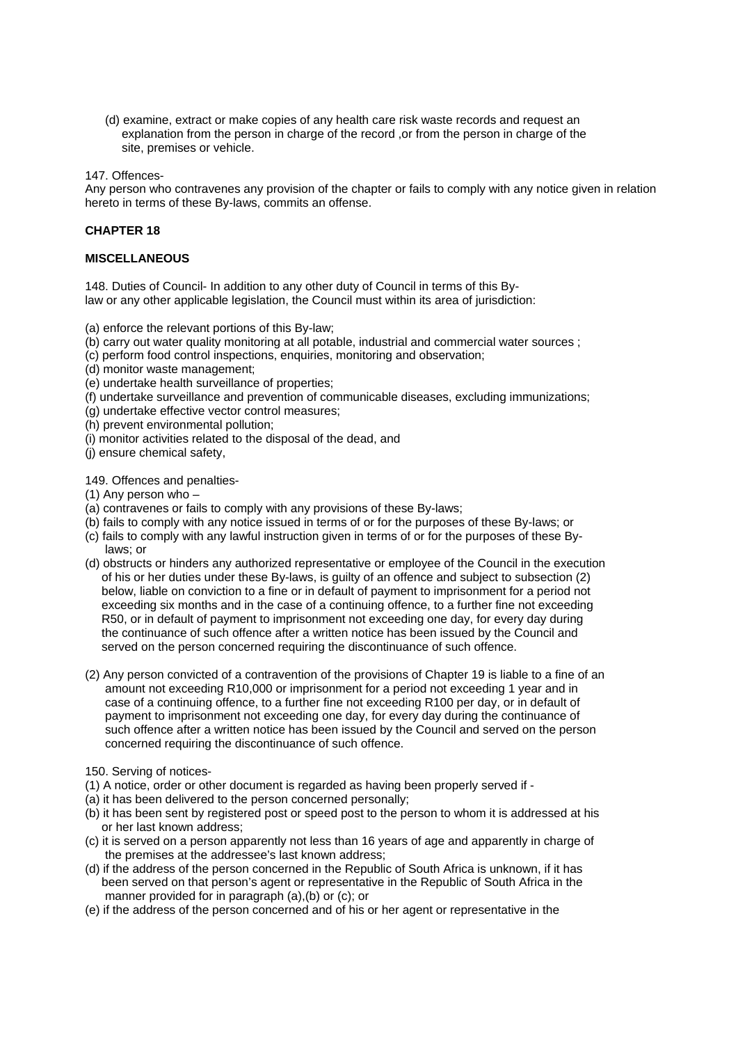(d) examine, extract or make copies of any health care risk waste records and request an explanation from the person in charge of the record ,or from the person in charge of the site, premises or vehicle.

147. Offences-

Any person who contravenes any provision of the chapter or fails to comply with any notice given in relation hereto in terms of these By-laws, commits an offense.

**CHAPTER 18**

**MISCELLANEOUS**

148. Duties of Council- In addition to any other duty of Council in terms of this By-law or any other applicable legislation, the Council must within its area of jurisdiction:

(a) enforce the relevant portions of this By-law;
(b) carry out water quality monitoring at all potable, industrial and commercial water sources ;
(c) perform food control inspections, enquiries, monitoring and observation;
(d) monitor waste management;
(e) undertake health surveillance of properties;
(f) undertake surveillance and prevention of communicable diseases, excluding immunizations;
(g) undertake effective vector control measures;
(h) prevent environmental pollution;
(i) monitor activities related to the disposal of the dead, and
(j) ensure chemical safety,

149. Offences and penalties-

(1) Any person who –
(a) contravenes or fails to comply with any provisions of these By-laws;
(b) fails to comply with any notice issued in terms of or for the purposes of these By-laws; or
(c) fails to comply with any lawful instruction given in terms of or for the purposes of these By-laws; or
(d) obstructs or hinders any authorized representative or employee of the Council in the execution of his or her duties under these By-laws, is guilty of an offence and subject to subsection (2) below, liable on conviction to a fine or in default of payment to imprisonment for a period not exceeding six months and in the case of a continuing offence, to a further fine not exceeding R50, or in default of payment to imprisonment not exceeding one day, for every day during the continuance of such offence after a written notice has been issued by the Council and served on the person concerned requiring the discontinuance of such offence.

(2) Any person convicted of a contravention of the provisions of Chapter 19 is liable to a fine of an amount not exceeding R10,000 or imprisonment for a period not exceeding 1 year and in case of a continuing offence, to a further fine not exceeding R100 per day, or in default of payment to imprisonment not exceeding one day, for every day during the continuance of such offence after a written notice has been issued by the Council and served on the person concerned requiring the discontinuance of such offence.

150. Serving of notices-

(1) A notice, order or other document is regarded as having been properly served if -
(a) it has been delivered to the person concerned personally;
(b) it has been sent by registered post or speed post to the person to whom it is addressed at his or her last known address;
(c) it is served on a person apparently not less than 16 years of age and apparently in charge of the premises at the addressee's last known address;
(d) if the address of the person concerned in the Republic of South Africa is unknown, if it has been served on that person's agent or representative in the Republic of South Africa in the manner provided for in paragraph (a),(b) or (c); or
(e) if the address of the person concerned and of his or her agent or representative in the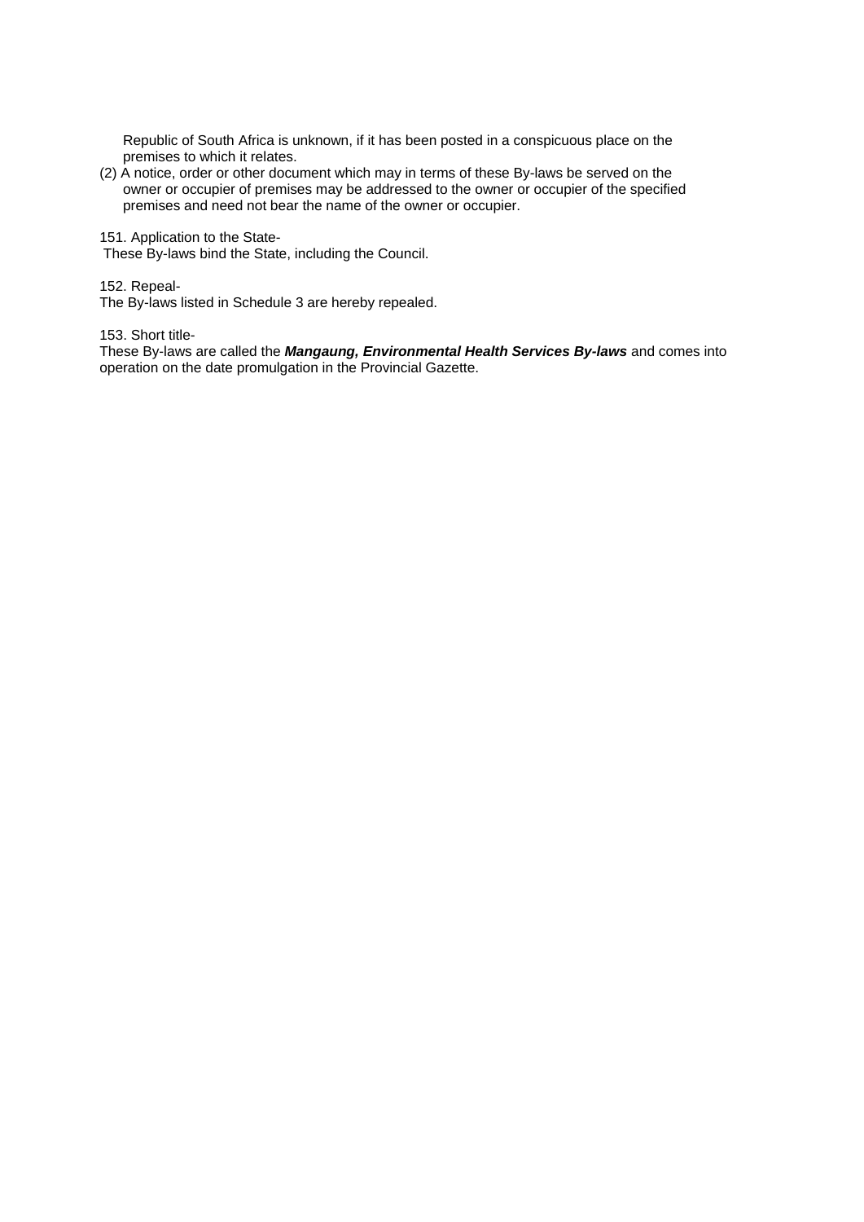Republic of South Africa is unknown, if it has been posted in a conspicuous place on the premises to which it relates.

(2) A notice, order or other document which may in terms of these By-laws be served on the owner or occupier of premises may be addressed to the owner or occupier of the specified premises and need not bear the name of the owner or occupier.

151. Application to the State-

These By-laws bind the State, including the Council.

152. Repeal-

The By-laws listed in Schedule 3 are hereby repealed.

153. Short title-

These By-laws are called the ***Mangaung, Environmental Health Services By-laws*** and comes into operation on the date promulgation in the Provincial Gazette.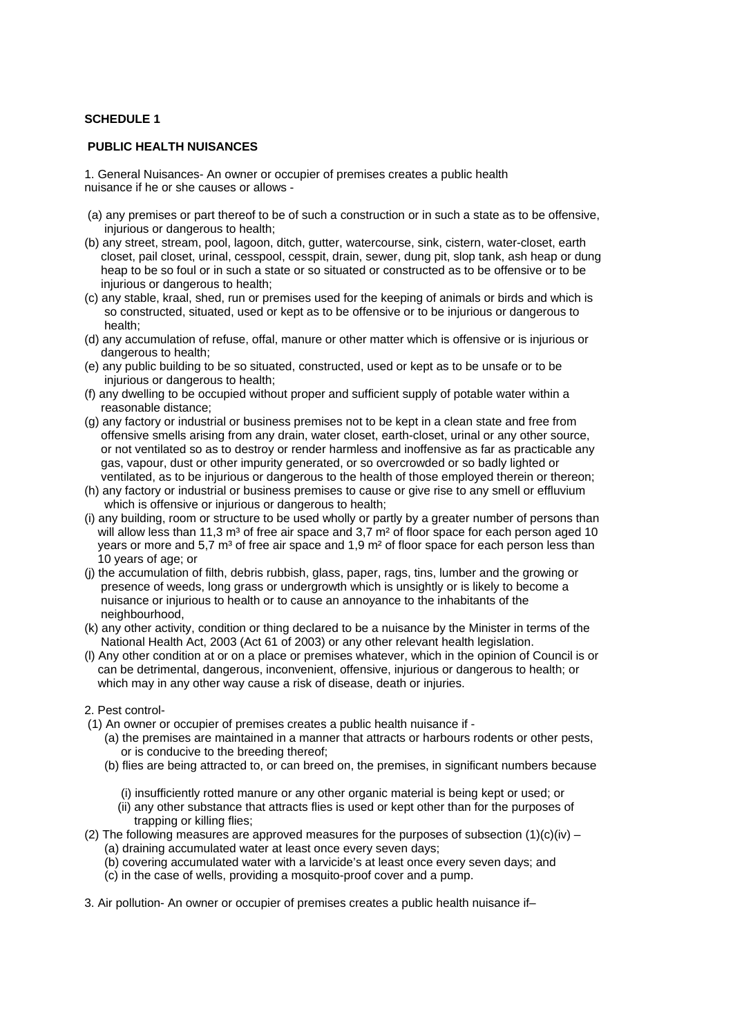**SCHEDULE 1**

**PUBLIC HEALTH NUISANCES**

1. General Nuisances- An owner or occupier of premises creates a public health nuisance if he or she causes or allows -

(a) any premises or part thereof to be of such a construction or in such a state as to be offensive, injurious or dangerous to health;
(b) any street, stream, pool, lagoon, ditch, gutter, watercourse, sink, cistern, water-closet, earth closet, pail closet, urinal, cesspool, cesspit, drain, sewer, dung pit, slop tank, ash heap or dung heap to be so foul or in such a state or so situated or constructed as to be offensive or to be injurious or dangerous to health;
(c) any stable, kraal, shed, run or premises used for the keeping of animals or birds and which is so constructed, situated, used or kept as to be offensive or to be injurious or dangerous to health;
(d) any accumulation of refuse, offal, manure or other matter which is offensive or is injurious or dangerous to health;
(e) any public building to be so situated, constructed, used or kept as to be unsafe or to be injurious or dangerous to health;
(f) any dwelling to be occupied without proper and sufficient supply of potable water within a reasonable distance;
(g) any factory or industrial or business premises not to be kept in a clean state and free from offensive smells arising from any drain, water closet, earth-closet, urinal or any other source, or not ventilated so as to destroy or render harmless and inoffensive as far as practicable any gas, vapour, dust or other impurity generated, or so overcrowded or so badly lighted or ventilated, as to be injurious or dangerous to the health of those employed therein or thereon;
(h) any factory or industrial or business premises to cause or give rise to any smell or effluvium which is offensive or injurious or dangerous to health;
(i) any building, room or structure to be used wholly or partly by a greater number of persons than will allow less than 11,3 m³ of free air space and 3,7 m² of floor space for each person aged 10 years or more and 5,7 m³ of free air space and 1,9 m² of floor space for each person less than 10 years of age; or
(j) the accumulation of filth, debris rubbish, glass, paper, rags, tins, lumber and the growing or presence of weeds, long grass or undergrowth which is unsightly or is likely to become a nuisance or injurious to health or to cause an annoyance to the inhabitants of the neighbourhood,
(k) any other activity, condition or thing declared to be a nuisance by the Minister in terms of the National Health Act, 2003 (Act 61 of 2003) or any other relevant health legislation.
(l) Any other condition at or on a place or premises whatever, which in the opinion of Council is or can be detrimental, dangerous, inconvenient, offensive, injurious or dangerous to health; or which may in any other way cause a risk of disease, death or injuries.

2. Pest control-

(1) An owner or occupier of premises creates a public health nuisance if -
   (a) the premises are maintained in a manner that attracts or harbours rodents or other pests, or is conducive to the breeding thereof;
   (b) flies are being attracted to, or can breed on, the premises, in significant numbers because
      (i) insufficiently rotted manure or any other organic material is being kept or used; or
      (ii) any other substance that attracts flies is used or kept other than for the purposes of trapping or killing flies;

(2) The following measures are approved measures for the purposes of subsection (1)(c)(iv) –
   (a) draining accumulated water at least once every seven days;
   (b) covering accumulated water with a larvicide's at least once every seven days; and
   (c) in the case of wells, providing a mosquito-proof cover and a pump.

3. Air pollution- An owner or occupier of premises creates a public health nuisance if–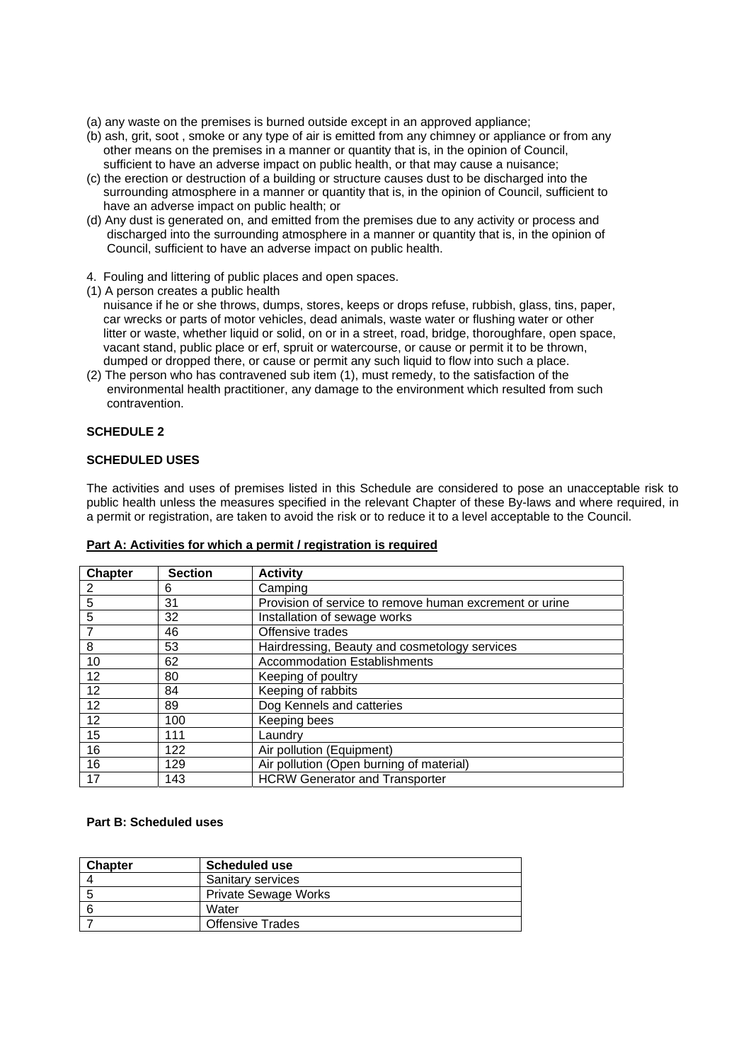(a) any waste on the premises is burned outside except in an approved appliance;

(b) ash, grit, soot , smoke or any type of air is emitted from any chimney or appliance or from any other means on the premises in a manner or quantity that is, in the opinion of Council, sufficient to have an adverse impact on public health, or that may cause a nuisance;

(c) the erection or destruction of a building or structure causes dust to be discharged into the surrounding atmosphere in a manner or quantity that is, in the opinion of Council, sufficient to have an adverse impact on public health; or

(d) Any dust is generated on, and emitted from the premises due to any activity or process and discharged into the surrounding atmosphere in a manner or quantity that is, in the opinion of Council, sufficient to have an adverse impact on public health.

4. Fouling and littering of public places and open spaces.

(1) A person creates a public health nuisance if he or she throws, dumps, stores, keeps or drops refuse, rubbish, glass, tins, paper, car wrecks or parts of motor vehicles, dead animals, waste water or flushing water or other litter or waste, whether liquid or solid, on or in a street, road, bridge, thoroughfare, open space, vacant stand, public place or erf, spruit or watercourse, or cause or permit it to be thrown, dumped or dropped there, or cause or permit any such liquid to flow into such a place.

(2) The person who has contravened sub item (1), must remedy, to the satisfaction of the environmental health practitioner, any damage to the environment which resulted from such contravention.

**SCHEDULE 2**

**SCHEDULED USES**

The activities and uses of premises listed in this Schedule are considered to pose an unacceptable risk to public health unless the measures specified in the relevant Chapter of these By-laws and where required, in a permit or registration, are taken to avoid the risk or to reduce it to a level acceptable to the Council.

**Part A: Activities for which a permit / registration is required**

| Chapter | Section | Activity |
|---|---|---|
| 2 | 6 | Camping |
| 5 | 31 | Provision of service to remove human excrement or urine |
| 5 | 32 | Installation of sewage works |
| 7 | 46 | Offensive trades |
| 8 | 53 | Hairdressing, Beauty and cosmetology services |
| 10 | 62 | Accommodation Establishments |
| 12 | 80 | Keeping of poultry |
| 12 | 84 | Keeping of rabbits |
| 12 | 89 | Dog Kennels and catteries |
| 12 | 100 | Keeping bees |
| 15 | 111 | Laundry |
| 16 | 122 | Air pollution (Equipment) |
| 16 | 129 | Air pollution (Open burning of material) |
| 17 | 143 | HCRW Generator and Transporter |

**Part B: Scheduled uses**

| Chapter | Scheduled use |
|---|---|
| 4 | Sanitary services |
| 5 | Private Sewage Works |
| 6 | Water |
| 7 | Offensive Trades |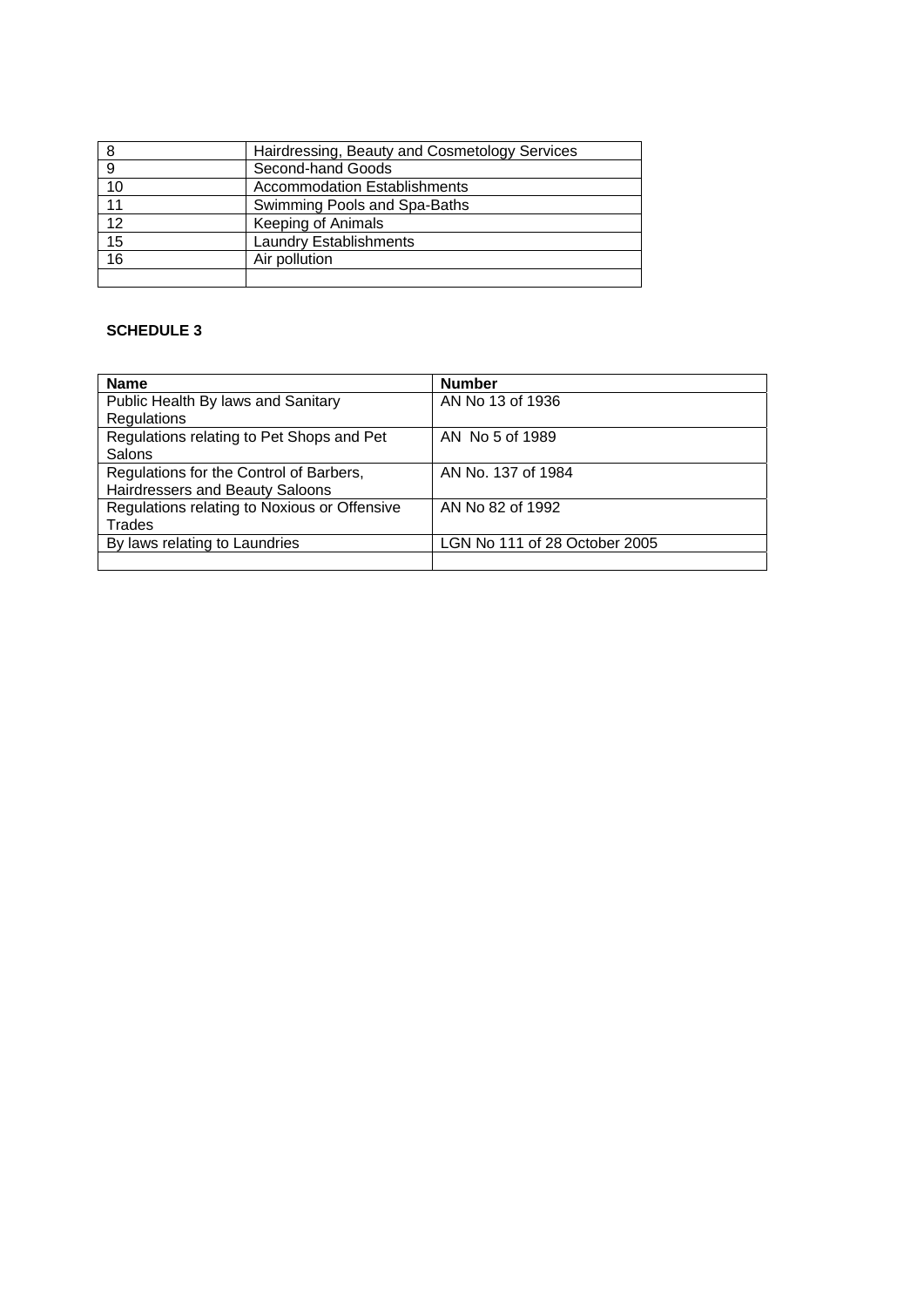| | |
|---|---|
| 8 | Hairdressing, Beauty and Cosmetology Services |
| 9 | Second-hand Goods |
| 10 | Accommodation Establishments |
| 11 | Swimming Pools and Spa-Baths |
| 12 | Keeping of Animals |
| 15 | Laundry Establishments |
| 16 | Air pollution |
| | |

**SCHEDULE 3**

| Name | Number |
|---|---|
| Public Health By laws and Sanitary Regulations | AN No 13 of 1936 |
| Regulations relating to Pet Shops and Pet Salons | AN No 5 of 1989 |
| Regulations for the Control of Barbers, Hairdressers and Beauty Saloons | AN No. 137 of 1984 |
| Regulations relating to Noxious or Offensive Trades | AN No 82 of 1992 |
| By laws relating to Laundries | LGN No 111 of 28 October 2005 |
| | |